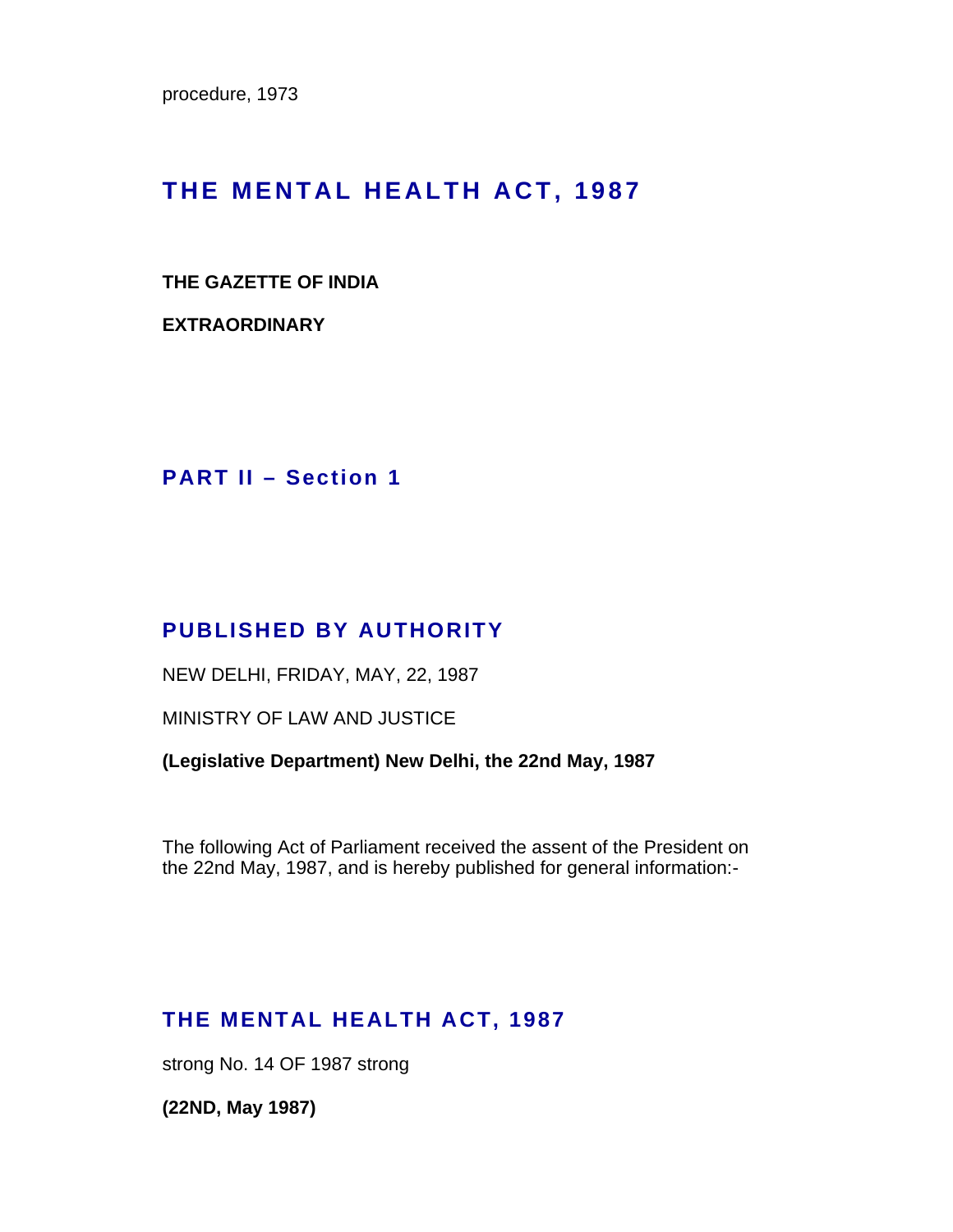procedure, 1973

# THE MENTAL HEALTH ACT, 1987

**THE GAZETTE OF INDIA**

**EXTRAORDINARY**

## PART II – Section 1

## PUBLISHED BY AUTHORITY

NEW DELHI, FRIDAY, MAY, 22, 1987

MINISTRY OF LAW AND JUSTICE

**(Legislative Department) New Delhi, the 22nd May, 1987**

The following Act of Parliament received the assent of the President on the 22nd May, 1987, and is hereby published for general information:-

## THE MENTAL HEALTH ACT, 1987

strong No. 14 OF 1987 strong

**(22ND, May 1987)**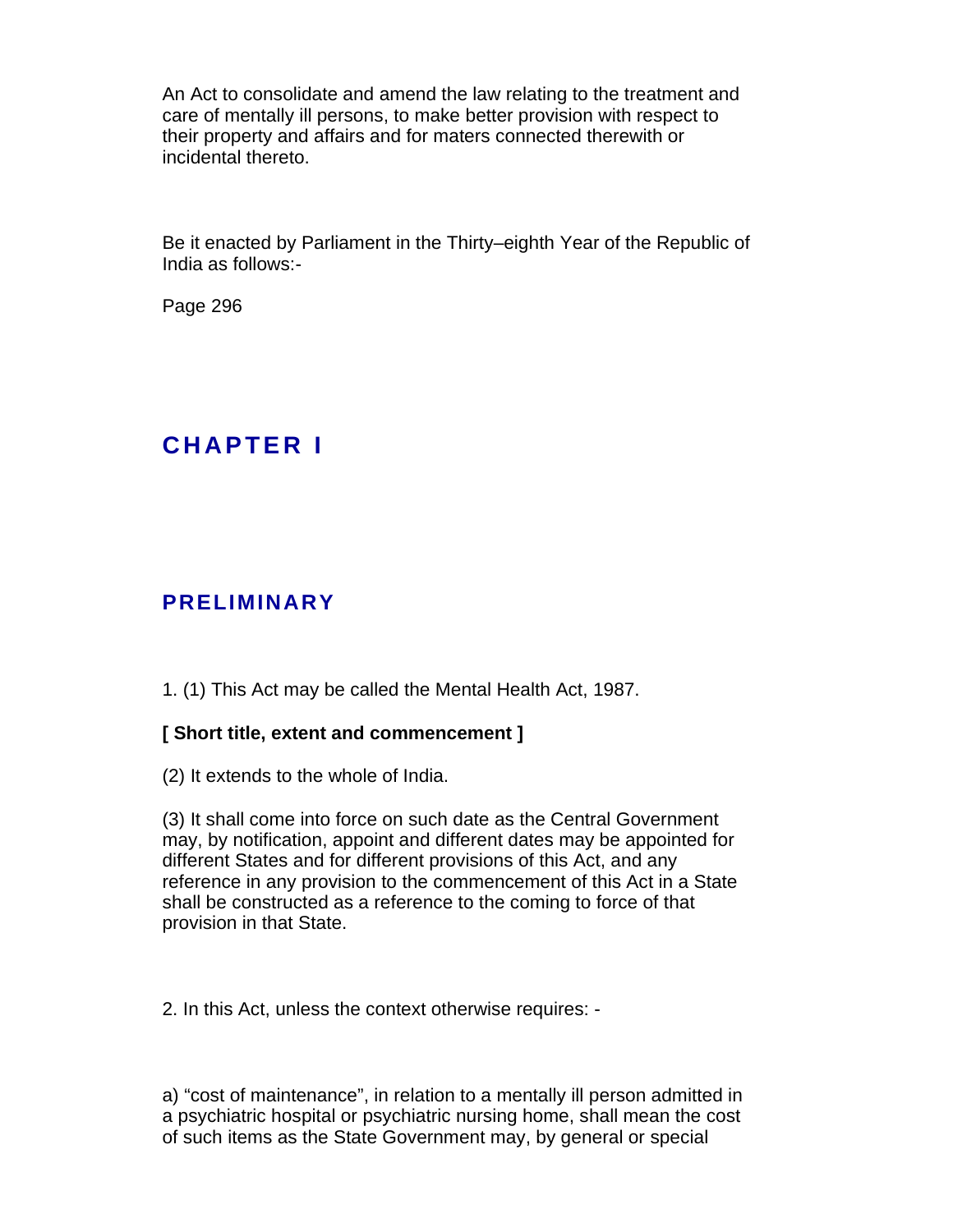An Act to consolidate and amend the law relating to the treatment and care of mentally ill persons, to make better provision with respect to their property and affairs and for maters connected therewith or incidental thereto.

Be it enacted by Parliament in the Thirty–eighth Year of the Republic of India as follows:-

# CHAPTER I

## PRELIMINARY

1. (1) This Act may be called the Mental Health Act, 1987.

**[ Short title, extent and commencement ]**

(2) It extends to the whole of India.

(3) It shall come into force on such date as the Central Government may, by notification, appoint and different dates may be appointed for different States and for different provisions of this Act, and any reference in any provision to the commencement of this Act in a State shall be constructed as a reference to the coming to force of that provision in that State.

2. In this Act, unless the context otherwise requires: -

a) “cost of maintenance”, in relation to a mentally ill person admitted in a psychiatric hospital or psychiatric nursing home, shall mean the cost of such items as the State Government may, by general or special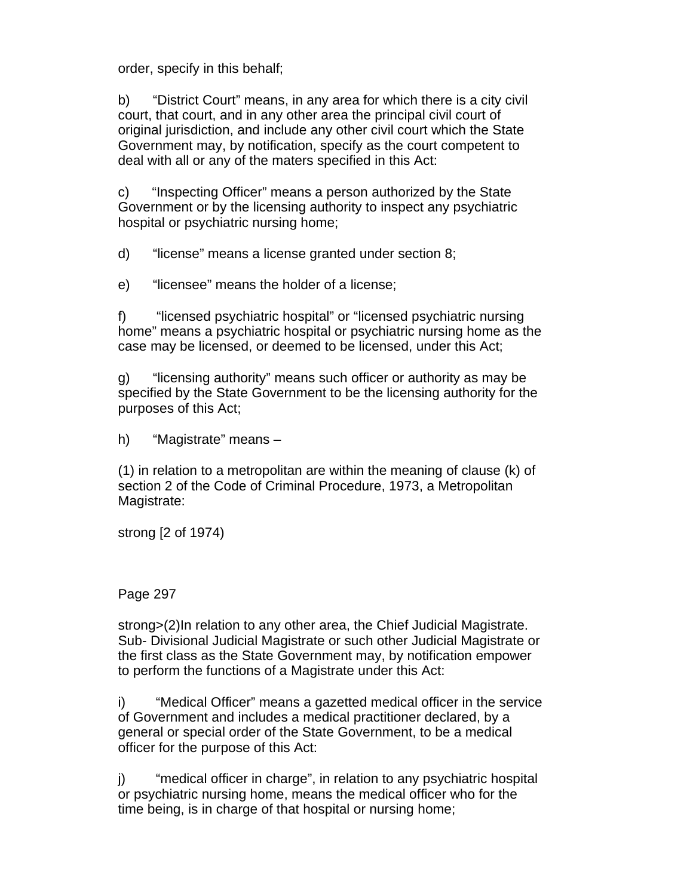order, specify in this behalf;

b) “District Court” means, in any area for which there is a city civil court, that court, and in any other area the principal civil court of original jurisdiction, and include any other civil court which the State Government may, by notification, specify as the court competent to deal with all or any of the maters specified in this Act:

c) “Inspecting Officer” means a person authorized by the State Government or by the licensing authority to inspect any psychiatric hospital or psychiatric nursing home;

d) “license” means a license granted under section 8;

e) “licensee” means the holder of a license;

f) “licensed psychiatric hospital” or “licensed psychiatric nursing home” means a psychiatric hospital or psychiatric nursing home as the case may be licensed, or deemed to be licensed, under this Act;

g) “licensing authority” means such officer or authority as may be specified by the State Government to be the licensing authority for the purposes of this Act;

h) “Magistrate” means –

(1) in relation to a metropolitan are within the meaning of clause (k) of section 2 of the Code of Criminal Procedure, 1973, a Metropolitan Magistrate:

strong [2 of 1974)

Page 297

strong>(2)In relation to any other area, the Chief Judicial Magistrate. Sub- Divisional Judicial Magistrate or such other Judicial Magistrate or the first class as the State Government may, by notification empower to perform the functions of a Magistrate under this Act:

i) “Medical Officer” means a gazetted medical officer in the service of Government and includes a medical practitioner declared, by a general or special order of the State Government, to be a medical officer for the purpose of this Act:

j) “medical officer in charge”, in relation to any psychiatric hospital or psychiatric nursing home, means the medical officer who for the time being, is in charge of that hospital or nursing home;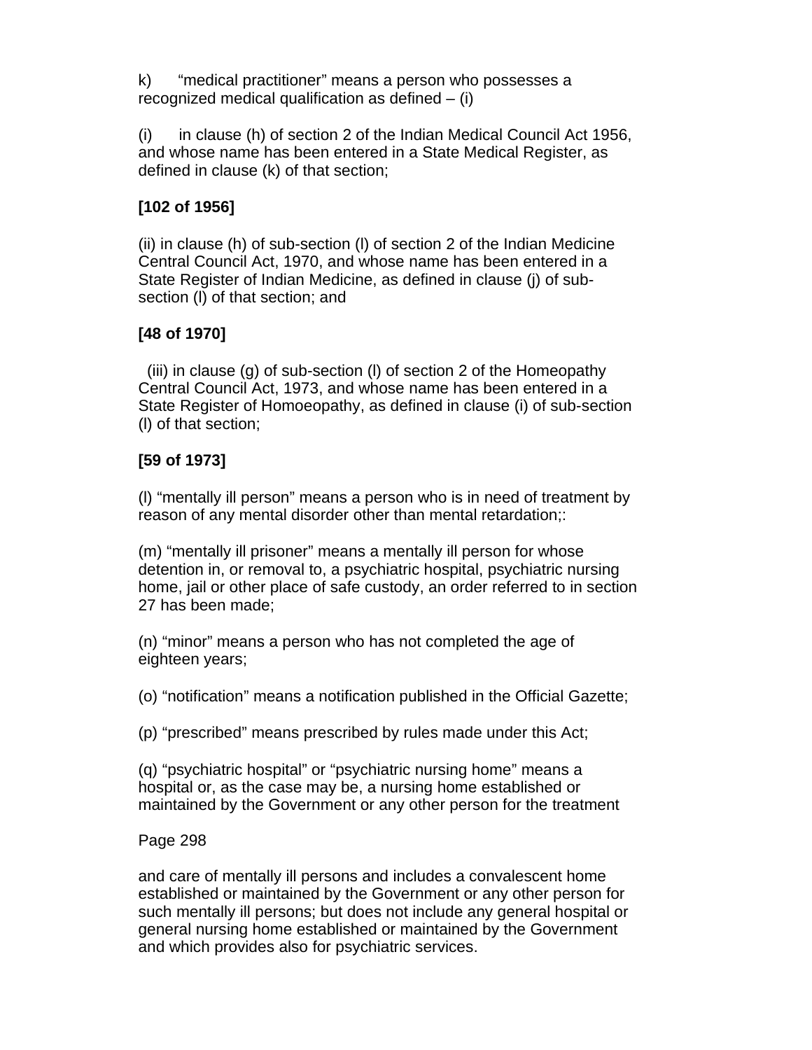k) “medical practitioner” means a person who possesses a recognized medical qualification as defined – (i)

(i) in clause (h) of section 2 of the Indian Medical Council Act 1956, and whose name has been entered in a State Medical Register, as defined in clause (k) of that section;

**[102 of 1956]**

(ii) in clause (h) of sub-section (l) of section 2 of the Indian Medicine Central Council Act, 1970, and whose name has been entered in a State Register of Indian Medicine, as defined in clause (j) of sub-section (l) of that section; and

**[48 of 1970]**

(iii) in clause (g) of sub-section (l) of section 2 of the Homeopathy Central Council Act, 1973, and whose name has been entered in a State Register of Homoeopathy, as defined in clause (i) of sub-section (l) of that section;

**[59 of 1973]**

(l) “mentally ill person” means a person who is in need of treatment by reason of any mental disorder other than mental retardation;:

(m) “mentally ill prisoner” means a mentally ill person for whose detention in, or removal to, a psychiatric hospital, psychiatric nursing home, jail or other place of safe custody, an order referred to in section 27 has been made;

(n) “minor” means a person who has not completed the age of eighteen years;

(o) “notification” means a notification published in the Official Gazette;

(p) “prescribed” means prescribed by rules made under this Act;

(q) “psychiatric hospital” or “psychiatric nursing home” means a hospital or, as the case may be, a nursing home established or maintained by the Government or any other person for the treatment

and care of mentally ill persons and includes a convalescent home established or maintained by the Government or any other person for such mentally ill persons; but does not include any general hospital or general nursing home established or maintained by the Government and which provides also for psychiatric services.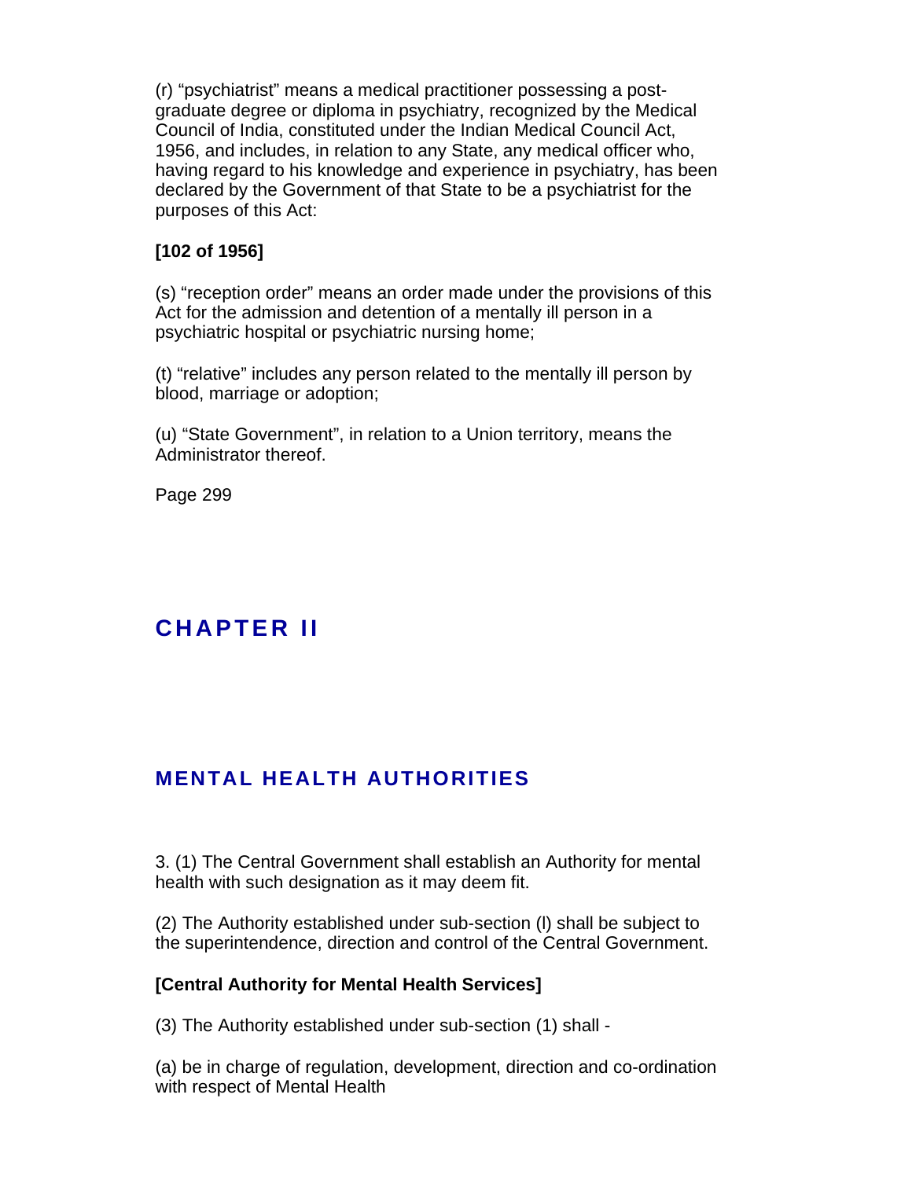(r) “psychiatrist” means a medical practitioner possessing a post-graduate degree or diploma in psychiatry, recognized by the Medical Council of India, constituted under the Indian Medical Council Act, 1956, and includes, in relation to any State, any medical officer who, having regard to his knowledge and experience in psychiatry, has been declared by the Government of that State to be a psychiatrist for the purposes of this Act:

**[102 of 1956]**

(s) “reception order” means an order made under the provisions of this Act for the admission and detention of a mentally ill person in a psychiatric hospital or psychiatric nursing home;

(t) “relative” includes any person related to the mentally ill person by blood, marriage or adoption;

(u) “State Government”, in relation to a Union territory, means the Administrator thereof.

Page 299

## CHAPTER II

## MENTAL HEALTH AUTHORITIES

3. (1) The Central Government shall establish an Authority for mental health with such designation as it may deem fit.

(2) The Authority established under sub-section (l) shall be subject to the superintendence, direction and control of the Central Government.

**[Central Authority for Mental Health Services]**

(3) The Authority established under sub-section (1) shall -

(a) be in charge of regulation, development, direction and co-ordination with respect of Mental Health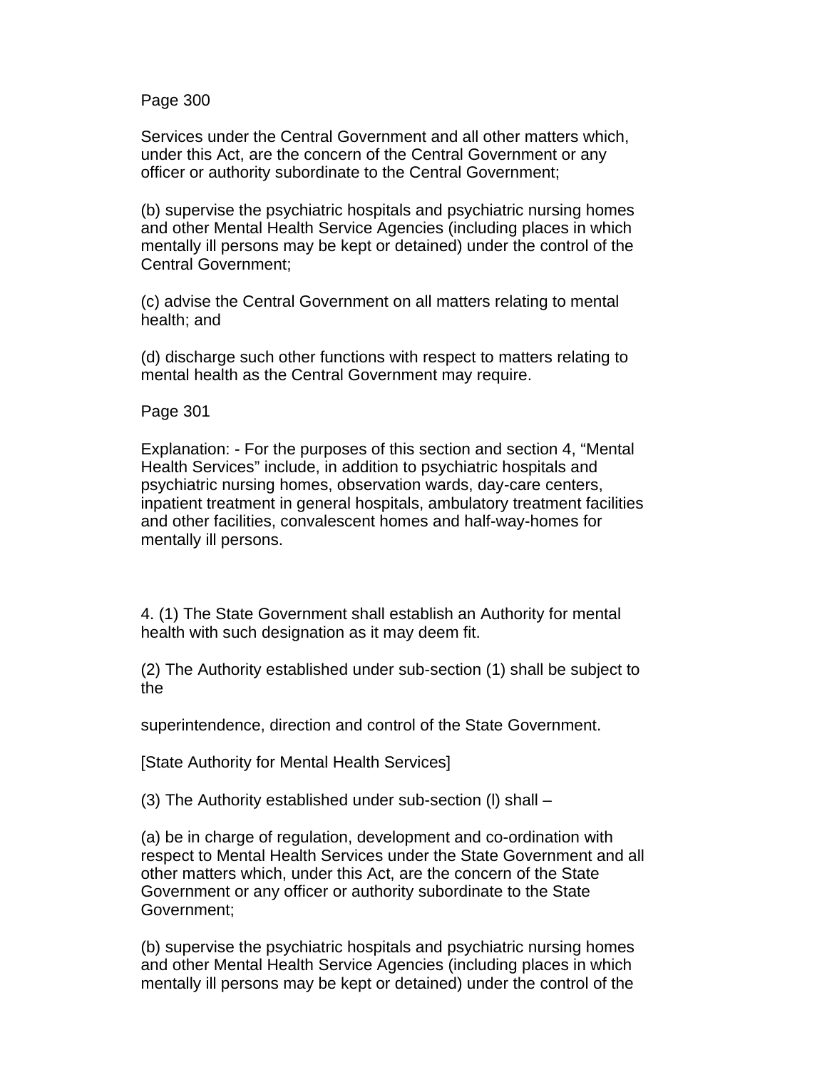Services under the Central Government and all other matters which, under this Act, are the concern of the Central Government or any officer or authority subordinate to the Central Government;

(b) supervise the psychiatric hospitals and psychiatric nursing homes and other Mental Health Service Agencies (including places in which mentally ill persons may be kept or detained) under the control of the Central Government;

(c) advise the Central Government on all matters relating to mental health; and

(d) discharge such other functions with respect to matters relating to mental health as the Central Government may require.

Explanation: - For the purposes of this section and section 4, “Mental Health Services” include, in addition to psychiatric hospitals and psychiatric nursing homes, observation wards, day-care centers, inpatient treatment in general hospitals, ambulatory treatment facilities and other facilities, convalescent homes and half-way-homes for mentally ill persons.

4. (1) The State Government shall establish an Authority for mental health with such designation as it may deem fit.

(2) The Authority established under sub-section (1) shall be subject to the

superintendence, direction and control of the State Government.

[State Authority for Mental Health Services]

(3) The Authority established under sub-section (l) shall –

(a) be in charge of regulation, development and co-ordination with respect to Mental Health Services under the State Government and all other matters which, under this Act, are the concern of the State Government or any officer or authority subordinate to the State Government;

(b) supervise the psychiatric hospitals and psychiatric nursing homes and other Mental Health Service Agencies (including places in which mentally ill persons may be kept or detained) under the control of the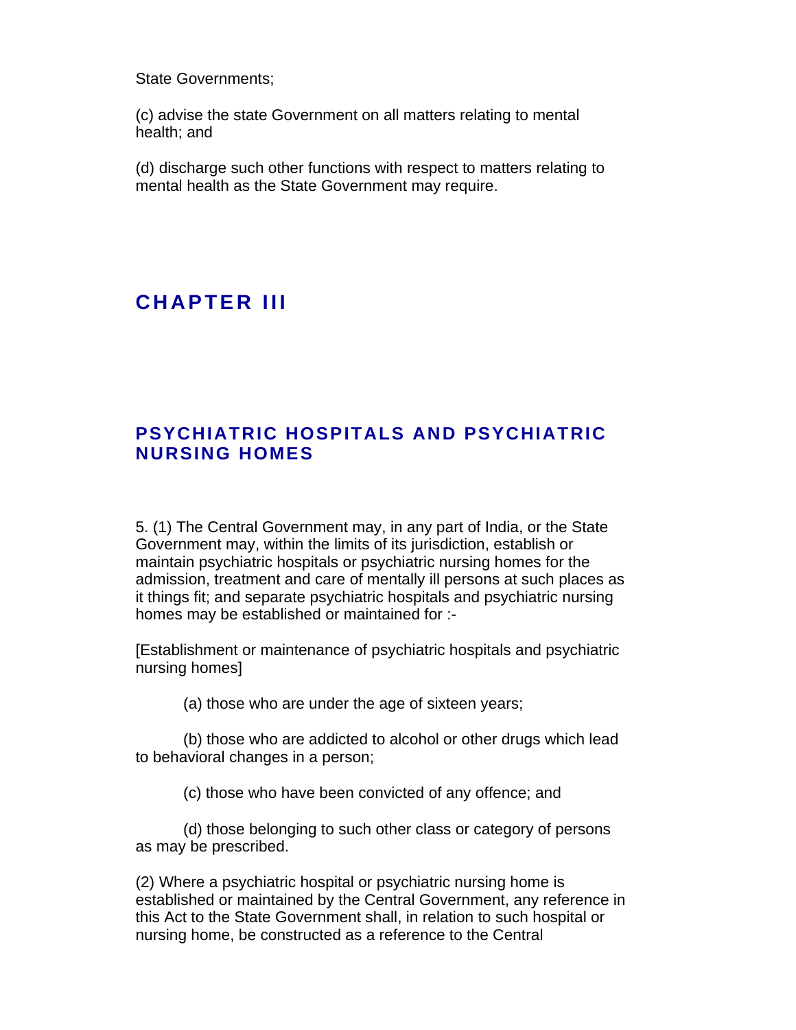State Governments;

(c) advise the state Government on all matters relating to mental health; and

(d) discharge such other functions with respect to matters relating to mental health as the State Government may require.

## CHAPTER III

## PSYCHIATRIC HOSPITALS AND PSYCHIATRIC NURSING HOMES

5. (1) The Central Government may, in any part of India, or the State Government may, within the limits of its jurisdiction, establish or maintain psychiatric hospitals or psychiatric nursing homes for the admission, treatment and care of mentally ill persons at such places as it things fit; and separate psychiatric hospitals and psychiatric nursing homes may be established or maintained for :-

[Establishment or maintenance of psychiatric hospitals and psychiatric nursing homes]

(a) those who are under the age of sixteen years;

(b) those who are addicted to alcohol or other drugs which lead to behavioral changes in a person;

(c) those who have been convicted of any offence; and

(d) those belonging to such other class or category of persons as may be prescribed.

(2) Where a psychiatric hospital or psychiatric nursing home is established or maintained by the Central Government, any reference in this Act to the State Government shall, in relation to such hospital or nursing home, be constructed as a reference to the Central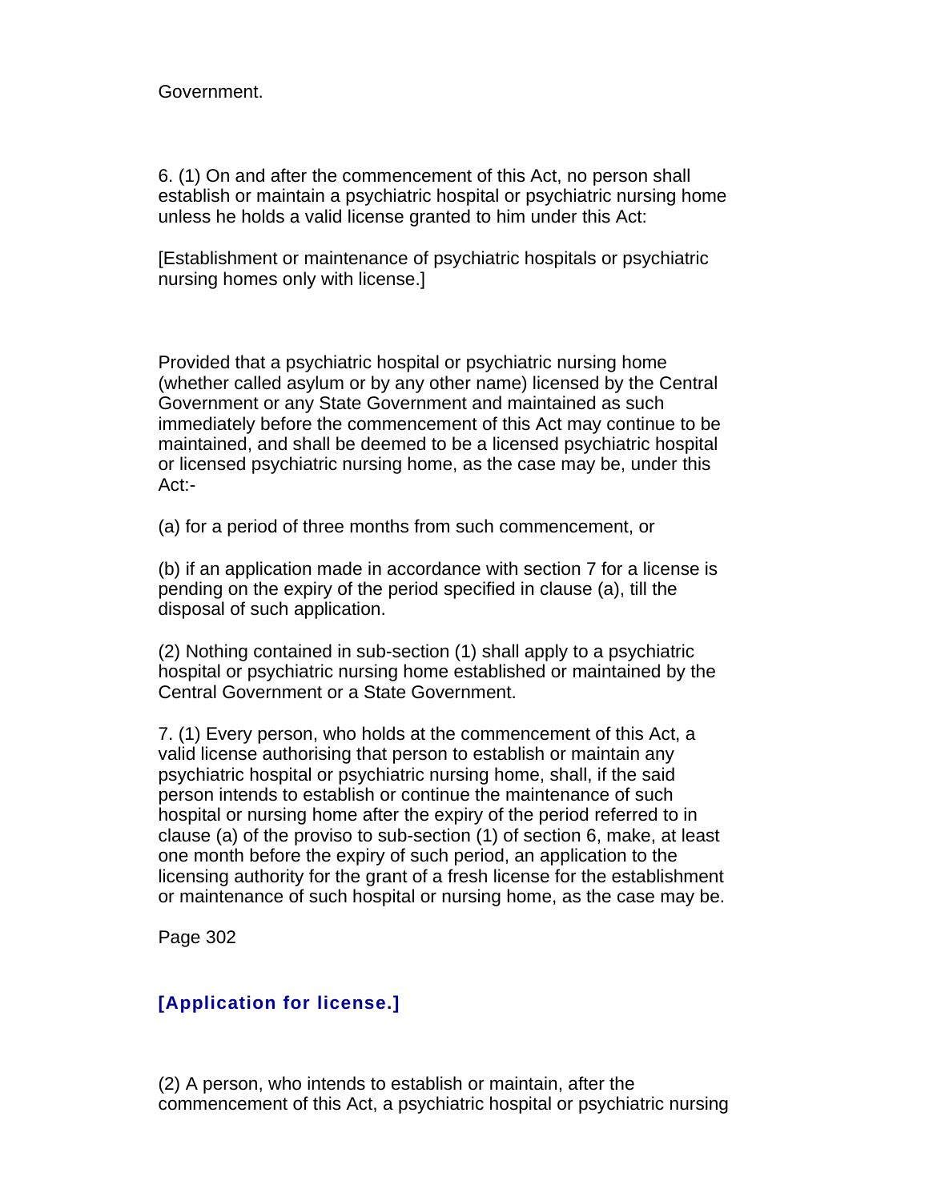Government.

6. (1) On and after the commencement of this Act, no person shall establish or maintain a psychiatric hospital or psychiatric nursing home unless he holds a valid license granted to him under this Act:

[Establishment or maintenance of psychiatric hospitals or psychiatric nursing homes only with license.]

Provided that a psychiatric hospital or psychiatric nursing home (whether called asylum or by any other name) licensed by the Central Government or any State Government and maintained as such immediately before the commencement of this Act may continue to be maintained, and shall be deemed to be a licensed psychiatric hospital or licensed psychiatric nursing home, as the case may be, under this Act:-

(a) for a period of three months from such commencement, or

(b) if an application made in accordance with section 7 for a license is pending on the expiry of the period specified in clause (a), till the disposal of such application.

(2) Nothing contained in sub-section (1) shall apply to a psychiatric hospital or psychiatric nursing home established or maintained by the Central Government or a State Government.

7. (1) Every person, who holds at the commencement of this Act, a valid license authorising that person to establish or maintain any psychiatric hospital or psychiatric nursing home, shall, if the said person intends to establish or continue the maintenance of such hospital or nursing home after the expiry of the period referred to in clause (a) of the proviso to sub-section (1) of section 6, make, at least one month before the expiry of such period, an application to the licensing authority for the grant of a fresh license for the establishment or maintenance of such hospital or nursing home, as the case may be.

**[Application for license.]**

(2) A person, who intends to establish or maintain, after the commencement of this Act, a psychiatric hospital or psychiatric nursing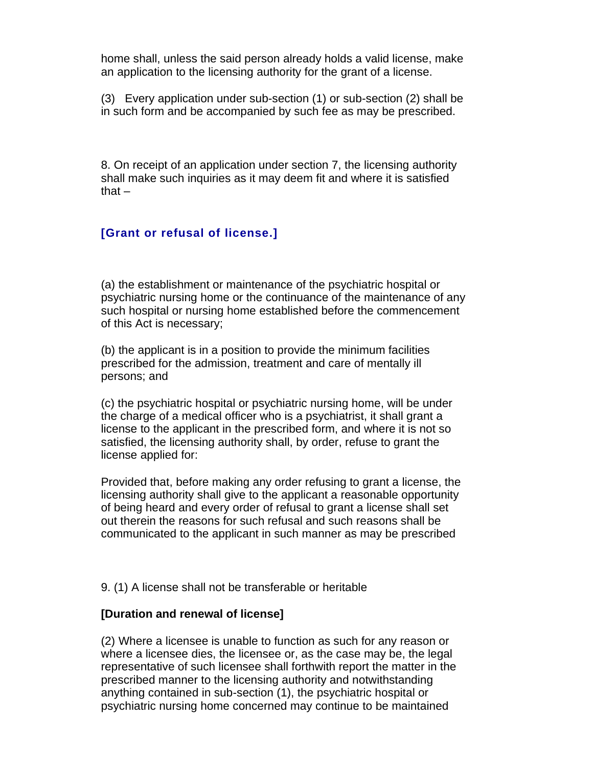home shall, unless the said person already holds a valid license, make an application to the licensing authority for the grant of a license.

(3) Every application under sub-section (1) or sub-section (2) shall be in such form and be accompanied by such fee as may be prescribed.

8. On receipt of an application under section 7, the licensing authority shall make such inquiries as it may deem fit and where it is satisfied that –

**[Grant or refusal of license.]**

(a) the establishment or maintenance of the psychiatric hospital or psychiatric nursing home or the continuance of the maintenance of any such hospital or nursing home established before the commencement of this Act is necessary;

(b) the applicant is in a position to provide the minimum facilities prescribed for the admission, treatment and care of mentally ill persons; and

(c) the psychiatric hospital or psychiatric nursing home, will be under the charge of a medical officer who is a psychiatrist, it shall grant a license to the applicant in the prescribed form, and where it is not so satisfied, the licensing authority shall, by order, refuse to grant the license applied for:

Provided that, before making any order refusing to grant a license, the licensing authority shall give to the applicant a reasonable opportunity of being heard and every order of refusal to grant a license shall set out therein the reasons for such refusal and such reasons shall be communicated to the applicant in such manner as may be prescribed

9. (1) A license shall not be transferable or heritable

**[Duration and renewal of license]**

(2) Where a licensee is unable to function as such for any reason or where a licensee dies, the licensee or, as the case may be, the legal representative of such licensee shall forthwith report the matter in the prescribed manner to the licensing authority and notwithstanding anything contained in sub-section (1), the psychiatric hospital or psychiatric nursing home concerned may continue to be maintained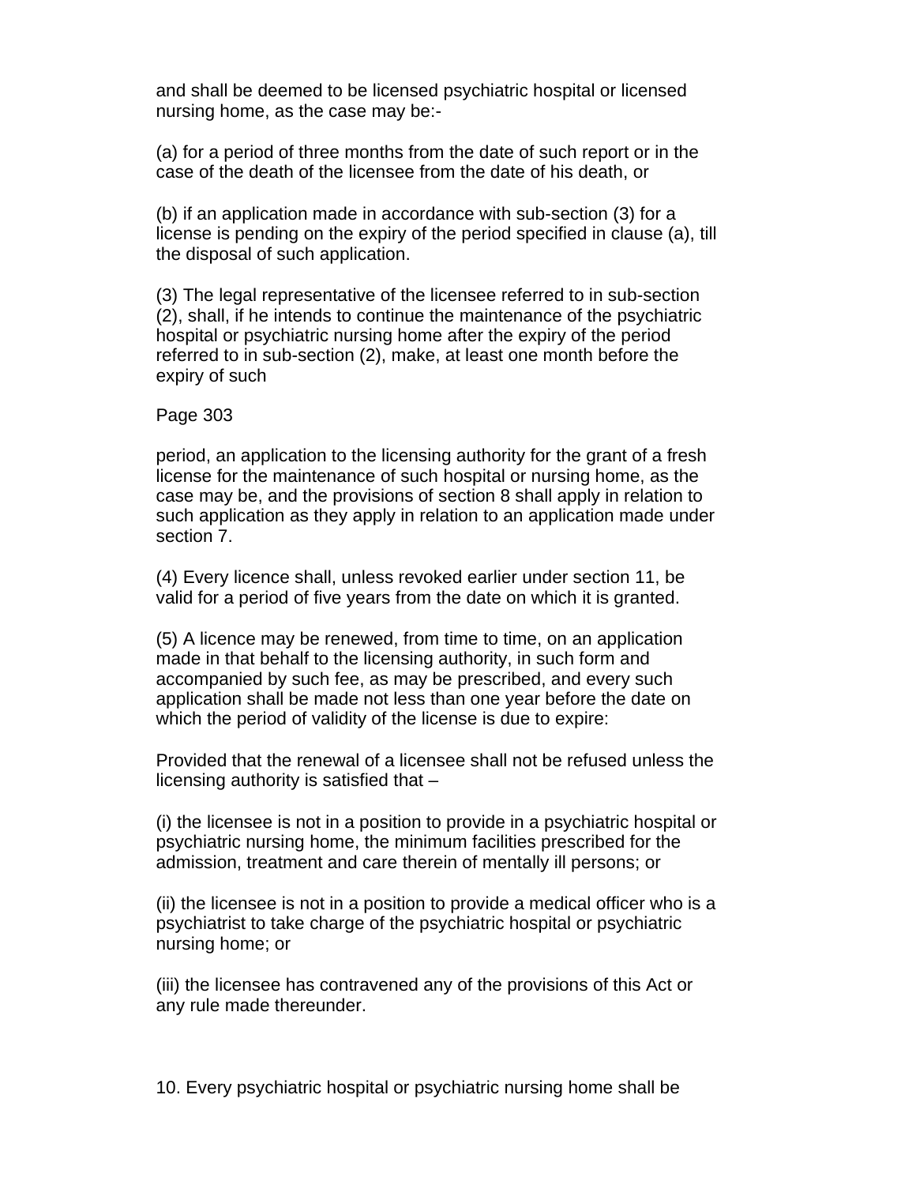and shall be deemed to be licensed psychiatric hospital or licensed nursing home, as the case may be:-

(a) for a period of three months from the date of such report or in the case of the death of the licensee from the date of his death, or

(b) if an application made in accordance with sub-section (3) for a license is pending on the expiry of the period specified in clause (a), till the disposal of such application.

(3) The legal representative of the licensee referred to in sub-section (2), shall, if he intends to continue the maintenance of the psychiatric hospital or psychiatric nursing home after the expiry of the period referred to in sub-section (2), make, at least one month before the expiry of such period, an application to the licensing authority for the grant of a fresh license for the maintenance of such hospital or nursing home, as the case may be, and the provisions of section 8 shall apply in relation to such application as they apply in relation to an application made under section 7.

(4) Every licence shall, unless revoked earlier under section 11, be valid for a period of five years from the date on which it is granted.

(5) A licence may be renewed, from time to time, on an application made in that behalf to the licensing authority, in such form and accompanied by such fee, as may be prescribed, and every such application shall be made not less than one year before the date on which the period of validity of the license is due to expire:

Provided that the renewal of a licensee shall not be refused unless the licensing authority is satisfied that –

(i) the licensee is not in a position to provide in a psychiatric hospital or psychiatric nursing home, the minimum facilities prescribed for the admission, treatment and care therein of mentally ill persons; or

(ii) the licensee is not in a position to provide a medical officer who is a psychiatrist to take charge of the psychiatric hospital or psychiatric nursing home; or

(iii) the licensee has contravened any of the provisions of this Act or any rule made thereunder.

10. Every psychiatric hospital or psychiatric nursing home shall be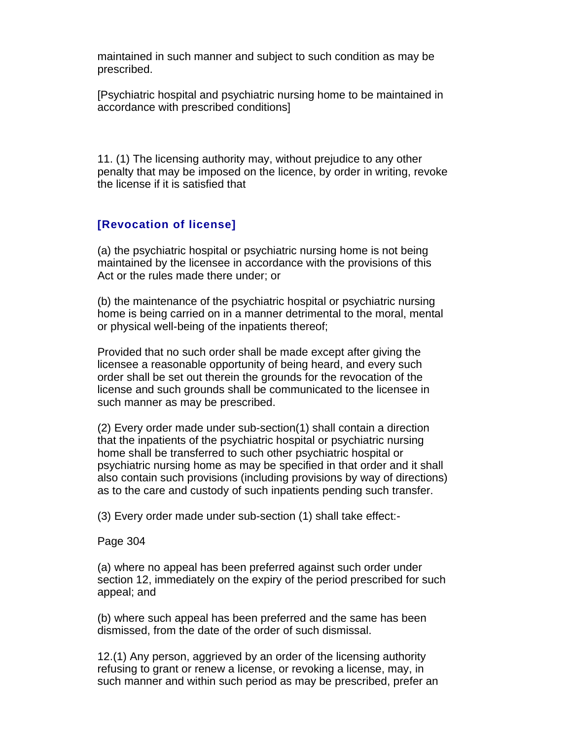maintained in such manner and subject to such condition as may be prescribed.

[Psychiatric hospital and psychiatric nursing home to be maintained in accordance with prescribed conditions]

11. (1) The licensing authority may, without prejudice to any other penalty that may be imposed on the licence, by order in writing, revoke the license if it is satisfied that

### [Revocation of license]

(a) the psychiatric hospital or psychiatric nursing home is not being maintained by the licensee in accordance with the provisions of this Act or the rules made there under; or

(b) the maintenance of the psychiatric hospital or psychiatric nursing home is being carried on in a manner detrimental to the moral, mental or physical well-being of the inpatients thereof;

Provided that no such order shall be made except after giving the licensee a reasonable opportunity of being heard, and every such order shall be set out therein the grounds for the revocation of the license and such grounds shall be communicated to the licensee in such manner as may be prescribed.

(2) Every order made under sub-section(1) shall contain a direction that the inpatients of the psychiatric hospital or psychiatric nursing home shall be transferred to such other psychiatric hospital or psychiatric nursing home as may be specified in that order and it shall also contain such provisions (including provisions by way of directions) as to the care and custody of such inpatients pending such transfer.

(3) Every order made under sub-section (1) shall take effect:-

Page 304

(a) where no appeal has been preferred against such order under section 12, immediately on the expiry of the period prescribed for such appeal; and

(b) where such appeal has been preferred and the same has been dismissed, from the date of the order of such dismissal.

12.(1) Any person, aggrieved by an order of the licensing authority refusing to grant or renew a license, or revoking a license, may, in such manner and within such period as may be prescribed, prefer an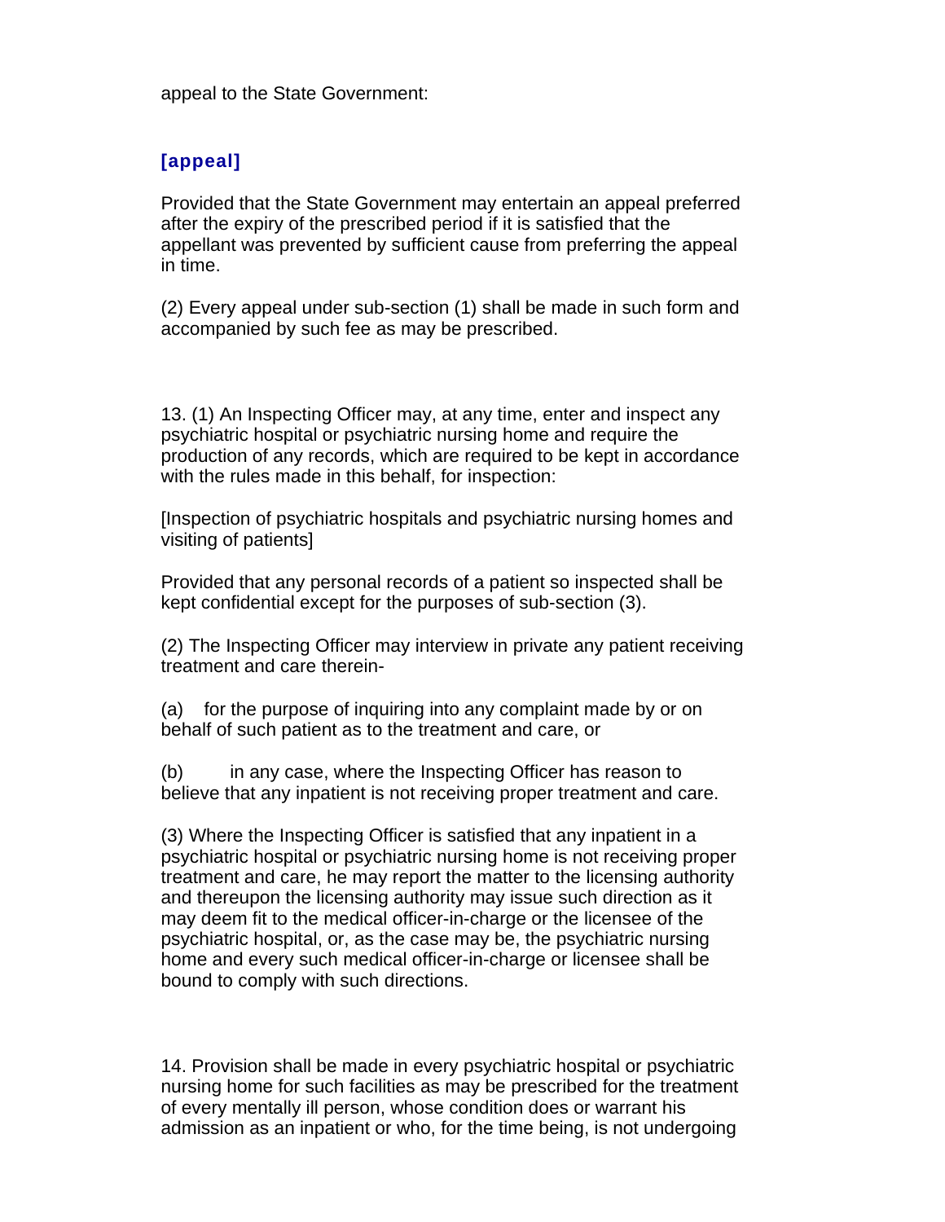appeal to the State Government:

**[appeal]**

Provided that the State Government may entertain an appeal preferred after the expiry of the prescribed period if it is satisfied that the appellant was prevented by sufficient cause from preferring the appeal in time.

(2) Every appeal under sub-section (1) shall be made in such form and accompanied by such fee as may be prescribed.

13. (1) An Inspecting Officer may, at any time, enter and inspect any psychiatric hospital or psychiatric nursing home and require the production of any records, which are required to be kept in accordance with the rules made in this behalf, for inspection:

[Inspection of psychiatric hospitals and psychiatric nursing homes and visiting of patients]

Provided that any personal records of a patient so inspected shall be kept confidential except for the purposes of sub-section (3).

(2) The Inspecting Officer may interview in private any patient receiving treatment and care therein-

(a) for the purpose of inquiring into any complaint made by or on behalf of such patient as to the treatment and care, or

(b) in any case, where the Inspecting Officer has reason to believe that any inpatient is not receiving proper treatment and care.

(3) Where the Inspecting Officer is satisfied that any inpatient in a psychiatric hospital or psychiatric nursing home is not receiving proper treatment and care, he may report the matter to the licensing authority and thereupon the licensing authority may issue such direction as it may deem fit to the medical officer-in-charge or the licensee of the psychiatric hospital, or, as the case may be, the psychiatric nursing home and every such medical officer-in-charge or licensee shall be bound to comply with such directions.

14. Provision shall be made in every psychiatric hospital or psychiatric nursing home for such facilities as may be prescribed for the treatment of every mentally ill person, whose condition does or warrant his admission as an inpatient or who, for the time being, is not undergoing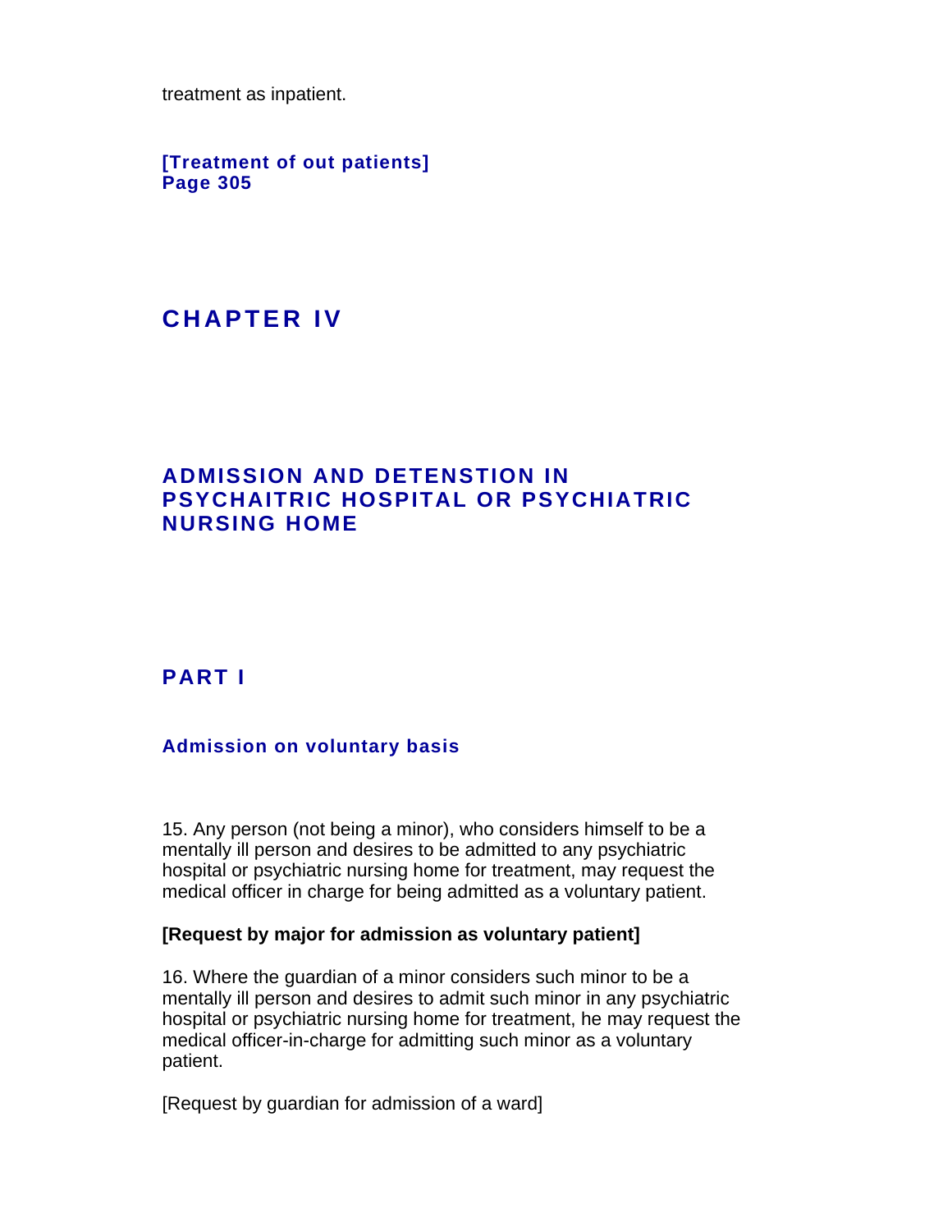treatment as inpatient.

**[Treatment of out patients]**
**Page 305**

# CHAPTER IV

## ADMISSION AND DETENSTION IN PSYCHAITRIC HOSPITAL OR PSYCHIATRIC NURSING HOME

## PART I

### Admission on voluntary basis

15. Any person (not being a minor), who considers himself to be a mentally ill person and desires to be admitted to any psychiatric hospital or psychiatric nursing home for treatment, may request the medical officer in charge for being admitted as a voluntary patient.

**[Request by major for admission as voluntary patient]**

16. Where the guardian of a minor considers such minor to be a mentally ill person and desires to admit such minor in any psychiatric hospital or psychiatric nursing home for treatment, he may request the medical officer-in-charge for admitting such minor as a voluntary patient.

[Request by guardian for admission of a ward]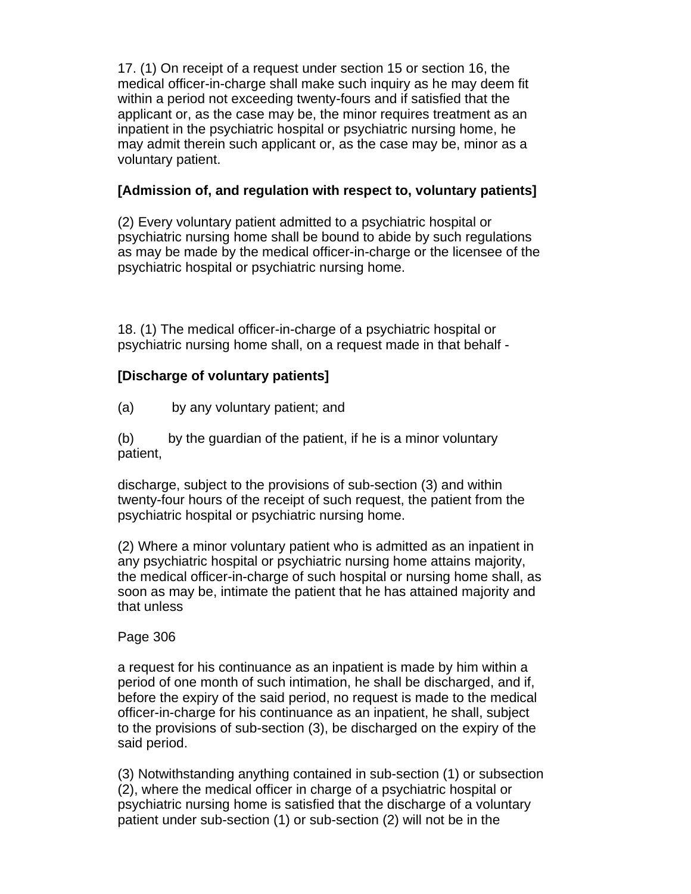17. (1) On receipt of a request under section 15 or section 16, the medical officer-in-charge shall make such inquiry as he may deem fit within a period not exceeding twenty-fours and if satisfied that the applicant or, as the case may be, the minor requires treatment as an inpatient in the psychiatric hospital or psychiatric nursing home, he may admit therein such applicant or, as the case may be, minor as a voluntary patient.

**[Admission of, and regulation with respect to, voluntary patients]**

(2) Every voluntary patient admitted to a psychiatric hospital or psychiatric nursing home shall be bound to abide by such regulations as may be made by the medical officer-in-charge or the licensee of the psychiatric hospital or psychiatric nursing home.

18. (1) The medical officer-in-charge of a psychiatric hospital or psychiatric nursing home shall, on a request made in that behalf -

**[Discharge of voluntary patients]**

(a) by any voluntary patient; and

(b) by the guardian of the patient, if he is a minor voluntary patient,

discharge, subject to the provisions of sub-section (3) and within twenty-four hours of the receipt of such request, the patient from the psychiatric hospital or psychiatric nursing home.

(2) Where a minor voluntary patient who is admitted as an inpatient in any psychiatric hospital or psychiatric nursing home attains majority, the medical officer-in-charge of such hospital or nursing home shall, as soon as may be, intimate the patient that he has attained majority and that unless

a request for his continuance as an inpatient is made by him within a period of one month of such intimation, he shall be discharged, and if, before the expiry of the said period, no request is made to the medical officer-in-charge for his continuance as an inpatient, he shall, subject to the provisions of sub-section (3), be discharged on the expiry of the said period.

(3) Notwithstanding anything contained in sub-section (1) or subsection (2), where the medical officer in charge of a psychiatric hospital or psychiatric nursing home is satisfied that the discharge of a voluntary patient under sub-section (1) or sub-section (2) will not be in the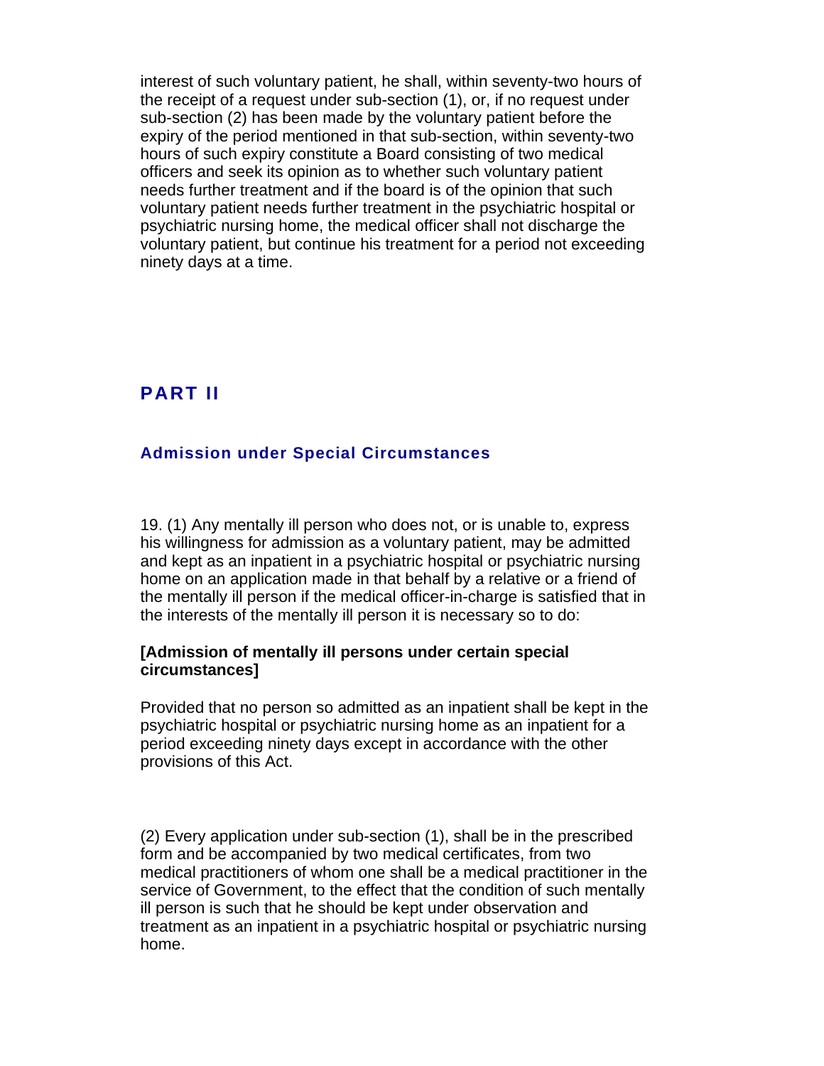interest of such voluntary patient, he shall, within seventy-two hours of the receipt of a request under sub-section (1), or, if no request under sub-section (2) has been made by the voluntary patient before the expiry of the period mentioned in that sub-section, within seventy-two hours of such expiry constitute a Board consisting of two medical officers and seek its opinion as to whether such voluntary patient needs further treatment and if the board is of the opinion that such voluntary patient needs further treatment in the psychiatric hospital or psychiatric nursing home, the medical officer shall not discharge the voluntary patient, but continue his treatment for a period not exceeding ninety days at a time.

## PART II

### Admission under Special Circumstances

19. (1) Any mentally ill person who does not, or is unable to, express his willingness for admission as a voluntary patient, may be admitted and kept as an inpatient in a psychiatric hospital or psychiatric nursing home on an application made in that behalf by a relative or a friend of the mentally ill person if the medical officer-in-charge is satisfied that in the interests of the mentally ill person it is necessary so to do:

**[Admission of mentally ill persons under certain special circumstances]**

Provided that no person so admitted as an inpatient shall be kept in the psychiatric hospital or psychiatric nursing home as an inpatient for a period exceeding ninety days except in accordance with the other provisions of this Act.

(2) Every application under sub-section (1), shall be in the prescribed form and be accompanied by two medical certificates, from two medical practitioners of whom one shall be a medical practitioner in the service of Government, to the effect that the condition of such mentally ill person is such that he should be kept under observation and treatment as an inpatient in a psychiatric hospital or psychiatric nursing home.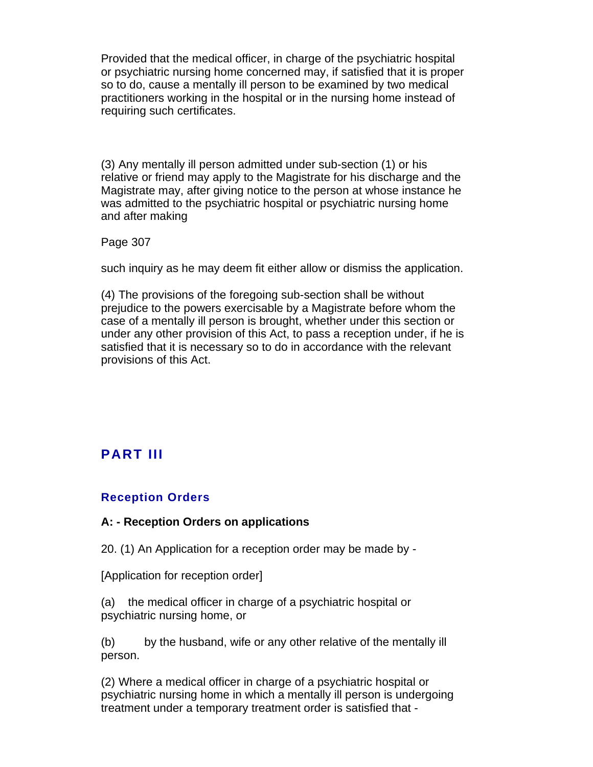Provided that the medical officer, in charge of the psychiatric hospital or psychiatric nursing home concerned may, if satisfied that it is proper so to do, cause a mentally ill person to be examined by two medical practitioners working in the hospital or in the nursing home instead of requiring such certificates.

(3) Any mentally ill person admitted under sub-section (1) or his relative or friend may apply to the Magistrate for his discharge and the Magistrate may, after giving notice to the person at whose instance he was admitted to the psychiatric hospital or psychiatric nursing home and after making such inquiry as he may deem fit either allow or dismiss the application.

(4) The provisions of the foregoing sub-section shall be without prejudice to the powers exercisable by a Magistrate before whom the case of a mentally ill person is brought, whether under this section or under any other provision of this Act, to pass a reception under, if he is satisfied that it is necessary so to do in accordance with the relevant provisions of this Act.

## PART III

### Reception Orders

**A: - Reception Orders on applications**

20. (1) An Application for a reception order may be made by -

[Application for reception order]

(a) the medical officer in charge of a psychiatric hospital or psychiatric nursing home, or

(b) by the husband, wife or any other relative of the mentally ill person.

(2) Where a medical officer in charge of a psychiatric hospital or psychiatric nursing home in which a mentally ill person is undergoing treatment under a temporary treatment order is satisfied that -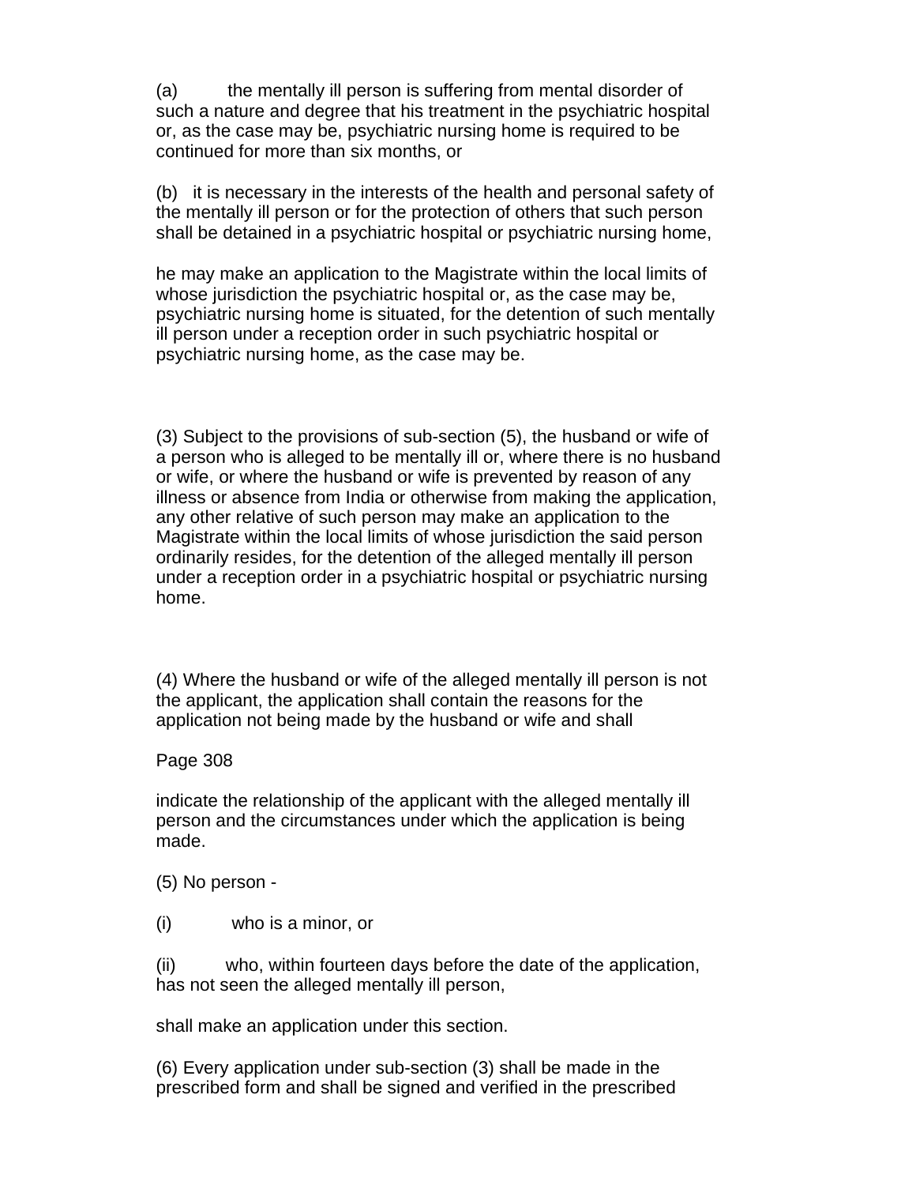(a) the mentally ill person is suffering from mental disorder of such a nature and degree that his treatment in the psychiatric hospital or, as the case may be, psychiatric nursing home is required to be continued for more than six months, or

(b) it is necessary in the interests of the health and personal safety of the mentally ill person or for the protection of others that such person shall be detained in a psychiatric hospital or psychiatric nursing home,

he may make an application to the Magistrate within the local limits of whose jurisdiction the psychiatric hospital or, as the case may be, psychiatric nursing home is situated, for the detention of such mentally ill person under a reception order in such psychiatric hospital or psychiatric nursing home, as the case may be.

(3) Subject to the provisions of sub-section (5), the husband or wife of a person who is alleged to be mentally ill or, where there is no husband or wife, or where the husband or wife is prevented by reason of any illness or absence from India or otherwise from making the application, any other relative of such person may make an application to the Magistrate within the local limits of whose jurisdiction the said person ordinarily resides, for the detention of the alleged mentally ill person under a reception order in a psychiatric hospital or psychiatric nursing home.

(4) Where the husband or wife of the alleged mentally ill person is not the applicant, the application shall contain the reasons for the application not being made by the husband or wife and shall indicate the relationship of the applicant with the alleged mentally ill person and the circumstances under which the application is being made.

(5) No person -

(i) who is a minor, or

(ii) who, within fourteen days before the date of the application, has not seen the alleged mentally ill person,

shall make an application under this section.

(6) Every application under sub-section (3) shall be made in the prescribed form and shall be signed and verified in the prescribed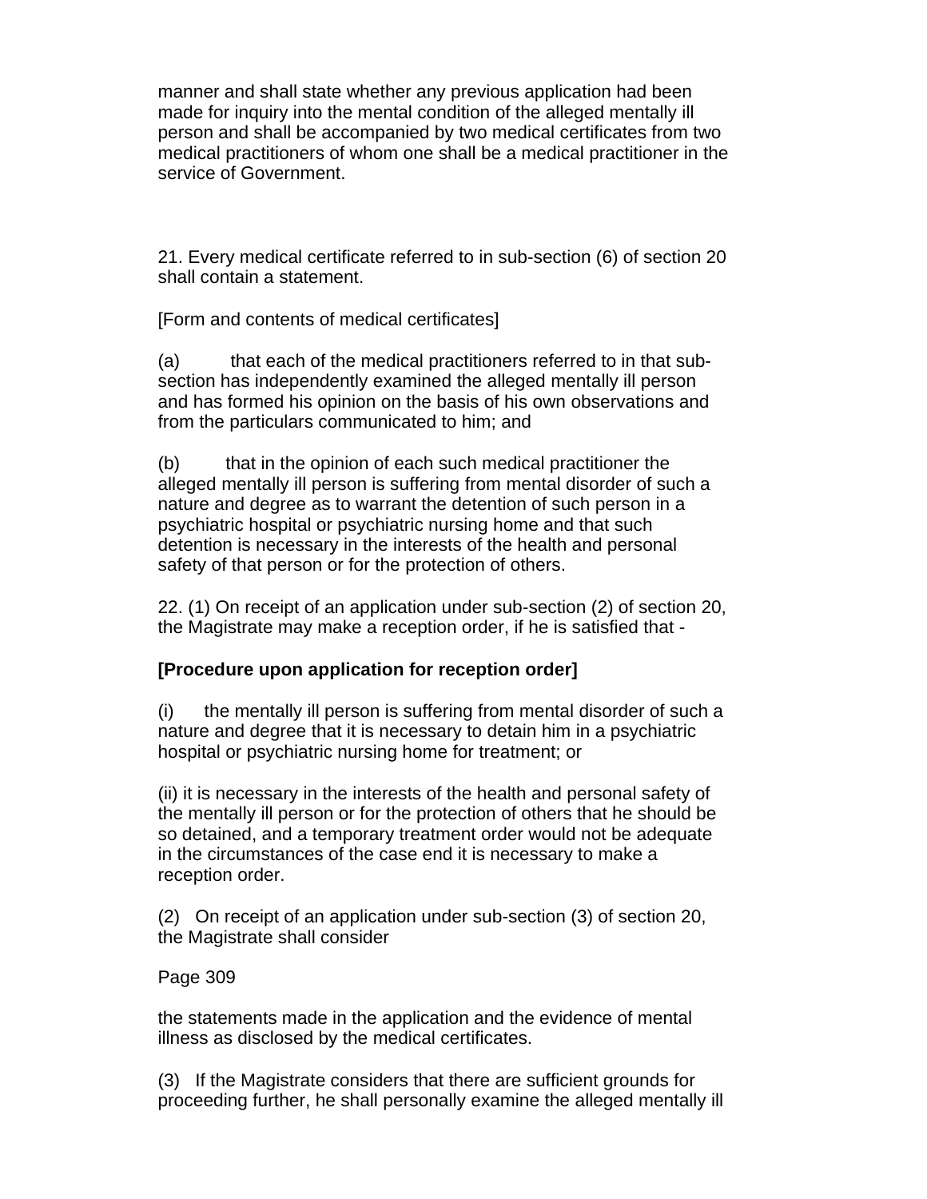manner and shall state whether any previous application had been made for inquiry into the mental condition of the alleged mentally ill person and shall be accompanied by two medical certificates from two medical practitioners of whom one shall be a medical practitioner in the service of Government.

21. Every medical certificate referred to in sub-section (6) of section 20 shall contain a statement.

[Form and contents of medical certificates]

(a) that each of the medical practitioners referred to in that sub-section has independently examined the alleged mentally ill person and has formed his opinion on the basis of his own observations and from the particulars communicated to him; and

(b) that in the opinion of each such medical practitioner the alleged mentally ill person is suffering from mental disorder of such a nature and degree as to warrant the detention of such person in a psychiatric hospital or psychiatric nursing home and that such detention is necessary in the interests of the health and personal safety of that person or for the protection of others.

22. (1) On receipt of an application under sub-section (2) of section 20, the Magistrate may make a reception order, if he is satisfied that -

**[Procedure upon application for reception order]**

(i) the mentally ill person is suffering from mental disorder of such a nature and degree that it is necessary to detain him in a psychiatric hospital or psychiatric nursing home for treatment; or

(ii) it is necessary in the interests of the health and personal safety of the mentally ill person or for the protection of others that he should be so detained, and a temporary treatment order would not be adequate in the circumstances of the case end it is necessary to make a reception order.

(2) On receipt of an application under sub-section (3) of section 20, the Magistrate shall consider

the statements made in the application and the evidence of mental illness as disclosed by the medical certificates.

(3) If the Magistrate considers that there are sufficient grounds for proceeding further, he shall personally examine the alleged mentally ill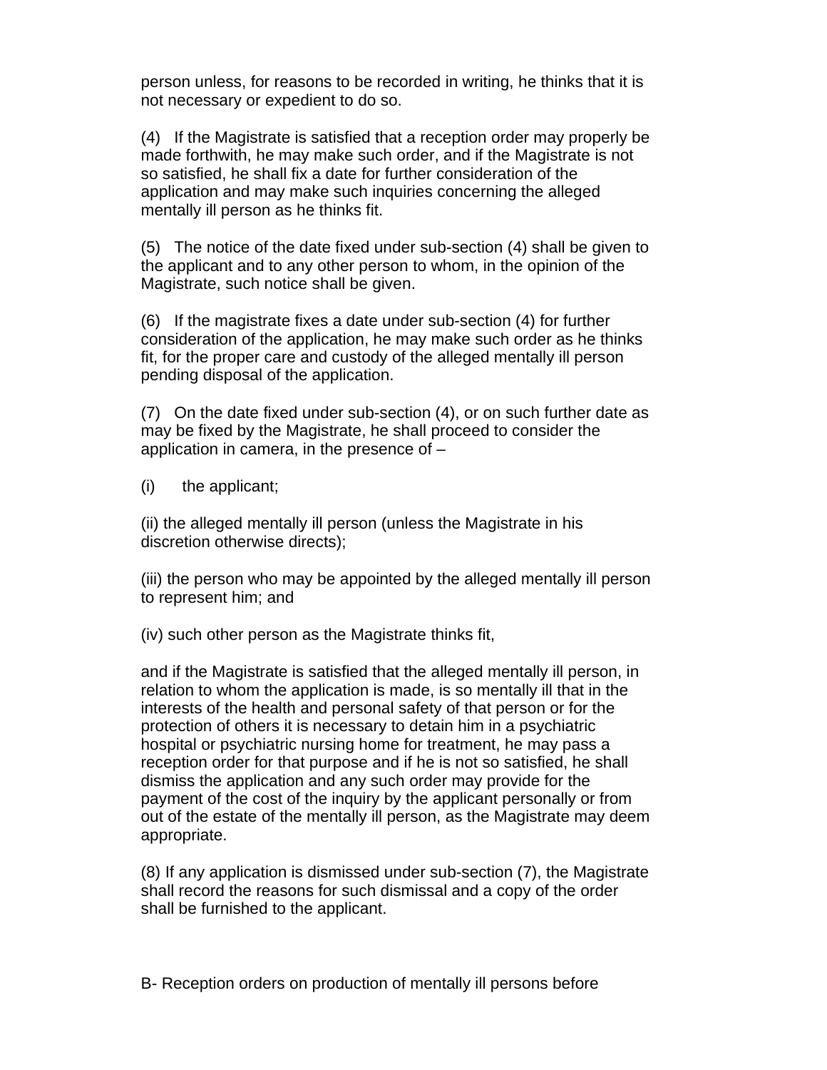person unless, for reasons to be recorded in writing, he thinks that it is not necessary or expedient to do so.

(4) If the Magistrate is satisfied that a reception order may properly be made forthwith, he may make such order, and if the Magistrate is not so satisfied, he shall fix a date for further consideration of the application and may make such inquiries concerning the alleged mentally ill person as he thinks fit.

(5) The notice of the date fixed under sub-section (4) shall be given to the applicant and to any other person to whom, in the opinion of the Magistrate, such notice shall be given.

(6) If the magistrate fixes a date under sub-section (4) for further consideration of the application, he may make such order as he thinks fit, for the proper care and custody of the alleged mentally ill person pending disposal of the application.

(7) On the date fixed under sub-section (4), or on such further date as may be fixed by the Magistrate, he shall proceed to consider the application in camera, in the presence of –

(i) the applicant;

(ii) the alleged mentally ill person (unless the Magistrate in his discretion otherwise directs);

(iii) the person who may be appointed by the alleged mentally ill person to represent him; and

(iv) such other person as the Magistrate thinks fit,

and if the Magistrate is satisfied that the alleged mentally ill person, in relation to whom the application is made, is so mentally ill that in the interests of the health and personal safety of that person or for the protection of others it is necessary to detain him in a psychiatric hospital or psychiatric nursing home for treatment, he may pass a reception order for that purpose and if he is not so satisfied, he shall dismiss the application and any such order may provide for the payment of the cost of the inquiry by the applicant personally or from out of the estate of the mentally ill person, as the Magistrate may deem appropriate.

(8) If any application is dismissed under sub-section (7), the Magistrate shall record the reasons for such dismissal and a copy of the order shall be furnished to the applicant.

B- Reception orders on production of mentally ill persons before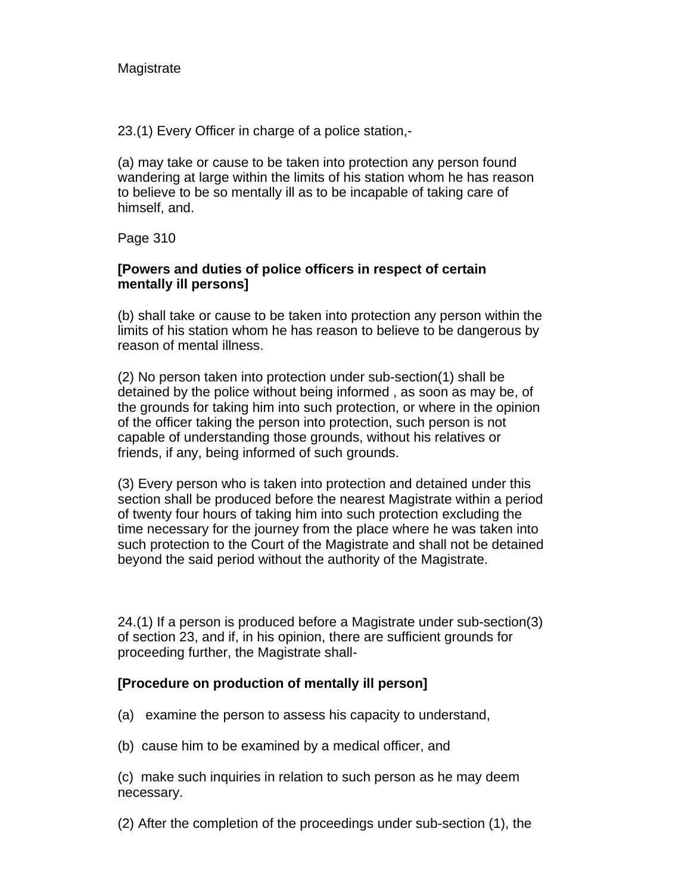Magistrate

23.(1) Every Officer in charge of a police station,-

(a) may take or cause to be taken into protection any person found wandering at large within the limits of his station whom he has reason to believe to be so mentally ill as to be incapable of taking care of himself, and.

Page 310

**[Powers and duties of police officers in respect of certain mentally ill persons]**

(b) shall take or cause to be taken into protection any person within the limits of his station whom he has reason to believe to be dangerous by reason of mental illness.

(2) No person taken into protection under sub-section(1) shall be detained by the police without being informed , as soon as may be, of the grounds for taking him into such protection, or where in the opinion of the officer taking the person into protection, such person is not capable of understanding those grounds, without his relatives or friends, if any, being informed of such grounds.

(3) Every person who is taken into protection and detained under this section shall be produced before the nearest Magistrate within a period of twenty four hours of taking him into such protection excluding the time necessary for the journey from the place where he was taken into such protection to the Court of the Magistrate and shall not be detained beyond the said period without the authority of the Magistrate.

24.(1) If a person is produced before a Magistrate under sub-section(3) of section 23, and if, in his opinion, there are sufficient grounds for proceeding further, the Magistrate shall-

**[Procedure on production of mentally ill person]**

(a) examine the person to assess his capacity to understand,

(b) cause him to be examined by a medical officer, and

(c) make such inquiries in relation to such person as he may deem necessary.

(2) After the completion of the proceedings under sub-section (1), the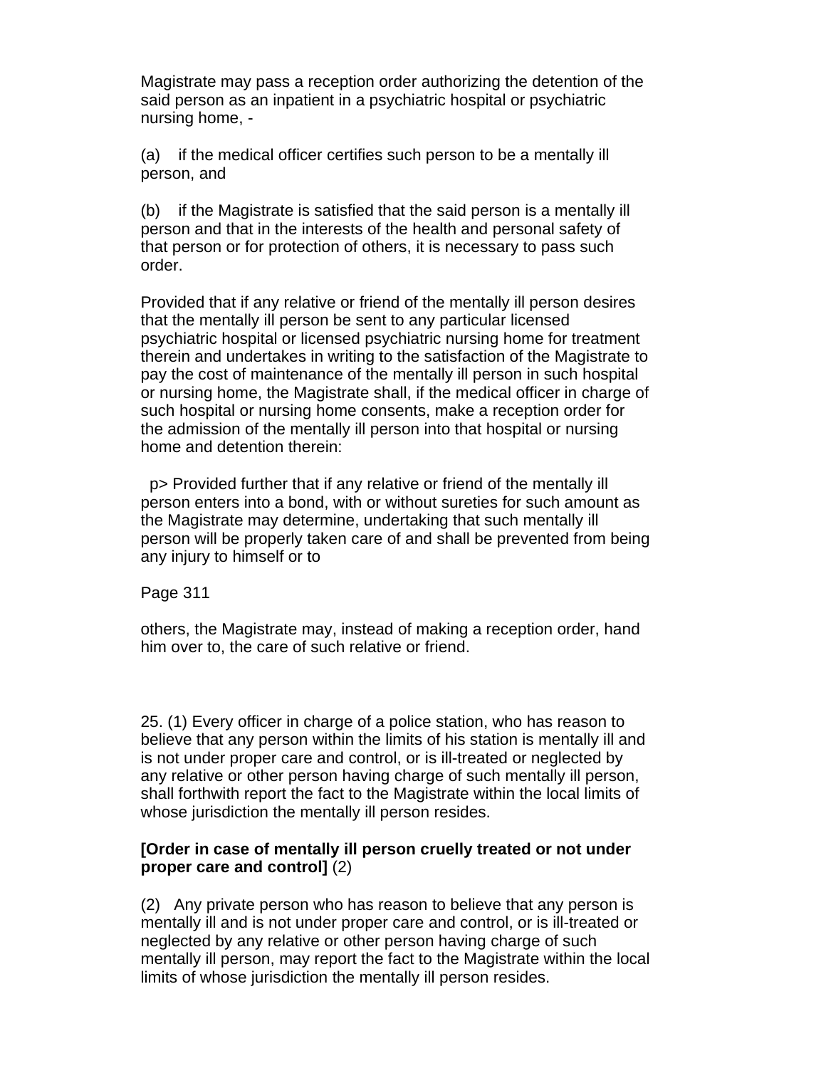Magistrate may pass a reception order authorizing the detention of the said person as an inpatient in a psychiatric hospital or psychiatric nursing home, -

(a) if the medical officer certifies such person to be a mentally ill person, and

(b) if the Magistrate is satisfied that the said person is a mentally ill person and that in the interests of the health and personal safety of that person or for protection of others, it is necessary to pass such order.

Provided that if any relative or friend of the mentally ill person desires that the mentally ill person be sent to any particular licensed psychiatric hospital or licensed psychiatric nursing home for treatment therein and undertakes in writing to the satisfaction of the Magistrate to pay the cost of maintenance of the mentally ill person in such hospital or nursing home, the Magistrate shall, if the medical officer in charge of such hospital or nursing home consents, make a reception order for the admission of the mentally ill person into that hospital or nursing home and detention therein:

p> Provided further that if any relative or friend of the mentally ill person enters into a bond, with or without sureties for such amount as the Magistrate may determine, undertaking that such mentally ill person will be properly taken care of and shall be prevented from being any injury to himself or to

Page 311

others, the Magistrate may, instead of making a reception order, hand him over to, the care of such relative or friend.

25. (1) Every officer in charge of a police station, who has reason to believe that any person within the limits of his station is mentally ill and is not under proper care and control, or is ill-treated or neglected by any relative or other person having charge of such mentally ill person, shall forthwith report the fact to the Magistrate within the local limits of whose jurisdiction the mentally ill person resides.

**[Order in case of mentally ill person cruelly treated or not under proper care and control]** (2)

(2) Any private person who has reason to believe that any person is mentally ill and is not under proper care and control, or is ill-treated or neglected by any relative or other person having charge of such mentally ill person, may report the fact to the Magistrate within the local limits of whose jurisdiction the mentally ill person resides.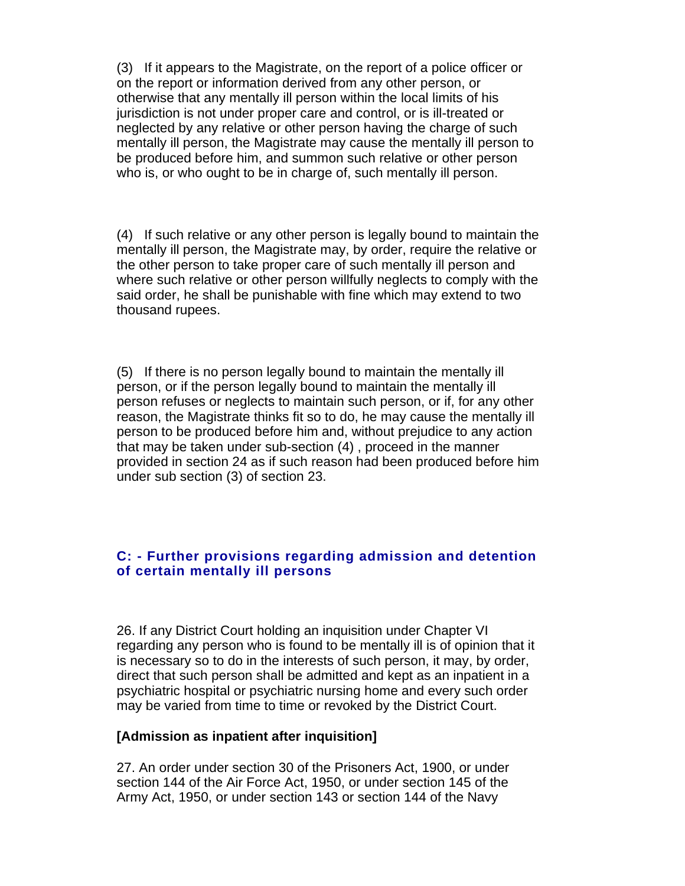(3) If it appears to the Magistrate, on the report of a police officer or on the report or information derived from any other person, or otherwise that any mentally ill person within the local limits of his jurisdiction is not under proper care and control, or is ill-treated or neglected by any relative or other person having the charge of such mentally ill person, the Magistrate may cause the mentally ill person to be produced before him, and summon such relative or other person who is, or who ought to be in charge of, such mentally ill person.

(4) If such relative or any other person is legally bound to maintain the mentally ill person, the Magistrate may, by order, require the relative or the other person to take proper care of such mentally ill person and where such relative or other person willfully neglects to comply with the said order, he shall be punishable with fine which may extend to two thousand rupees.

(5) If there is no person legally bound to maintain the mentally ill person, or if the person legally bound to maintain the mentally ill person refuses or neglects to maintain such person, or if, for any other reason, the Magistrate thinks fit so to do, he may cause the mentally ill person to be produced before him and, without prejudice to any action that may be taken under sub-section (4) , proceed in the manner provided in section 24 as if such reason had been produced before him under sub section (3) of section 23.

### C: - Further provisions regarding admission and detention of certain mentally ill persons

26. If any District Court holding an inquisition under Chapter VI regarding any person who is found to be mentally ill is of opinion that it is necessary so to do in the interests of such person, it may, by order, direct that such person shall be admitted and kept as an inpatient in a psychiatric hospital or psychiatric nursing home and every such order may be varied from time to time or revoked by the District Court.

**[Admission as inpatient after inquisition]**

27. An order under section 30 of the Prisoners Act, 1900, or under section 144 of the Air Force Act, 1950, or under section 145 of the Army Act, 1950, or under section 143 or section 144 of the Navy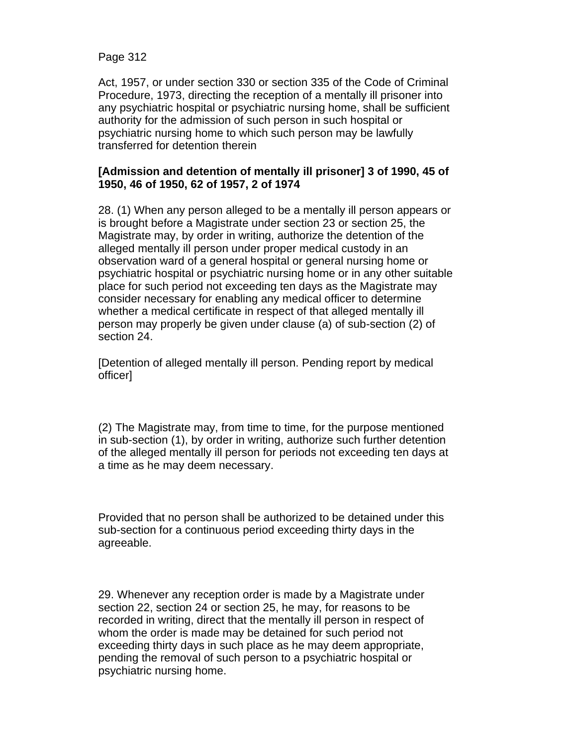Act, 1957, or under section 330 or section 335 of the Code of Criminal Procedure, 1973, directing the reception of a mentally ill prisoner into any psychiatric hospital or psychiatric nursing home, shall be sufficient authority for the admission of such person in such hospital or psychiatric nursing home to which such person may be lawfully transferred for detention therein

**[Admission and detention of mentally ill prisoner] 3 of 1990, 45 of 1950, 46 of 1950, 62 of 1957, 2 of 1974**

28. (1) When any person alleged to be a mentally ill person appears or is brought before a Magistrate under section 23 or section 25, the Magistrate may, by order in writing, authorize the detention of the alleged mentally ill person under proper medical custody in an observation ward of a general hospital or general nursing home or psychiatric hospital or psychiatric nursing home or in any other suitable place for such period not exceeding ten days as the Magistrate may consider necessary for enabling any medical officer to determine whether a medical certificate in respect of that alleged mentally ill person may properly be given under clause (a) of sub-section (2) of section 24.

[Detention of alleged mentally ill person. Pending report by medical officer]

(2) The Magistrate may, from time to time, for the purpose mentioned in sub-section (1), by order in writing, authorize such further detention of the alleged mentally ill person for periods not exceeding ten days at a time as he may deem necessary.

Provided that no person shall be authorized to be detained under this sub-section for a continuous period exceeding thirty days in the agreeable.

29. Whenever any reception order is made by a Magistrate under section 22, section 24 or section 25, he may, for reasons to be recorded in writing, direct that the mentally ill person in respect of whom the order is made may be detained for such period not exceeding thirty days in such place as he may deem appropriate, pending the removal of such person to a psychiatric hospital or psychiatric nursing home.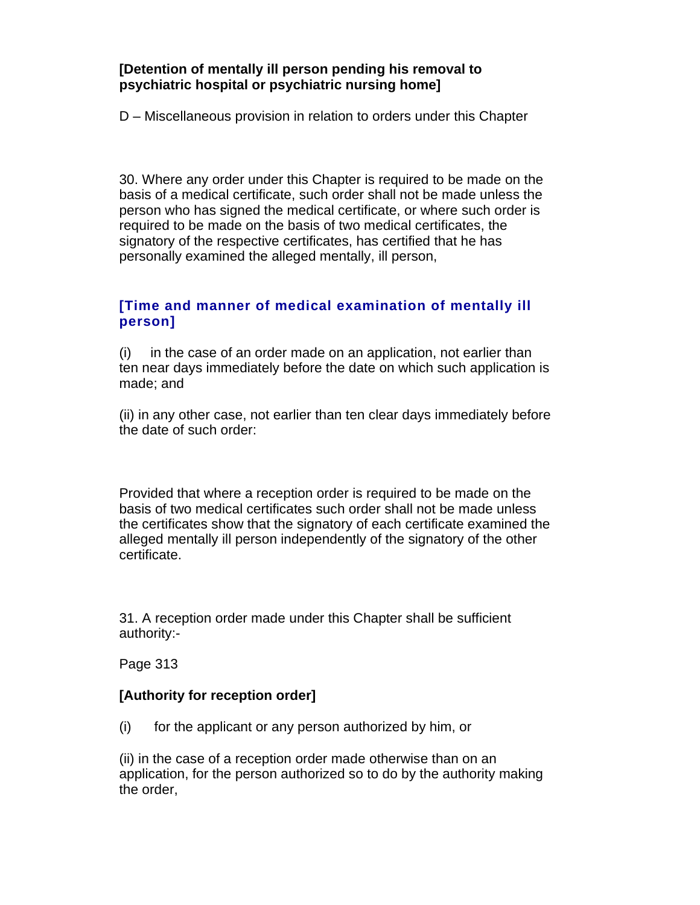**[Detention of mentally ill person pending his removal to psychiatric hospital or psychiatric nursing home]**

D – Miscellaneous provision in relation to orders under this Chapter

30. Where any order under this Chapter is required to be made on the basis of a medical certificate, such order shall not be made unless the person who has signed the medical certificate, or where such order is required to be made on the basis of two medical certificates, the signatory of the respective certificates, has certified that he has personally examined the alleged mentally, ill person,

**[Time and manner of medical examination of mentally ill person]**

(i) in the case of an order made on an application, not earlier than ten near days immediately before the date on which such application is made; and

(ii) in any other case, not earlier than ten clear days immediately before the date of such order:

Provided that where a reception order is required to be made on the basis of two medical certificates such order shall not be made unless the certificates show that the signatory of each certificate examined the alleged mentally ill person independently of the signatory of the other certificate.

31. A reception order made under this Chapter shall be sufficient authority:-

**[Authority for reception order]**

(i) for the applicant or any person authorized by him, or

(ii) in the case of a reception order made otherwise than on an application, for the person authorized so to do by the authority making the order,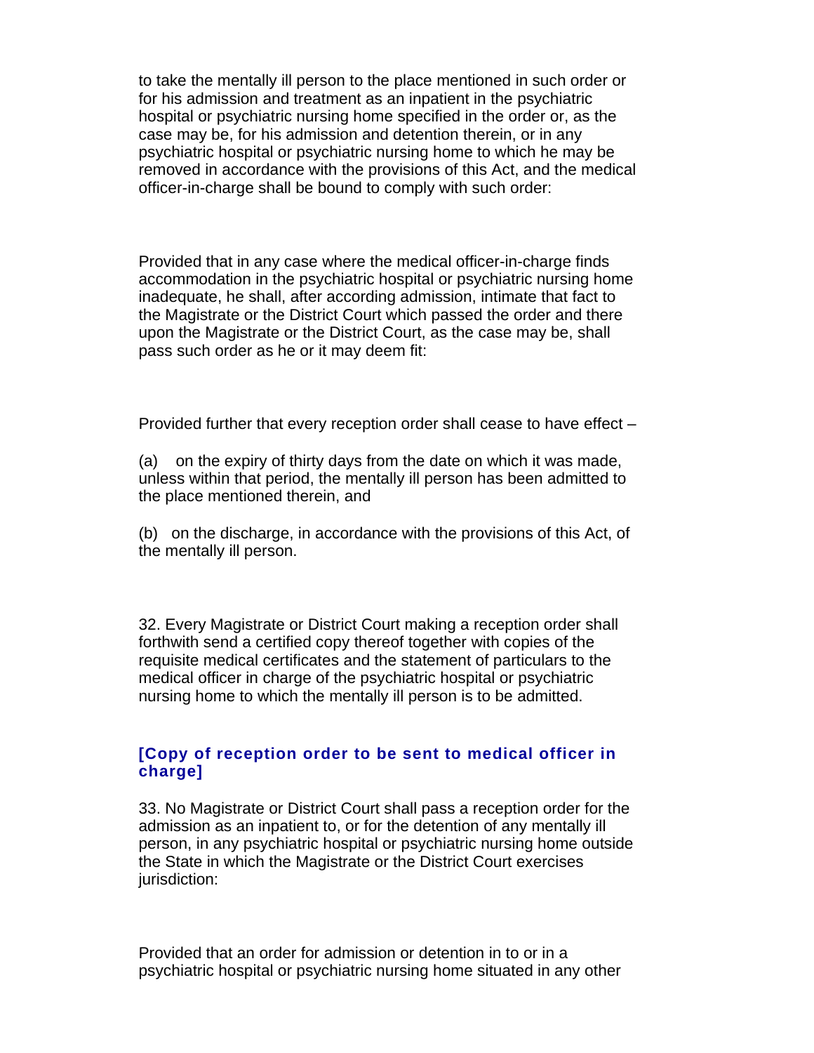to take the mentally ill person to the place mentioned in such order or for his admission and treatment as an inpatient in the psychiatric hospital or psychiatric nursing home specified in the order or, as the case may be, for his admission and detention therein, or in any psychiatric hospital or psychiatric nursing home to which he may be removed in accordance with the provisions of this Act, and the medical officer-in-charge shall be bound to comply with such order:

Provided that in any case where the medical officer-in-charge finds accommodation in the psychiatric hospital or psychiatric nursing home inadequate, he shall, after according admission, intimate that fact to the Magistrate or the District Court which passed the order and there upon the Magistrate or the District Court, as the case may be, shall pass such order as he or it may deem fit:

Provided further that every reception order shall cease to have effect –

(a) on the expiry of thirty days from the date on which it was made, unless within that period, the mentally ill person has been admitted to the place mentioned therein, and

(b) on the discharge, in accordance with the provisions of this Act, of the mentally ill person.

32. Every Magistrate or District Court making a reception order shall forthwith send a certified copy thereof together with copies of the requisite medical certificates and the statement of particulars to the medical officer in charge of the psychiatric hospital or psychiatric nursing home to which the mentally ill person is to be admitted.

### [Copy of reception order to be sent to medical officer in charge]

33. No Magistrate or District Court shall pass a reception order for the admission as an inpatient to, or for the detention of any mentally ill person, in any psychiatric hospital or psychiatric nursing home outside the State in which the Magistrate or the District Court exercises jurisdiction:

Provided that an order for admission or detention in to or in a psychiatric hospital or psychiatric nursing home situated in any other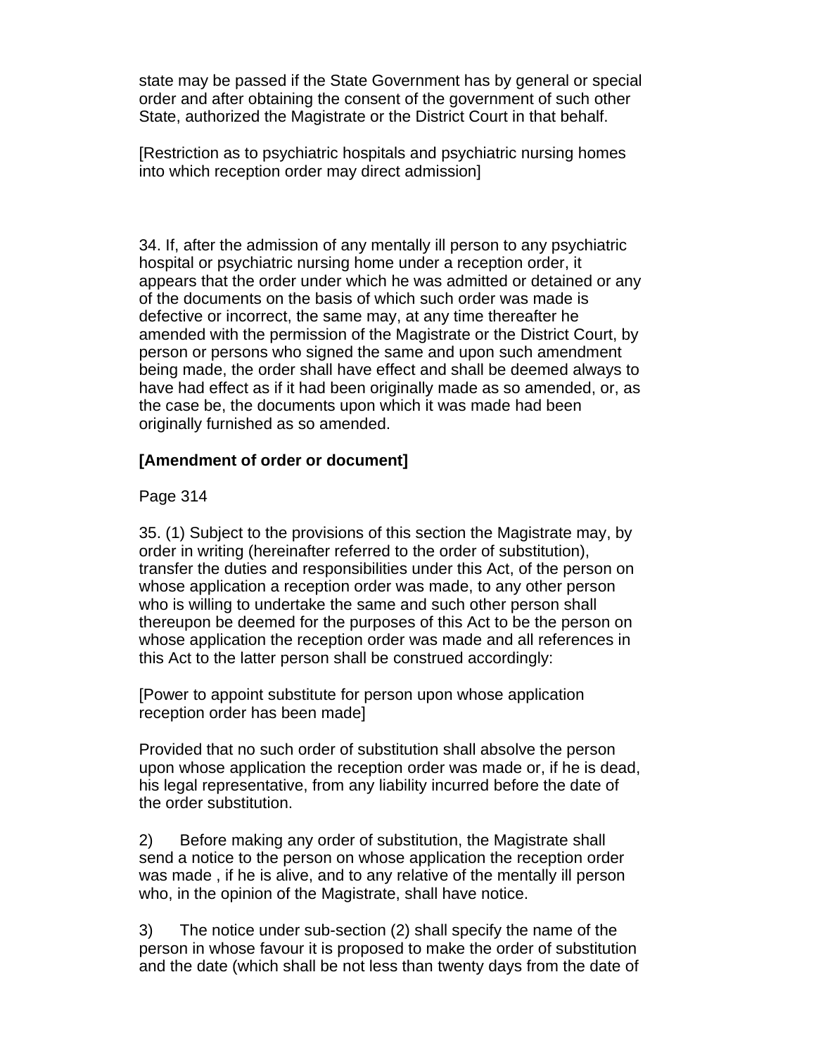state may be passed if the State Government has by general or special order and after obtaining the consent of the government of such other State, authorized the Magistrate or the District Court in that behalf.

[Restriction as to psychiatric hospitals and psychiatric nursing homes into which reception order may direct admission]

34. If, after the admission of any mentally ill person to any psychiatric hospital or psychiatric nursing home under a reception order, it appears that the order under which he was admitted or detained or any of the documents on the basis of which such order was made is defective or incorrect, the same may, at any time thereafter he amended with the permission of the Magistrate or the District Court, by person or persons who signed the same and upon such amendment being made, the order shall have effect and shall be deemed always to have had effect as if it had been originally made as so amended, or, as the case be, the documents upon which it was made had been originally furnished as so amended.

**[Amendment of order or document]**

Page 314

35. (1) Subject to the provisions of this section the Magistrate may, by order in writing (hereinafter referred to the order of substitution), transfer the duties and responsibilities under this Act, of the person on whose application a reception order was made, to any other person who is willing to undertake the same and such other person shall thereupon be deemed for the purposes of this Act to be the person on whose application the reception order was made and all references in this Act to the latter person shall be construed accordingly:

[Power to appoint substitute for person upon whose application reception order has been made]

Provided that no such order of substitution shall absolve the person upon whose application the reception order was made or, if he is dead, his legal representative, from any liability incurred before the date of the order substitution.

2) Before making any order of substitution, the Magistrate shall send a notice to the person on whose application the reception order was made , if he is alive, and to any relative of the mentally ill person who, in the opinion of the Magistrate, shall have notice.

3) The notice under sub-section (2) shall specify the name of the person in whose favour it is proposed to make the order of substitution and the date (which shall be not less than twenty days from the date of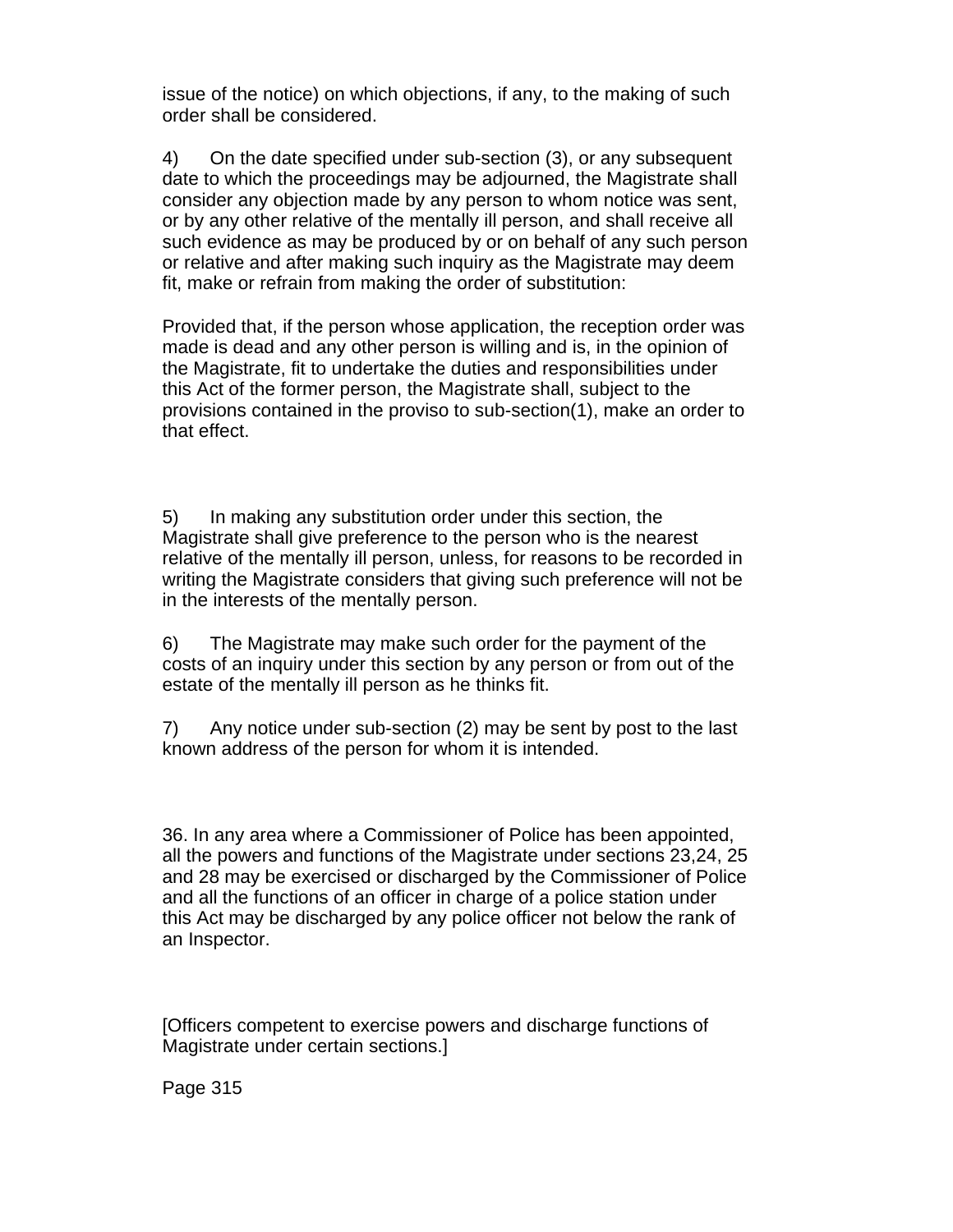issue of the notice) on which objections, if any, to the making of such order shall be considered.

4) On the date specified under sub-section (3), or any subsequent date to which the proceedings may be adjourned, the Magistrate shall consider any objection made by any person to whom notice was sent, or by any other relative of the mentally ill person, and shall receive all such evidence as may be produced by or on behalf of any such person or relative and after making such inquiry as the Magistrate may deem fit, make or refrain from making the order of substitution:

Provided that, if the person whose application, the reception order was made is dead and any other person is willing and is, in the opinion of the Magistrate, fit to undertake the duties and responsibilities under this Act of the former person, the Magistrate shall, subject to the provisions contained in the proviso to sub-section(1), make an order to that effect.

5) In making any substitution order under this section, the Magistrate shall give preference to the person who is the nearest relative of the mentally ill person, unless, for reasons to be recorded in writing the Magistrate considers that giving such preference will not be in the interests of the mentally person.

6) The Magistrate may make such order for the payment of the costs of an inquiry under this section by any person or from out of the estate of the mentally ill person as he thinks fit.

7) Any notice under sub-section (2) may be sent by post to the last known address of the person for whom it is intended.

36. In any area where a Commissioner of Police has been appointed, all the powers and functions of the Magistrate under sections 23,24, 25 and 28 may be exercised or discharged by the Commissioner of Police and all the functions of an officer in charge of a police station under this Act may be discharged by any police officer not below the rank of an Inspector.

[Officers competent to exercise powers and discharge functions of Magistrate under certain sections.]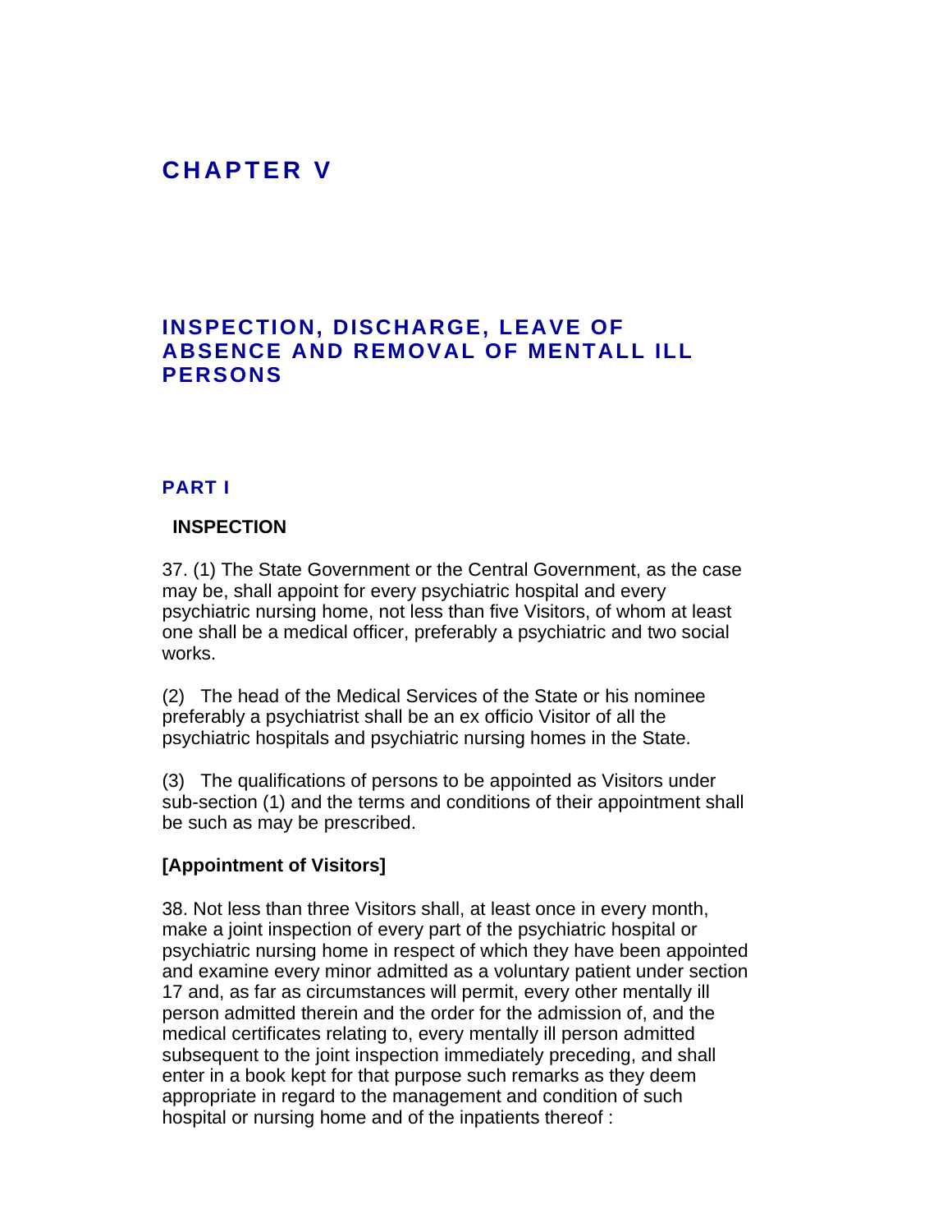# CHAPTER V

## INSPECTION, DISCHARGE, LEAVE OF ABSENCE AND REMOVAL OF MENTALL ILL PERSONS

### PART I

**INSPECTION**

37. (1) The State Government or the Central Government, as the case may be, shall appoint for every psychiatric hospital and every psychiatric nursing home, not less than five Visitors, of whom at least one shall be a medical officer, preferably a psychiatric and two social works.

(2) The head of the Medical Services of the State or his nominee preferably a psychiatrist shall be an ex officio Visitor of all the psychiatric hospitals and psychiatric nursing homes in the State.

(3) The qualifications of persons to be appointed as Visitors under sub-section (1) and the terms and conditions of their appointment shall be such as may be prescribed.

**[Appointment of Visitors]**

38. Not less than three Visitors shall, at least once in every month, make a joint inspection of every part of the psychiatric hospital or psychiatric nursing home in respect of which they have been appointed and examine every minor admitted as a voluntary patient under section 17 and, as far as circumstances will permit, every other mentally ill person admitted therein and the order for the admission of, and the medical certificates relating to, every mentally ill person admitted subsequent to the joint inspection immediately preceding, and shall enter in a book kept for that purpose such remarks as they deem appropriate in regard to the management and condition of such hospital or nursing home and of the inpatients thereof :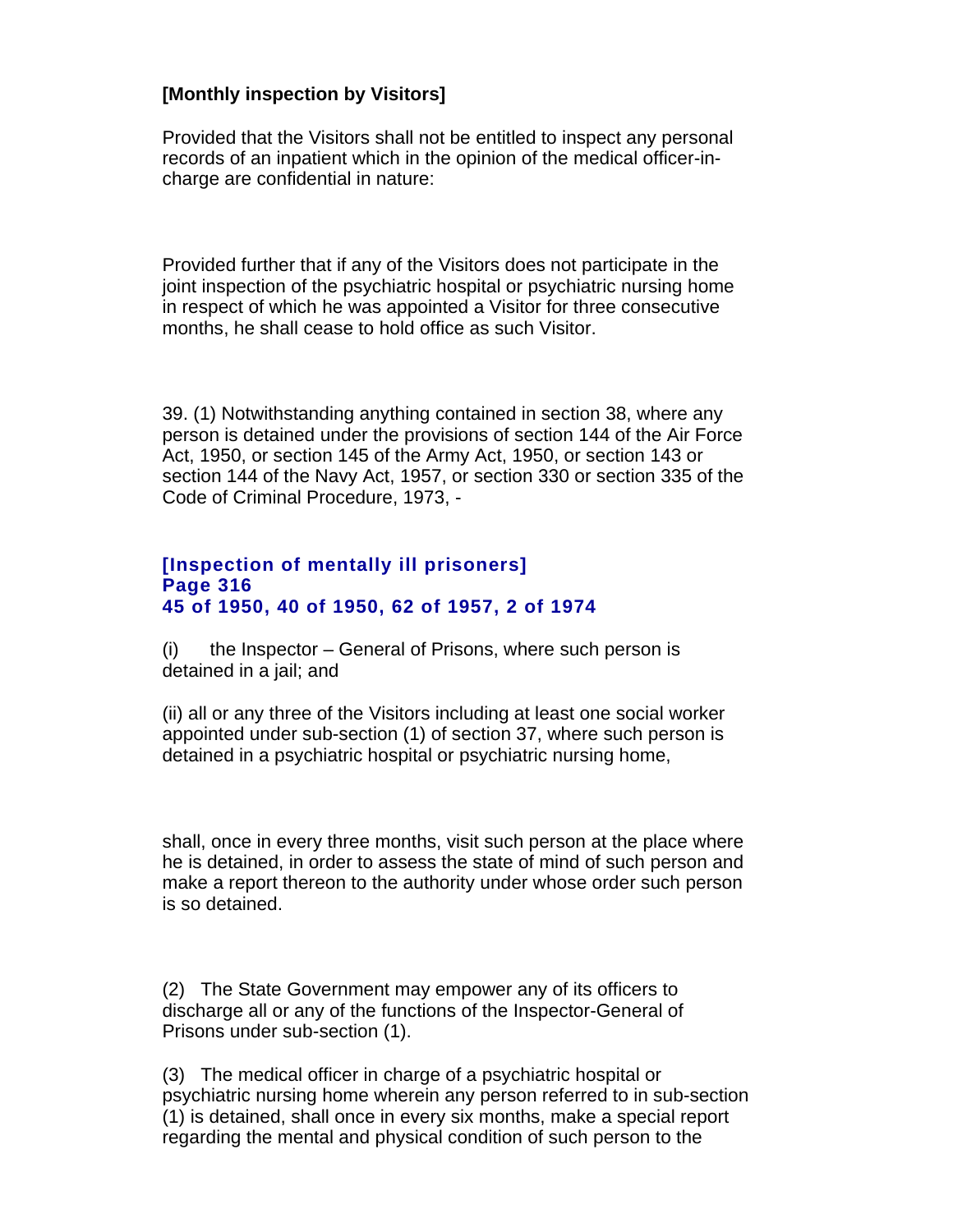**[Monthly inspection by Visitors]**

Provided that the Visitors shall not be entitled to inspect any personal records of an inpatient which in the opinion of the medical officer-in-charge are confidential in nature:

Provided further that if any of the Visitors does not participate in the joint inspection of the psychiatric hospital or psychiatric nursing home in respect of which he was appointed a Visitor for three consecutive months, he shall cease to hold office as such Visitor.

39. (1) Notwithstanding anything contained in section 38, where any person is detained under the provisions of section 144 of the Air Force Act, 1950, or section 145 of the Army Act, 1950, or section 143 or section 144 of the Navy Act, 1957, or section 330 or section 335 of the Code of Criminal Procedure, 1973, -

**[Inspection of mentally ill prisoners]**
**Page 316**
**45 of 1950, 40 of 1950, 62 of 1957, 2 of 1974**

(i) the Inspector – General of Prisons, where such person is detained in a jail; and

(ii) all or any three of the Visitors including at least one social worker appointed under sub-section (1) of section 37, where such person is detained in a psychiatric hospital or psychiatric nursing home,

shall, once in every three months, visit such person at the place where he is detained, in order to assess the state of mind of such person and make a report thereon to the authority under whose order such person is so detained.

(2) The State Government may empower any of its officers to discharge all or any of the functions of the Inspector-General of Prisons under sub-section (1).

(3) The medical officer in charge of a psychiatric hospital or psychiatric nursing home wherein any person referred to in sub-section (1) is detained, shall once in every six months, make a special report regarding the mental and physical condition of such person to the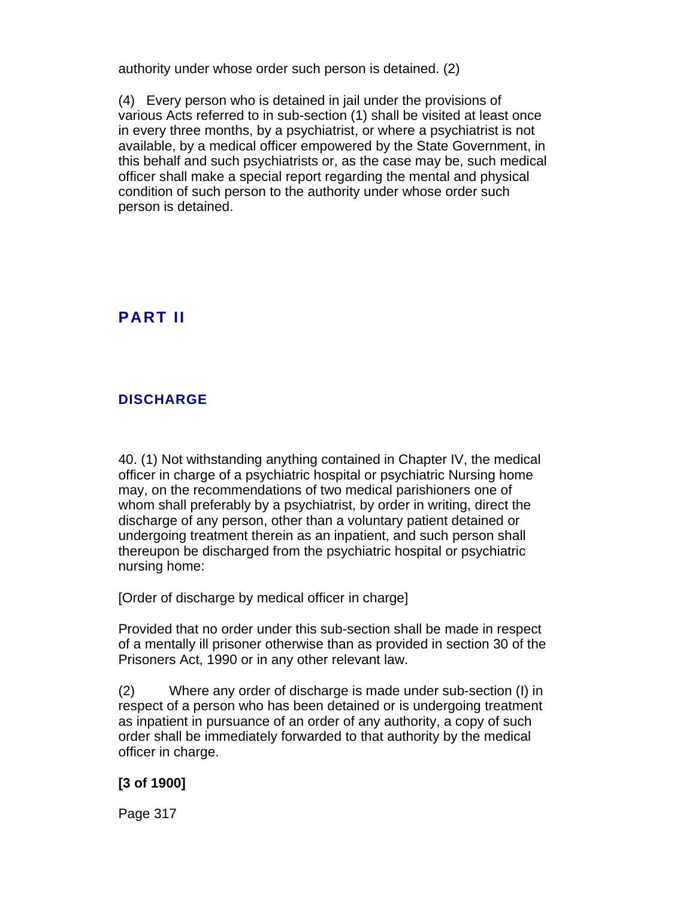authority under whose order such person is detained. (2)

(4) Every person who is detained in jail under the provisions of various Acts referred to in sub-section (1) shall be visited at least once in every three months, by a psychiatrist, or where a psychiatrist is not available, by a medical officer empowered by the State Government, in this behalf and such psychiatrists or, as the case may be, such medical officer shall make a special report regarding the mental and physical condition of such person to the authority under whose order such person is detained.

## PART II

### DISCHARGE

40. (1) Not withstanding anything contained in Chapter IV, the medical officer in charge of a psychiatric hospital or psychiatric Nursing home may, on the recommendations of two medical parishioners one of whom shall preferably by a psychiatrist, by order in writing, direct the discharge of any person, other than a voluntary patient detained or undergoing treatment therein as an inpatient, and such person shall thereupon be discharged from the psychiatric hospital or psychiatric nursing home:

[Order of discharge by medical officer in charge]

Provided that no order under this sub-section shall be made in respect of a mentally ill prisoner otherwise than as provided in section 30 of the Prisoners Act, 1990 or in any other relevant law.

(2) Where any order of discharge is made under sub-section (I) in respect of a person who has been detained or is undergoing treatment as inpatient in pursuance of an order of any authority, a copy of such order shall be immediately forwarded to that authority by the medical officer in charge.

**[3 of 1900]**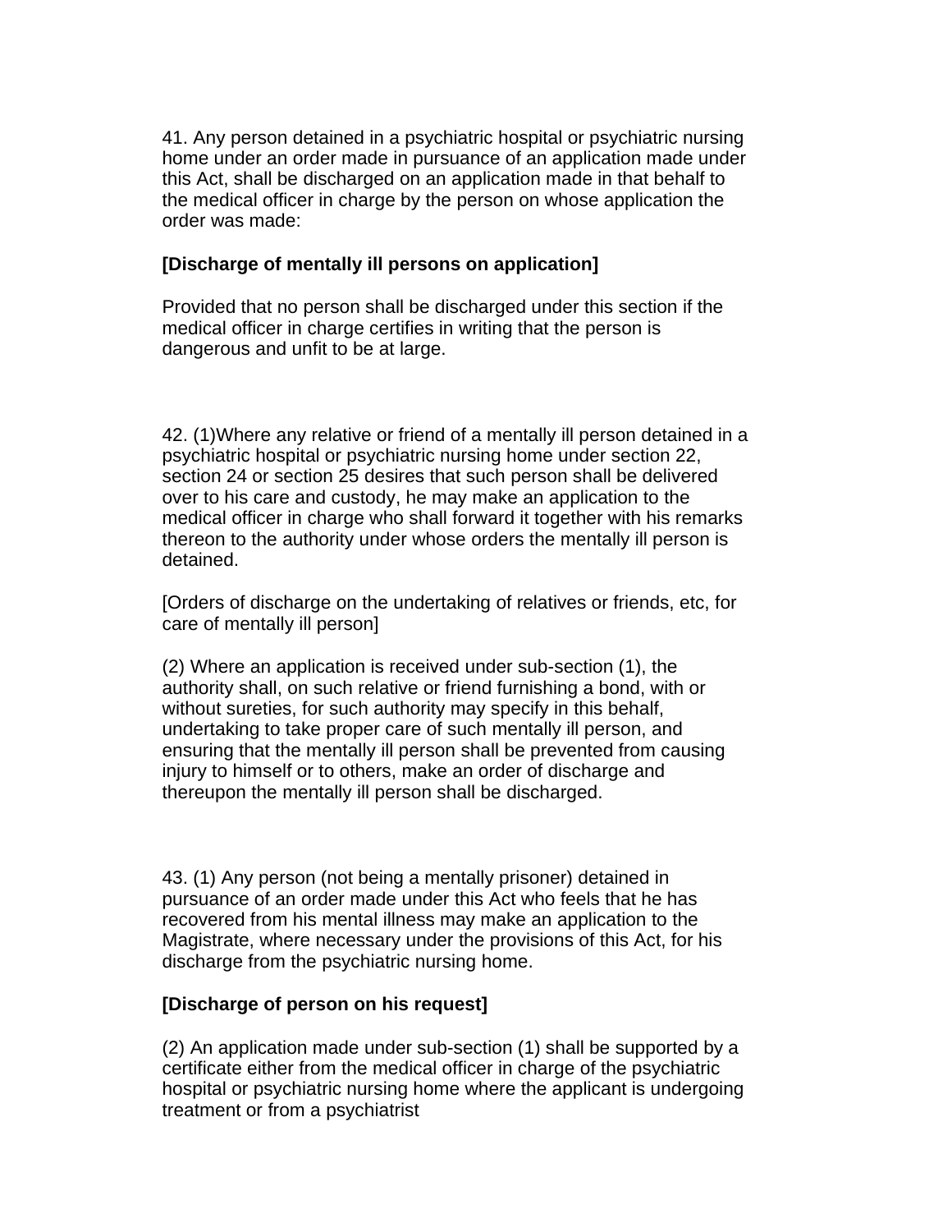41. Any person detained in a psychiatric hospital or psychiatric nursing home under an order made in pursuance of an application made under this Act, shall be discharged on an application made in that behalf to the medical officer in charge by the person on whose application the order was made:

**[Discharge of mentally ill persons on application]**

Provided that no person shall be discharged under this section if the medical officer in charge certifies in writing that the person is dangerous and unfit to be at large.

42. (1)Where any relative or friend of a mentally ill person detained in a psychiatric hospital or psychiatric nursing home under section 22, section 24 or section 25 desires that such person shall be delivered over to his care and custody, he may make an application to the medical officer in charge who shall forward it together with his remarks thereon to the authority under whose orders the mentally ill person is detained.

[Orders of discharge on the undertaking of relatives or friends, etc, for care of mentally ill person]

(2) Where an application is received under sub-section (1), the authority shall, on such relative or friend furnishing a bond, with or without sureties, for such authority may specify in this behalf, undertaking to take proper care of such mentally ill person, and ensuring that the mentally ill person shall be prevented from causing injury to himself or to others, make an order of discharge and thereupon the mentally ill person shall be discharged.

43. (1) Any person (not being a mentally prisoner) detained in pursuance of an order made under this Act who feels that he has recovered from his mental illness may make an application to the Magistrate, where necessary under the provisions of this Act, for his discharge from the psychiatric nursing home.

**[Discharge of person on his request]**

(2) An application made under sub-section (1) shall be supported by a certificate either from the medical officer in charge of the psychiatric hospital or psychiatric nursing home where the applicant is undergoing treatment or from a psychiatrist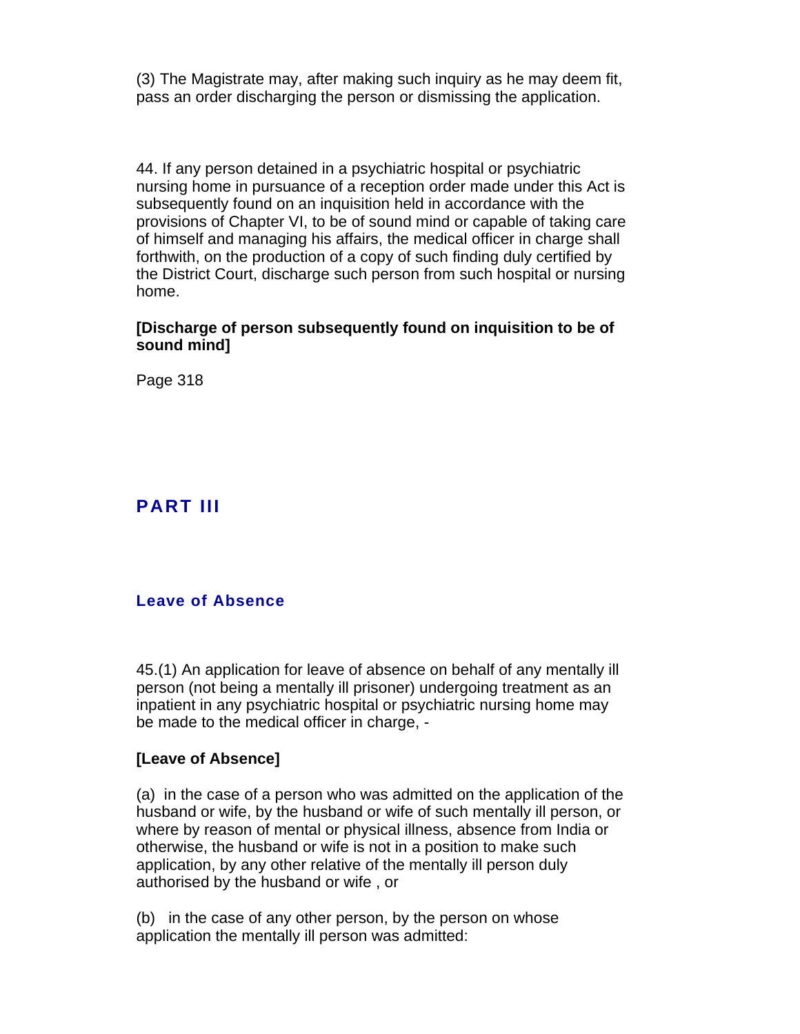(3) The Magistrate may, after making such inquiry as he may deem fit, pass an order discharging the person or dismissing the application.

44. If any person detained in a psychiatric hospital or psychiatric nursing home in pursuance of a reception order made under this Act is subsequently found on an inquisition held in accordance with the provisions of Chapter VI, to be of sound mind or capable of taking care of himself and managing his affairs, the medical officer in charge shall forthwith, on the production of a copy of such finding duly certified by the District Court, discharge such person from such hospital or nursing home.

**[Discharge of person subsequently found on inquisition to be of sound mind]**

Page 318

## PART III

### Leave of Absence

45.(1) An application for leave of absence on behalf of any mentally ill person (not being a mentally ill prisoner) undergoing treatment as an inpatient in any psychiatric hospital or psychiatric nursing home may be made to the medical officer in charge, -

**[Leave of Absence]**

(a) in the case of a person who was admitted on the application of the husband or wife, by the husband or wife of such mentally ill person, or where by reason of mental or physical illness, absence from India or otherwise, the husband or wife is not in a position to make such application, by any other relative of the mentally ill person duly authorised by the husband or wife , or

(b) in the case of any other person, by the person on whose application the mentally ill person was admitted: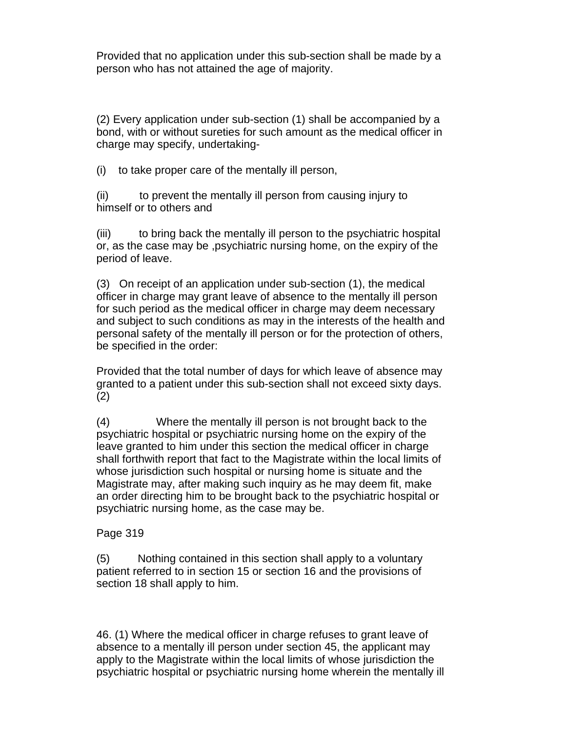Provided that no application under this sub-section shall be made by a person who has not attained the age of majority.

(2) Every application under sub-section (1) shall be accompanied by a bond, with or without sureties for such amount as the medical officer in charge may specify, undertaking-

(i) to take proper care of the mentally ill person,

(ii) to prevent the mentally ill person from causing injury to himself or to others and

(iii) to bring back the mentally ill person to the psychiatric hospital or, as the case may be ,psychiatric nursing home, on the expiry of the period of leave.

(3) On receipt of an application under sub-section (1), the medical officer in charge may grant leave of absence to the mentally ill person for such period as the medical officer in charge may deem necessary and subject to such conditions as may in the interests of the health and personal safety of the mentally ill person or for the protection of others, be specified in the order:

Provided that the total number of days for which leave of absence may granted to a patient under this sub-section shall not exceed sixty days. (2)

(4) Where the mentally ill person is not brought back to the psychiatric hospital or psychiatric nursing home on the expiry of the leave granted to him under this section the medical officer in charge shall forthwith report that fact to the Magistrate within the local limits of whose jurisdiction such hospital or nursing home is situate and the Magistrate may, after making such inquiry as he may deem fit, make an order directing him to be brought back to the psychiatric hospital or psychiatric nursing home, as the case may be.

Page 319

(5) Nothing contained in this section shall apply to a voluntary patient referred to in section 15 or section 16 and the provisions of section 18 shall apply to him.

46. (1) Where the medical officer in charge refuses to grant leave of absence to a mentally ill person under section 45, the applicant may apply to the Magistrate within the local limits of whose jurisdiction the psychiatric hospital or psychiatric nursing home wherein the mentally ill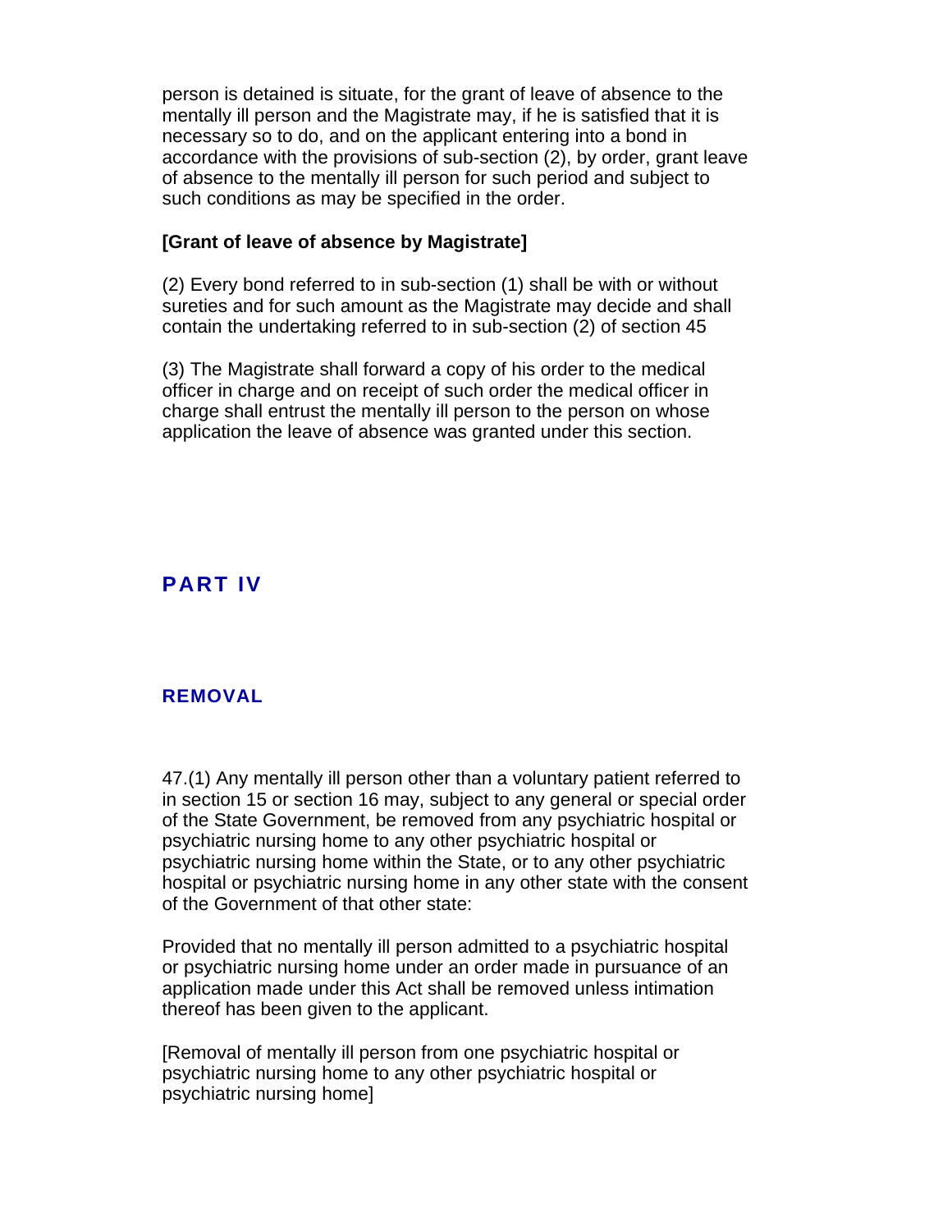person is detained is situate, for the grant of leave of absence to the mentally ill person and the Magistrate may, if he is satisfied that it is necessary so to do, and on the applicant entering into a bond in accordance with the provisions of sub-section (2), by order, grant leave of absence to the mentally ill person for such period and subject to such conditions as may be specified in the order.

**[Grant of leave of absence by Magistrate]**

(2) Every bond referred to in sub-section (1) shall be with or without sureties and for such amount as the Magistrate may decide and shall contain the undertaking referred to in sub-section (2) of section 45

(3) The Magistrate shall forward a copy of his order to the medical officer in charge and on receipt of such order the medical officer in charge shall entrust the mentally ill person to the person on whose application the leave of absence was granted under this section.

## PART IV

### REMOVAL

47.(1) Any mentally ill person other than a voluntary patient referred to in section 15 or section 16 may, subject to any general or special order of the State Government, be removed from any psychiatric hospital or psychiatric nursing home to any other psychiatric hospital or psychiatric nursing home within the State, or to any other psychiatric hospital or psychiatric nursing home in any other state with the consent of the Government of that other state:

Provided that no mentally ill person admitted to a psychiatric hospital or psychiatric nursing home under an order made in pursuance of an application made under this Act shall be removed unless intimation thereof has been given to the applicant.

[Removal of mentally ill person from one psychiatric hospital or psychiatric nursing home to any other psychiatric hospital or psychiatric nursing home]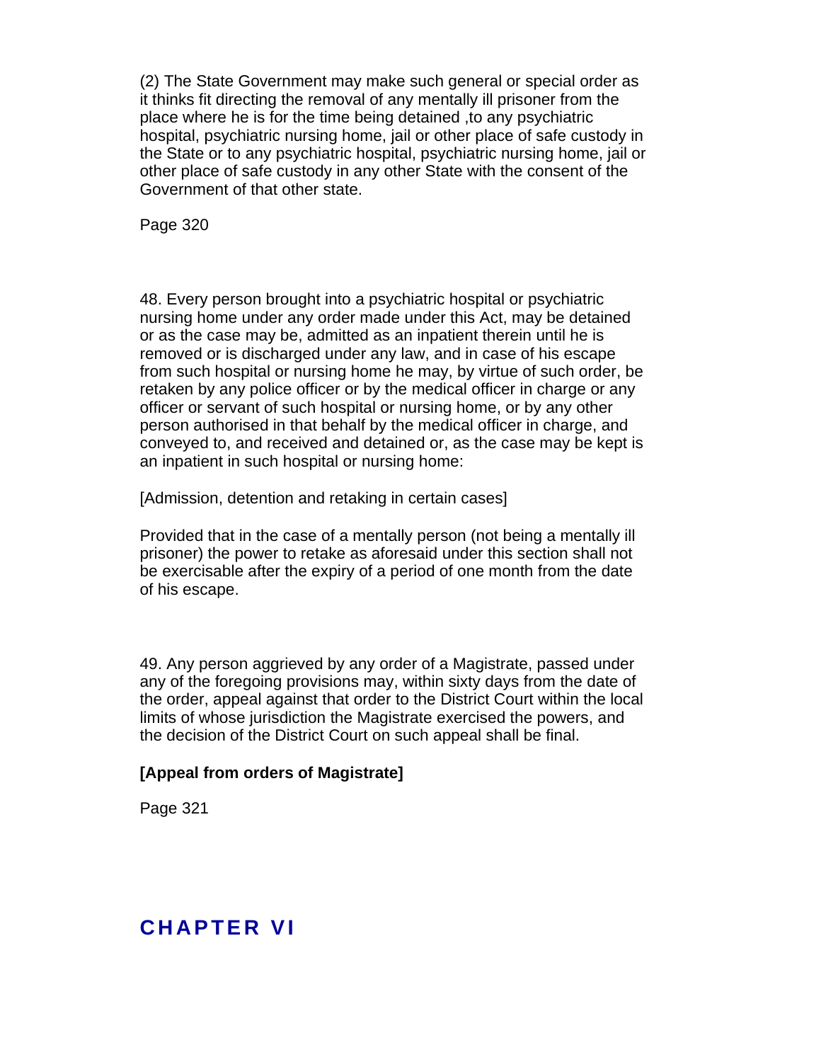(2) The State Government may make such general or special order as it thinks fit directing the removal of any mentally ill prisoner from the place where he is for the time being detained ,to any psychiatric hospital, psychiatric nursing home, jail or other place of safe custody in the State or to any psychiatric hospital, psychiatric nursing home, jail or other place of safe custody in any other State with the consent of the Government of that other state.

Page 320

48. Every person brought into a psychiatric hospital or psychiatric nursing home under any order made under this Act, may be detained or as the case may be, admitted as an inpatient therein until he is removed or is discharged under any law, and in case of his escape from such hospital or nursing home he may, by virtue of such order, be retaken by any police officer or by the medical officer in charge or any officer or servant of such hospital or nursing home, or by any other person authorised in that behalf by the medical officer in charge, and conveyed to, and received and detained or, as the case may be kept is an inpatient in such hospital or nursing home:

[Admission, detention and retaking in certain cases]

Provided that in the case of a mentally person (not being a mentally ill prisoner) the power to retake as aforesaid under this section shall not be exercisable after the expiry of a period of one month from the date of his escape.

49. Any person aggrieved by any order of a Magistrate, passed under any of the foregoing provisions may, within sixty days from the date of the order, appeal against that order to the District Court within the local limits of whose jurisdiction the Magistrate exercised the powers, and the decision of the District Court on such appeal shall be final.

**[Appeal from orders of Magistrate]**

Page 321

## CHAPTER VI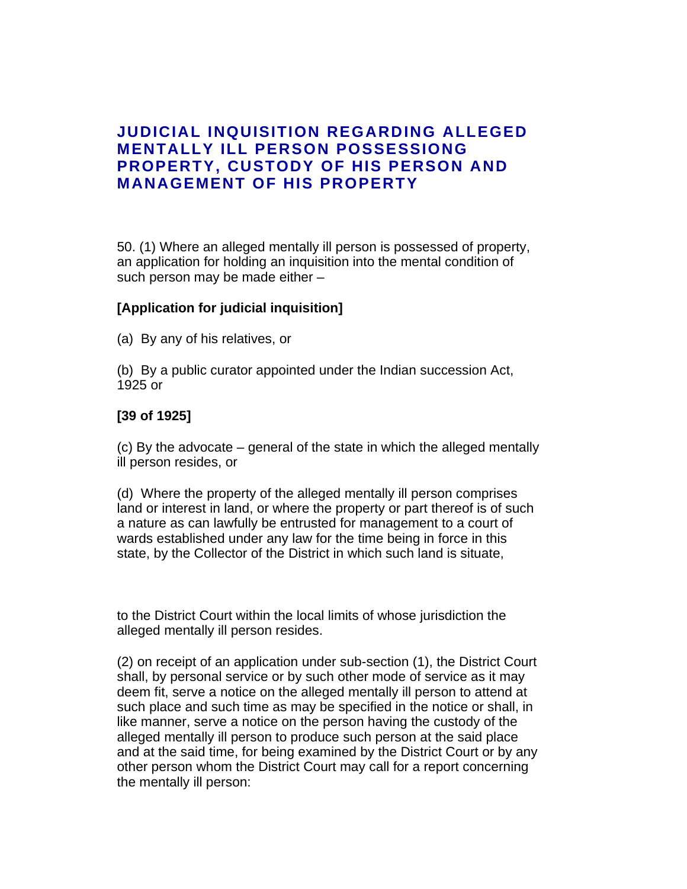## JUDICIAL INQUISITION REGARDING ALLEGED MENTALLY ILL PERSON POSSESSIONG PROPERTY, CUSTODY OF HIS PERSON AND MANAGEMENT OF HIS PROPERTY

50. (1) Where an alleged mentally ill person is possessed of property, an application for holding an inquisition into the mental condition of such person may be made either –

**[Application for judicial inquisition]**

(a) By any of his relatives, or

(b) By a public curator appointed under the Indian succession Act, 1925 or

**[39 of 1925]**

(c) By the advocate – general of the state in which the alleged mentally ill person resides, or

(d) Where the property of the alleged mentally ill person comprises land or interest in land, or where the property or part thereof is of such a nature as can lawfully be entrusted for management to a court of wards established under any law for the time being in force in this state, by the Collector of the District in which such land is situate,

to the District Court within the local limits of whose jurisdiction the alleged mentally ill person resides.

(2) on receipt of an application under sub-section (1), the District Court shall, by personal service or by such other mode of service as it may deem fit, serve a notice on the alleged mentally ill person to attend at such place and such time as may be specified in the notice or shall, in like manner, serve a notice on the person having the custody of the alleged mentally ill person to produce such person at the said place and at the said time, for being examined by the District Court or by any other person whom the District Court may call for a report concerning the mentally ill person: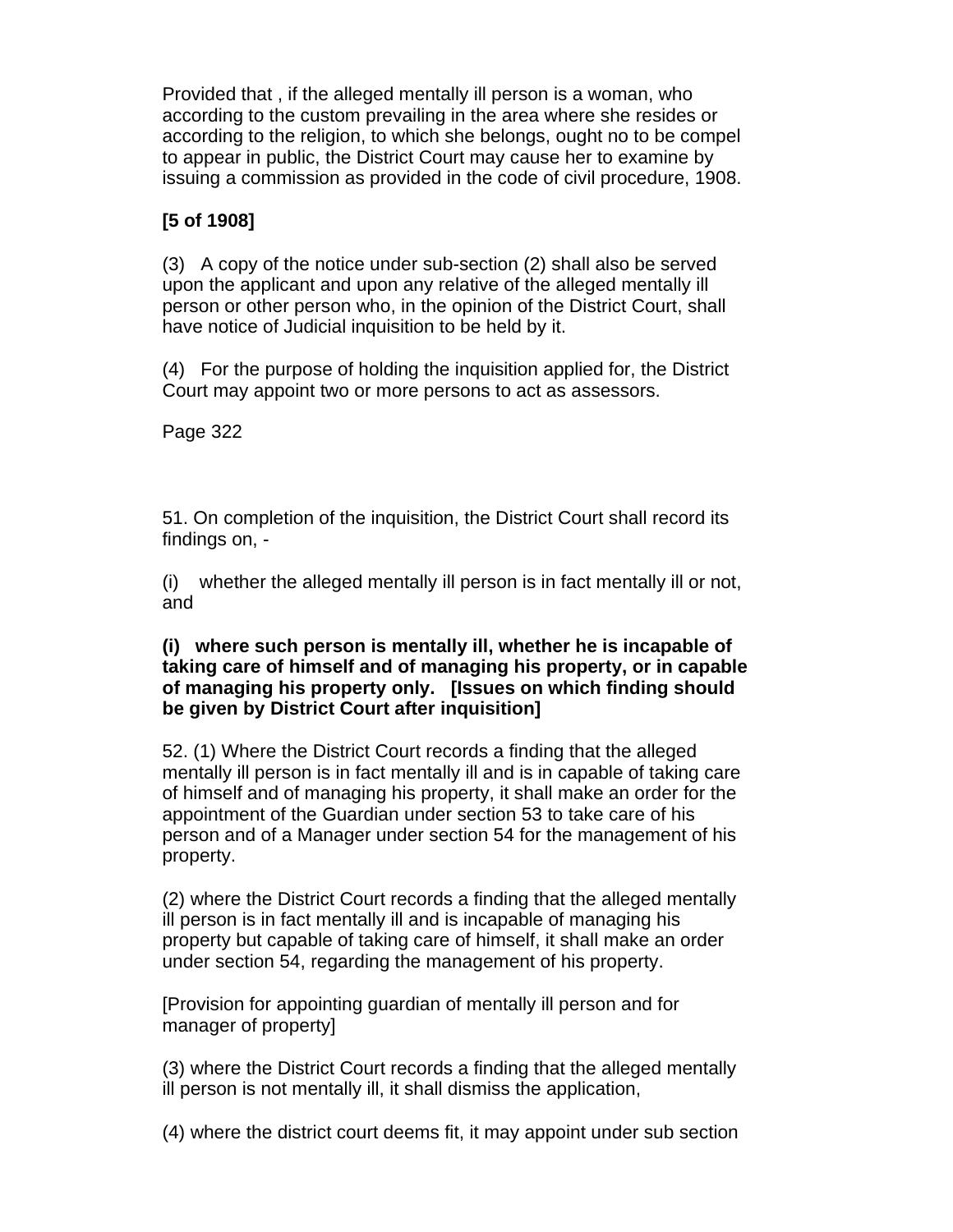Provided that , if the alleged mentally ill person is a woman, who according to the custom prevailing in the area where she resides or according to the religion, to which she belongs, ought no to be compel to appear in public, the District Court may cause her to examine by issuing a commission as provided in the code of civil procedure, 1908.

**[5 of 1908]**

(3) A copy of the notice under sub-section (2) shall also be served upon the applicant and upon any relative of the alleged mentally ill person or other person who, in the opinion of the District Court, shall have notice of Judicial inquisition to be held by it.

(4) For the purpose of holding the inquisition applied for, the District Court may appoint two or more persons to act as assessors.

Page 322

51. On completion of the inquisition, the District Court shall record its findings on, -

(i) whether the alleged mentally ill person is in fact mentally ill or not, and

**(i) where such person is mentally ill, whether he is incapable of taking care of himself and of managing his property, or in capable of managing his property only. [Issues on which finding should be given by District Court after inquisition]**

52. (1) Where the District Court records a finding that the alleged mentally ill person is in fact mentally ill and is in capable of taking care of himself and of managing his property, it shall make an order for the appointment of the Guardian under section 53 to take care of his person and of a Manager under section 54 for the management of his property.

(2) where the District Court records a finding that the alleged mentally ill person is in fact mentally ill and is incapable of managing his property but capable of taking care of himself, it shall make an order under section 54, regarding the management of his property.

[Provision for appointing guardian of mentally ill person and for manager of property]

(3) where the District Court records a finding that the alleged mentally ill person is not mentally ill, it shall dismiss the application,

(4) where the district court deems fit, it may appoint under sub section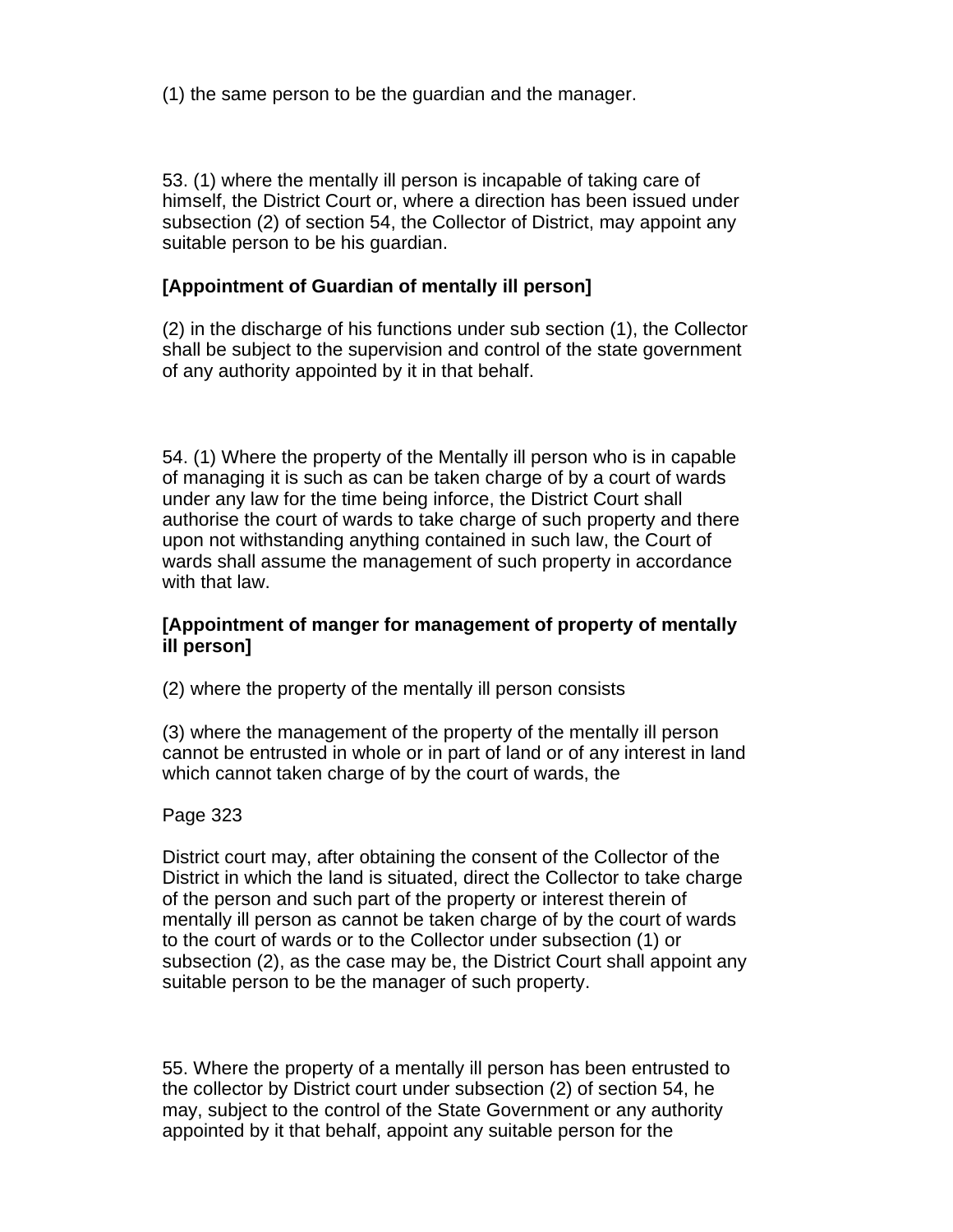(1) the same person to be the guardian and the manager.

53. (1) where the mentally ill person is incapable of taking care of himself, the District Court or, where a direction has been issued under subsection (2) of section 54, the Collector of District, may appoint any suitable person to be his guardian.

**[Appointment of Guardian of mentally ill person]**

(2) in the discharge of his functions under sub section (1), the Collector shall be subject to the supervision and control of the state government of any authority appointed by it in that behalf.

54. (1) Where the property of the Mentally ill person who is in capable of managing it is such as can be taken charge of by a court of wards under any law for the time being inforce, the District Court shall authorise the court of wards to take charge of such property and there upon not withstanding anything contained in such law, the Court of wards shall assume the management of such property in accordance with that law.

**[Appointment of manger for management of property of mentally ill person]**

(2) where the property of the mentally ill person consists

(3) where the management of the property of the mentally ill person cannot be entrusted in whole or in part of land or of any interest in land which cannot taken charge of by the court of wards, the

Page 323

District court may, after obtaining the consent of the Collector of the District in which the land is situated, direct the Collector to take charge of the person and such part of the property or interest therein of mentally ill person as cannot be taken charge of by the court of wards to the court of wards or to the Collector under subsection (1) or subsection (2), as the case may be, the District Court shall appoint any suitable person to be the manager of such property.

55. Where the property of a mentally ill person has been entrusted to the collector by District court under subsection (2) of section 54, he may, subject to the control of the State Government or any authority appointed by it that behalf, appoint any suitable person for the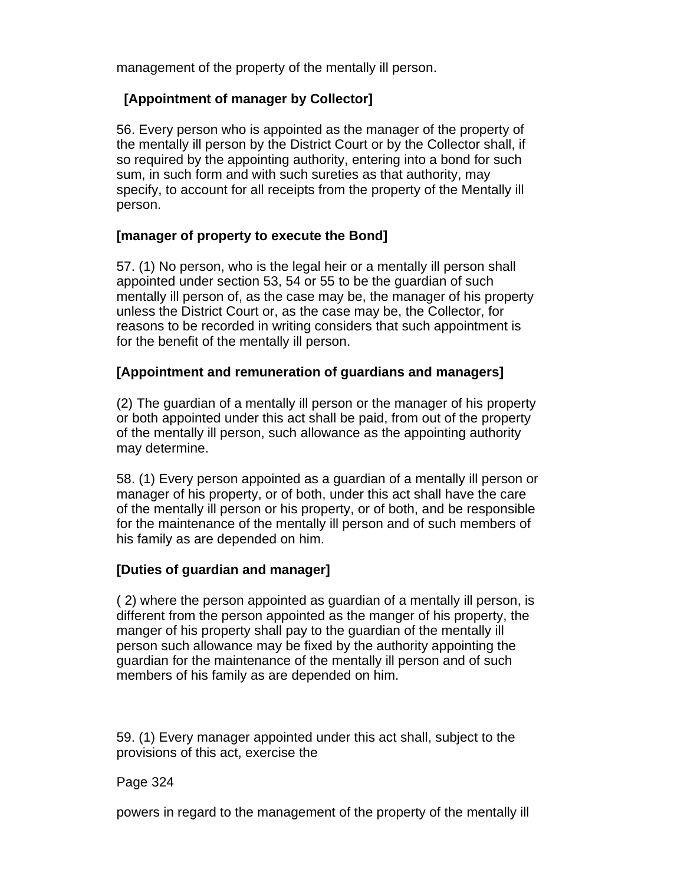management of the property of the mentally ill person.

**[Appointment of manager by Collector]**

56. Every person who is appointed as the manager of the property of the mentally ill person by the District Court or by the Collector shall, if so required by the appointing authority, entering into a bond for such sum, in such form and with such sureties as that authority, may specify, to account for all receipts from the property of the Mentally ill person.

**[manager of property to execute the Bond]**

57. (1) No person, who is the legal heir or a mentally ill person shall appointed under section 53, 54 or 55 to be the guardian of such mentally ill person of, as the case may be, the manager of his property unless the District Court or, as the case may be, the Collector, for reasons to be recorded in writing considers that such appointment is for the benefit of the mentally ill person.

**[Appointment and remuneration of guardians and managers]**

(2) The guardian of a mentally ill person or the manager of his property or both appointed under this act shall be paid, from out of the property of the mentally ill person, such allowance as the appointing authority may determine.

58. (1) Every person appointed as a guardian of a mentally ill person or manager of his property, or of both, under this act shall have the care of the mentally ill person or his property, or of both, and be responsible for the maintenance of the mentally ill person and of such members of his family as are depended on him.

**[Duties of guardian and manager]**

( 2) where the person appointed as guardian of a mentally ill person, is different from the person appointed as the manger of his property, the manger of his property shall pay to the guardian of the mentally ill person such allowance may be fixed by the authority appointing the guardian for the maintenance of the mentally ill person and of such members of his family as are depended on him.

59. (1) Every manager appointed under this act shall, subject to the provisions of this act, exercise the

powers in regard to the management of the property of the mentally ill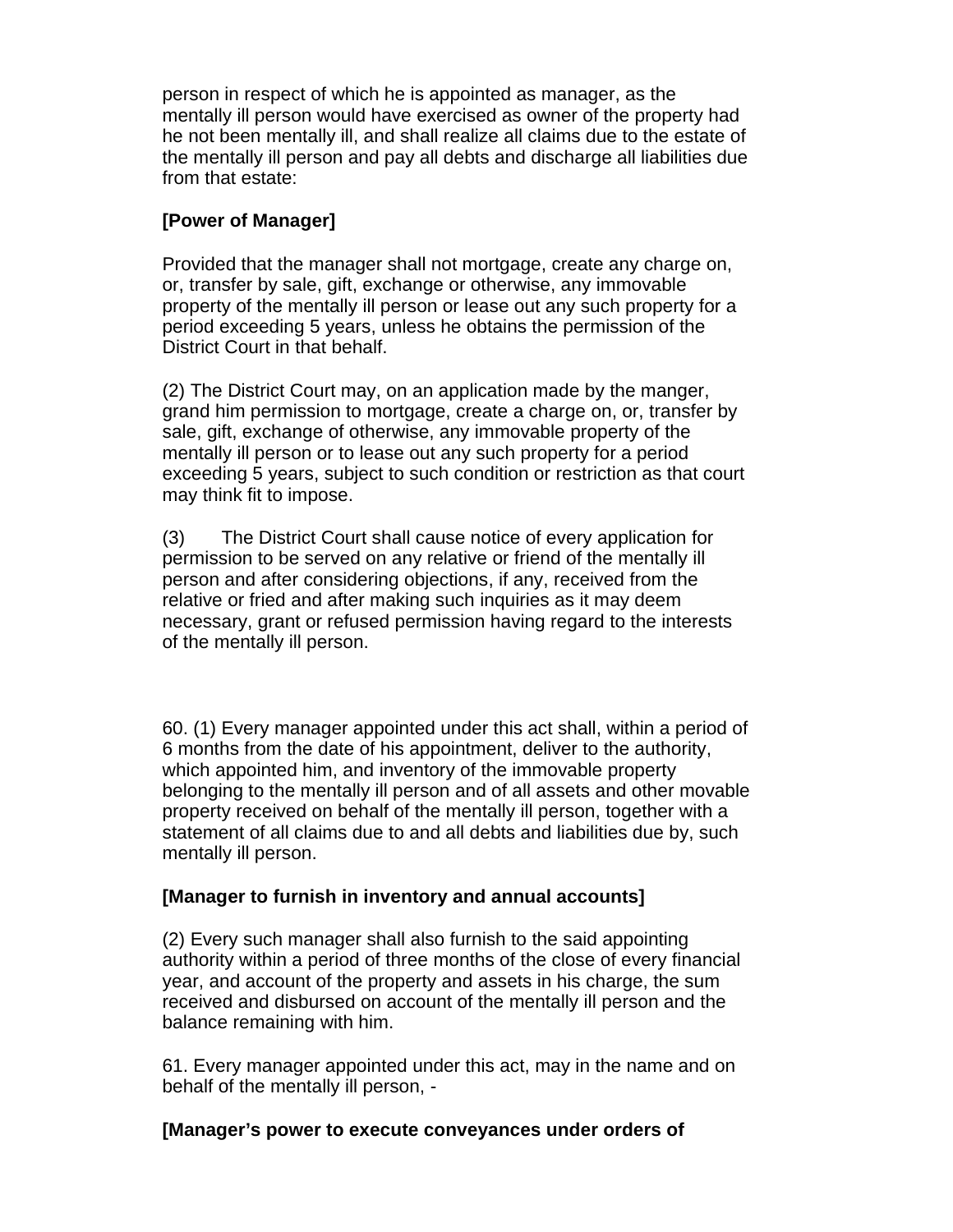person in respect of which he is appointed as manager, as the mentally ill person would have exercised as owner of the property had he not been mentally ill, and shall realize all claims due to the estate of the mentally ill person and pay all debts and discharge all liabilities due from that estate:

**[Power of Manager]**

Provided that the manager shall not mortgage, create any charge on, or, transfer by sale, gift, exchange or otherwise, any immovable property of the mentally ill person or lease out any such property for a period exceeding 5 years, unless he obtains the permission of the District Court in that behalf.

(2) The District Court may, on an application made by the manger, grand him permission to mortgage, create a charge on, or, transfer by sale, gift, exchange of otherwise, any immovable property of the mentally ill person or to lease out any such property for a period exceeding 5 years, subject to such condition or restriction as that court may think fit to impose.

(3) The District Court shall cause notice of every application for permission to be served on any relative or friend of the mentally ill person and after considering objections, if any, received from the relative or fried and after making such inquiries as it may deem necessary, grant or refused permission having regard to the interests of the mentally ill person.

60. (1) Every manager appointed under this act shall, within a period of 6 months from the date of his appointment, deliver to the authority, which appointed him, and inventory of the immovable property belonging to the mentally ill person and of all assets and other movable property received on behalf of the mentally ill person, together with a statement of all claims due to and all debts and liabilities due by, such mentally ill person.

**[Manager to furnish in inventory and annual accounts]**

(2) Every such manager shall also furnish to the said appointing authority within a period of three months of the close of every financial year, and account of the property and assets in his charge, the sum received and disbursed on account of the mentally ill person and the balance remaining with him.

61. Every manager appointed under this act, may in the name and on behalf of the mentally ill person, -

**[Manager's power to execute conveyances under orders of**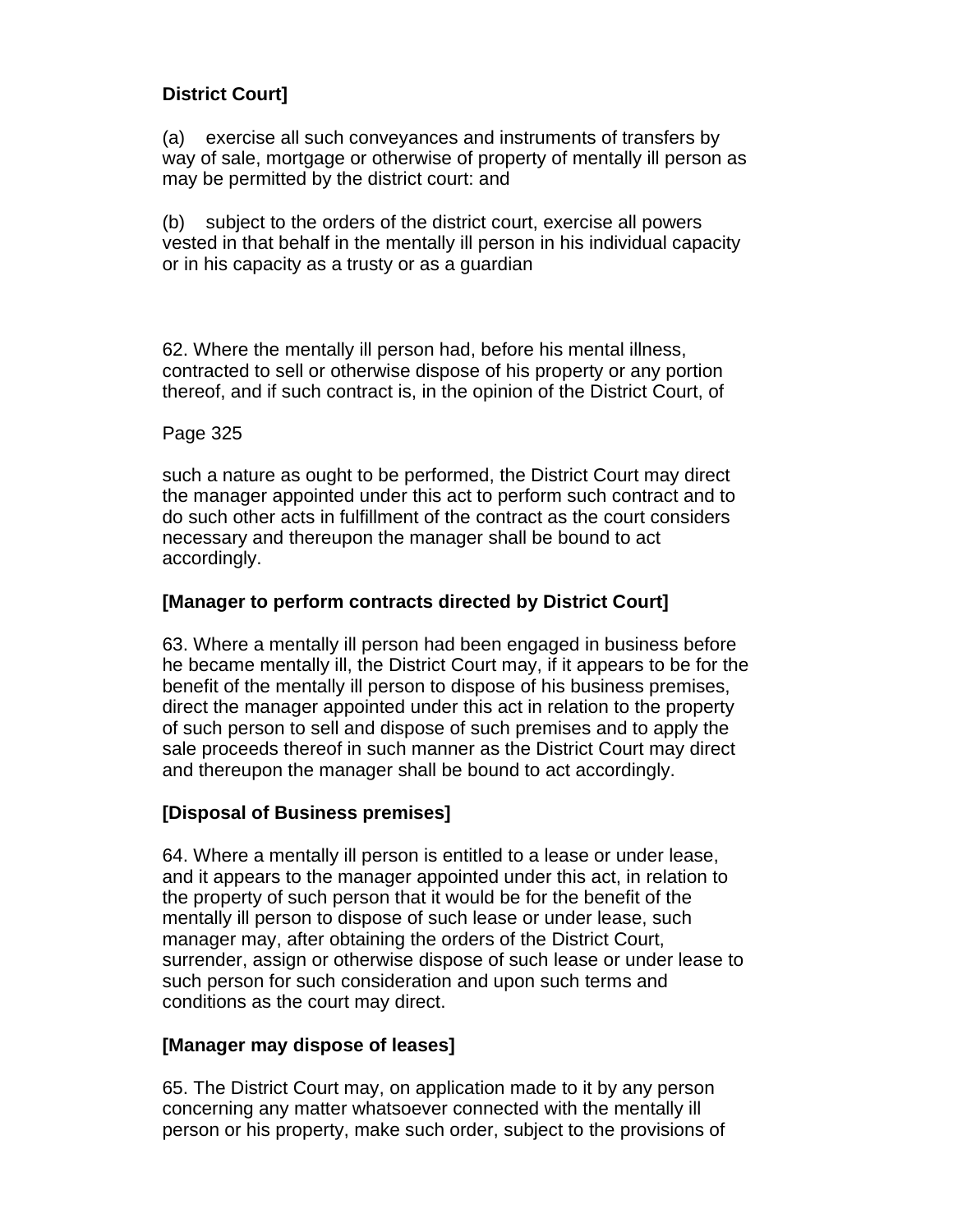**District Court]**

(a) exercise all such conveyances and instruments of transfers by way of sale, mortgage or otherwise of property of mentally ill person as may be permitted by the district court: and

(b) subject to the orders of the district court, exercise all powers vested in that behalf in the mentally ill person in his individual capacity or in his capacity as a trusty or as a guardian

62. Where the mentally ill person had, before his mental illness, contracted to sell or otherwise dispose of his property or any portion thereof, and if such contract is, in the opinion of the District Court, of

Page 325

such a nature as ought to be performed, the District Court may direct the manager appointed under this act to perform such contract and to do such other acts in fulfillment of the contract as the court considers necessary and thereupon the manager shall be bound to act accordingly.

**[Manager to perform contracts directed by District Court]**

63. Where a mentally ill person had been engaged in business before he became mentally ill, the District Court may, if it appears to be for the benefit of the mentally ill person to dispose of his business premises, direct the manager appointed under this act in relation to the property of such person to sell and dispose of such premises and to apply the sale proceeds thereof in such manner as the District Court may direct and thereupon the manager shall be bound to act accordingly.

**[Disposal of Business premises]**

64. Where a mentally ill person is entitled to a lease or under lease, and it appears to the manager appointed under this act, in relation to the property of such person that it would be for the benefit of the mentally ill person to dispose of such lease or under lease, such manager may, after obtaining the orders of the District Court, surrender, assign or otherwise dispose of such lease or under lease to such person for such consideration and upon such terms and conditions as the court may direct.

**[Manager may dispose of leases]**

65. The District Court may, on application made to it by any person concerning any matter whatsoever connected with the mentally ill person or his property, make such order, subject to the provisions of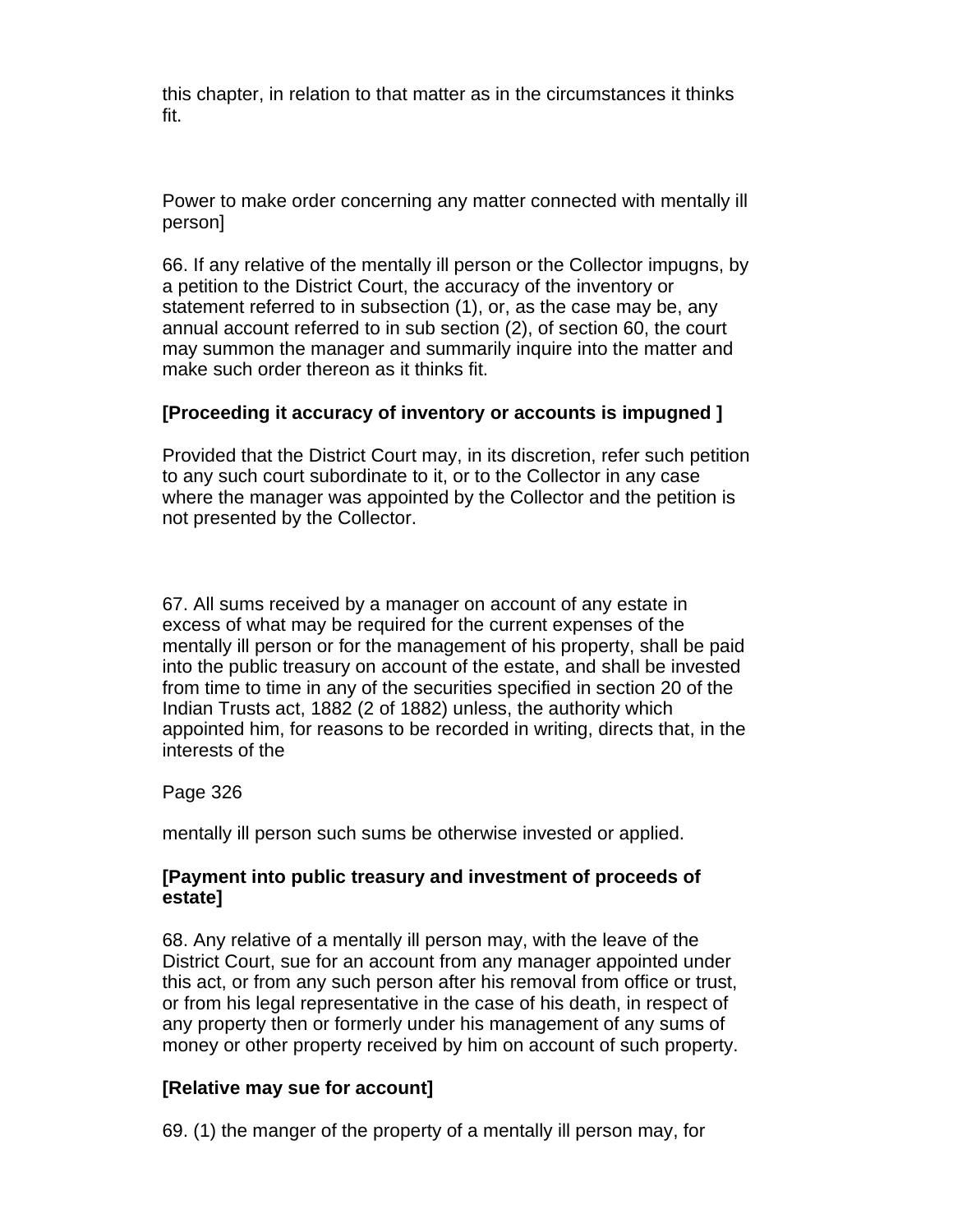this chapter, in relation to that matter as in the circumstances it thinks fit.

Power to make order concerning any matter connected with mentally ill person]

66. If any relative of the mentally ill person or the Collector impugns, by a petition to the District Court, the accuracy of the inventory or statement referred to in subsection (1), or, as the case may be, any annual account referred to in sub section (2), of section 60, the court may summon the manager and summarily inquire into the matter and make such order thereon as it thinks fit.

**[Proceeding it accuracy of inventory or accounts is impugned ]**

Provided that the District Court may, in its discretion, refer such petition to any such court subordinate to it, or to the Collector in any case where the manager was appointed by the Collector and the petition is not presented by the Collector.

67. All sums received by a manager on account of any estate in excess of what may be required for the current expenses of the mentally ill person or for the management of his property, shall be paid into the public treasury on account of the estate, and shall be invested from time to time in any of the securities specified in section 20 of the Indian Trusts act, 1882 (2 of 1882) unless, the authority which appointed him, for reasons to be recorded in writing, directs that, in the interests of the

mentally ill person such sums be otherwise invested or applied.

**[Payment into public treasury and investment of proceeds of estate]**

68. Any relative of a mentally ill person may, with the leave of the District Court, sue for an account from any manager appointed under this act, or from any such person after his removal from office or trust, or from his legal representative in the case of his death, in respect of any property then or formerly under his management of any sums of money or other property received by him on account of such property.

**[Relative may sue for account]**

69. (1) the manger of the property of a mentally ill person may, for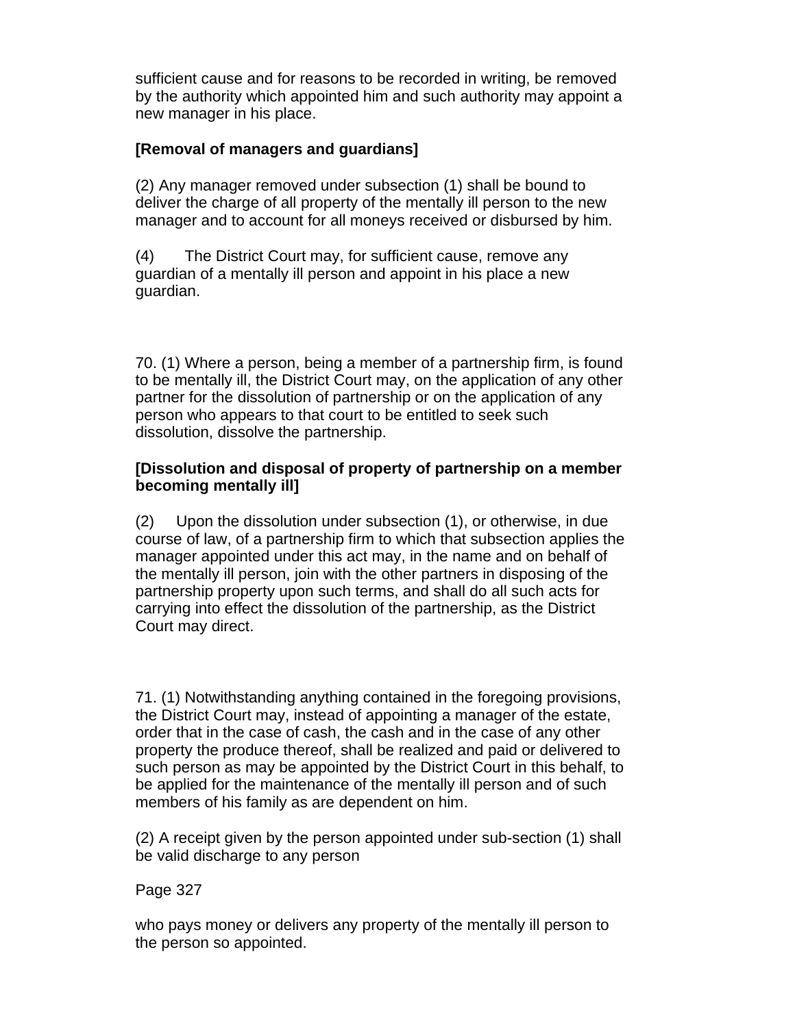sufficient cause and for reasons to be recorded in writing, be removed by the authority which appointed him and such authority may appoint a new manager in his place.

**[Removal of managers and guardians]**

(2) Any manager removed under subsection (1) shall be bound to deliver the charge of all property of the mentally ill person to the new manager and to account for all moneys received or disbursed by him.

(4) The District Court may, for sufficient cause, remove any guardian of a mentally ill person and appoint in his place a new guardian.

70. (1) Where a person, being a member of a partnership firm, is found to be mentally ill, the District Court may, on the application of any other partner for the dissolution of partnership or on the application of any person who appears to that court to be entitled to seek such dissolution, dissolve the partnership.

**[Dissolution and disposal of property of partnership on a member becoming mentally ill]**

(2) Upon the dissolution under subsection (1), or otherwise, in due course of law, of a partnership firm to which that subsection applies the manager appointed under this act may, in the name and on behalf of the mentally ill person, join with the other partners in disposing of the partnership property upon such terms, and shall do all such acts for carrying into effect the dissolution of the partnership, as the District Court may direct.

71. (1) Notwithstanding anything contained in the foregoing provisions, the District Court may, instead of appointing a manager of the estate, order that in the case of cash, the cash and in the case of any other property the produce thereof, shall be realized and paid or delivered to such person as may be appointed by the District Court in this behalf, to be applied for the maintenance of the mentally ill person and of such members of his family as are dependent on him.

(2) A receipt given by the person appointed under sub-section (1) shall be valid discharge to any person

Page 327

who pays money or delivers any property of the mentally ill person to the person so appointed.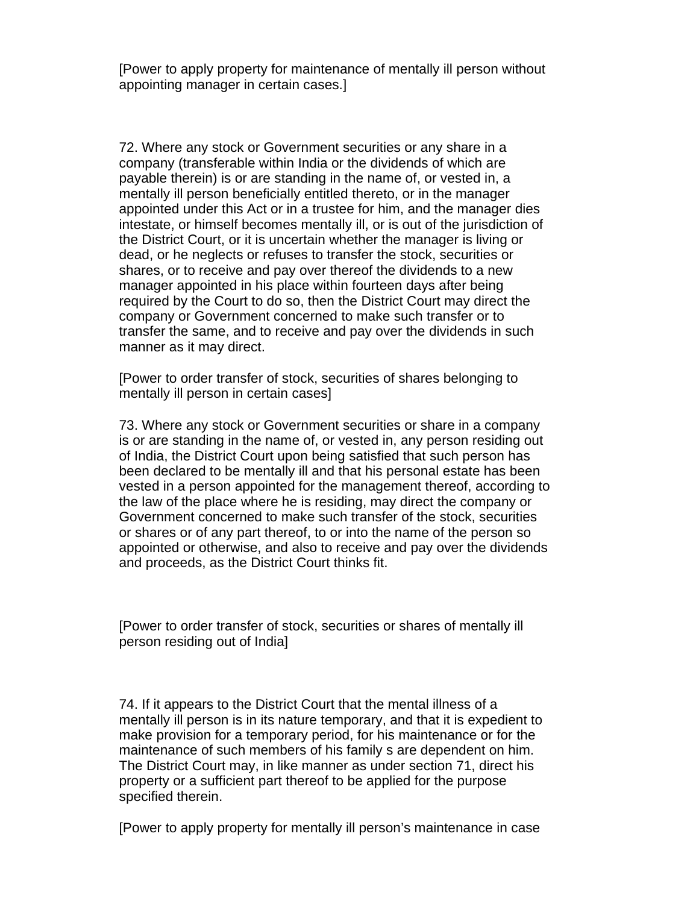[Power to apply property for maintenance of mentally ill person without appointing manager in certain cases.]

72. Where any stock or Government securities or any share in a company (transferable within India or the dividends of which are payable therein) is or are standing in the name of, or vested in, a mentally ill person beneficially entitled thereto, or in the manager appointed under this Act or in a trustee for him, and the manager dies intestate, or himself becomes mentally ill, or is out of the jurisdiction of the District Court, or it is uncertain whether the manager is living or dead, or he neglects or refuses to transfer the stock, securities or shares, or to receive and pay over thereof the dividends to a new manager appointed in his place within fourteen days after being required by the Court to do so, then the District Court may direct the company or Government concerned to make such transfer or to transfer the same, and to receive and pay over the dividends in such manner as it may direct.

[Power to order transfer of stock, securities of shares belonging to mentally ill person in certain cases]

73. Where any stock or Government securities or share in a company is or are standing in the name of, or vested in, any person residing out of India, the District Court upon being satisfied that such person has been declared to be mentally ill and that his personal estate has been vested in a person appointed for the management thereof, according to the law of the place where he is residing, may direct the company or Government concerned to make such transfer of the stock, securities or shares or of any part thereof, to or into the name of the person so appointed or otherwise, and also to receive and pay over the dividends and proceeds, as the District Court thinks fit.

[Power to order transfer of stock, securities or shares of mentally ill person residing out of India]

74. If it appears to the District Court that the mental illness of a mentally ill person is in its nature temporary, and that it is expedient to make provision for a temporary period, for his maintenance or for the maintenance of such members of his family s are dependent on him. The District Court may, in like manner as under section 71, direct his property or a sufficient part thereof to be applied for the purpose specified therein.

[Power to apply property for mentally ill person's maintenance in case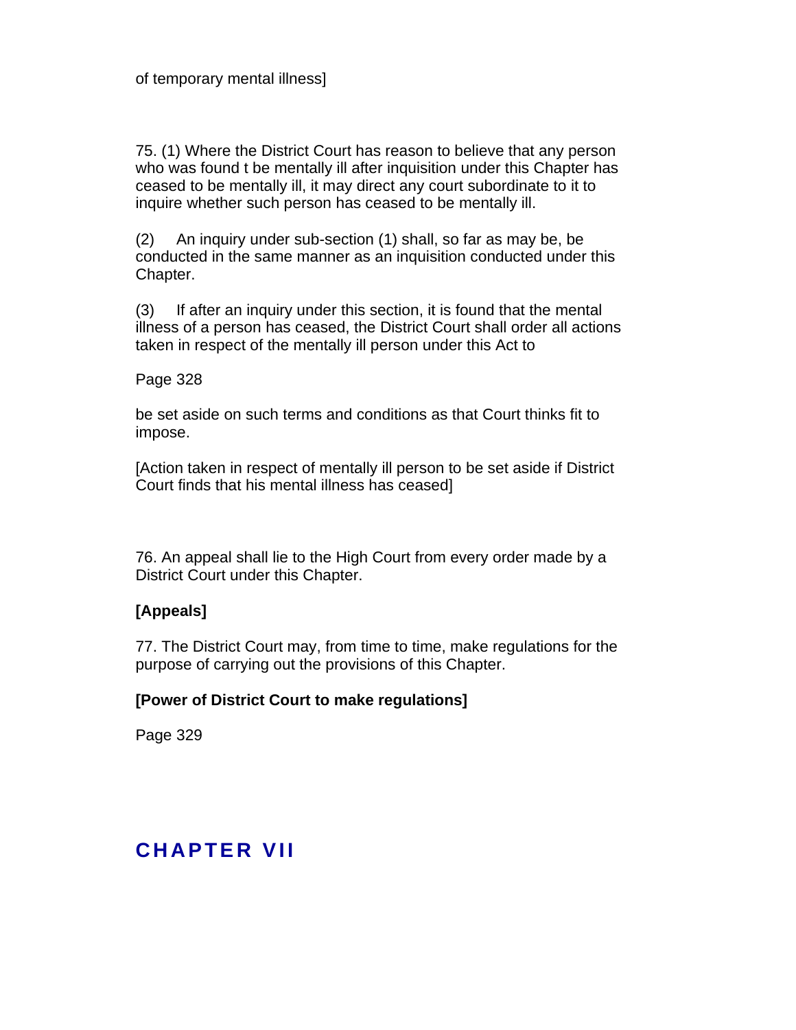of temporary mental illness]

75. (1) Where the District Court has reason to believe that any person who was found t be mentally ill after inquisition under this Chapter has ceased to be mentally ill, it may direct any court subordinate to it to inquire whether such person has ceased to be mentally ill.

(2) An inquiry under sub-section (1) shall, so far as may be, be conducted in the same manner as an inquisition conducted under this Chapter.

(3) If after an inquiry under this section, it is found that the mental illness of a person has ceased, the District Court shall order all actions taken in respect of the mentally ill person under this Act to

be set aside on such terms and conditions as that Court thinks fit to impose.

[Action taken in respect of mentally ill person to be set aside if District Court finds that his mental illness has ceased]

76. An appeal shall lie to the High Court from every order made by a District Court under this Chapter.

**[Appeals]**

77. The District Court may, from time to time, make regulations for the purpose of carrying out the provisions of this Chapter.

**[Power of District Court to make regulations]**

# CHAPTER VII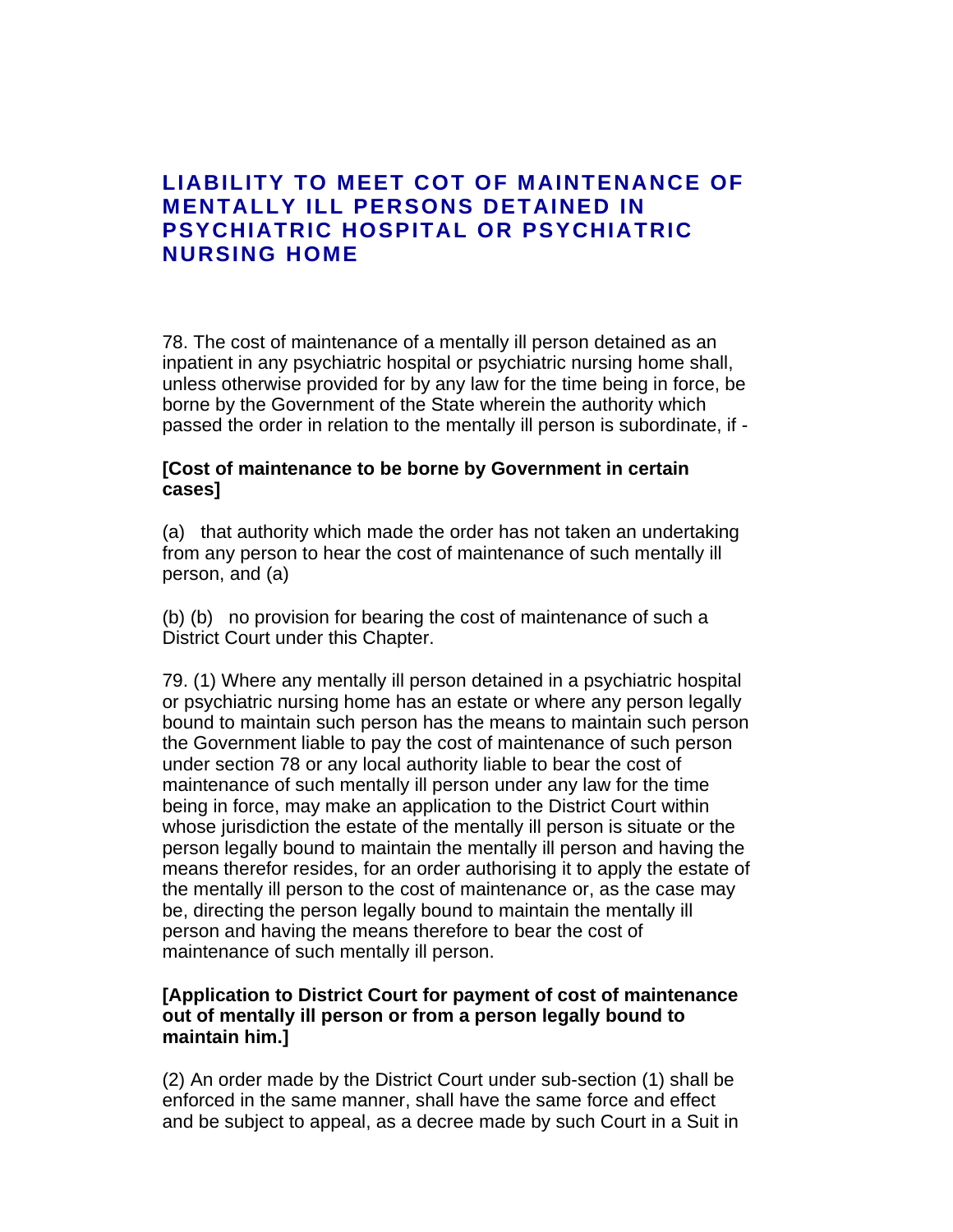## LIABILITY TO MEET COT OF MAINTENANCE OF MENTALLY ILL PERSONS DETAINED IN PSYCHIATRIC HOSPITAL OR PSYCHIATRIC NURSING HOME

78. The cost of maintenance of a mentally ill person detained as an inpatient in any psychiatric hospital or psychiatric nursing home shall, unless otherwise provided for by any law for the time being in force, be borne by the Government of the State wherein the authority which passed the order in relation to the mentally ill person is subordinate, if -

**[Cost of maintenance to be borne by Government in certain cases]**

(a) that authority which made the order has not taken an undertaking from any person to hear the cost of maintenance of such mentally ill person, and (a)

(b) (b) no provision for bearing the cost of maintenance of such a District Court under this Chapter.

79. (1) Where any mentally ill person detained in a psychiatric hospital or psychiatric nursing home has an estate or where any person legally bound to maintain such person has the means to maintain such person the Government liable to pay the cost of maintenance of such person under section 78 or any local authority liable to bear the cost of maintenance of such mentally ill person under any law for the time being in force, may make an application to the District Court within whose jurisdiction the estate of the mentally ill person is situate or the person legally bound to maintain the mentally ill person and having the means therefor resides, for an order authorising it to apply the estate of the mentally ill person to the cost of maintenance or, as the case may be, directing the person legally bound to maintain the mentally ill person and having the means therefore to bear the cost of maintenance of such mentally ill person.

**[Application to District Court for payment of cost of maintenance out of mentally ill person or from a person legally bound to maintain him.]**

(2) An order made by the District Court under sub-section (1) shall be enforced in the same manner, shall have the same force and effect and be subject to appeal, as a decree made by such Court in a Suit in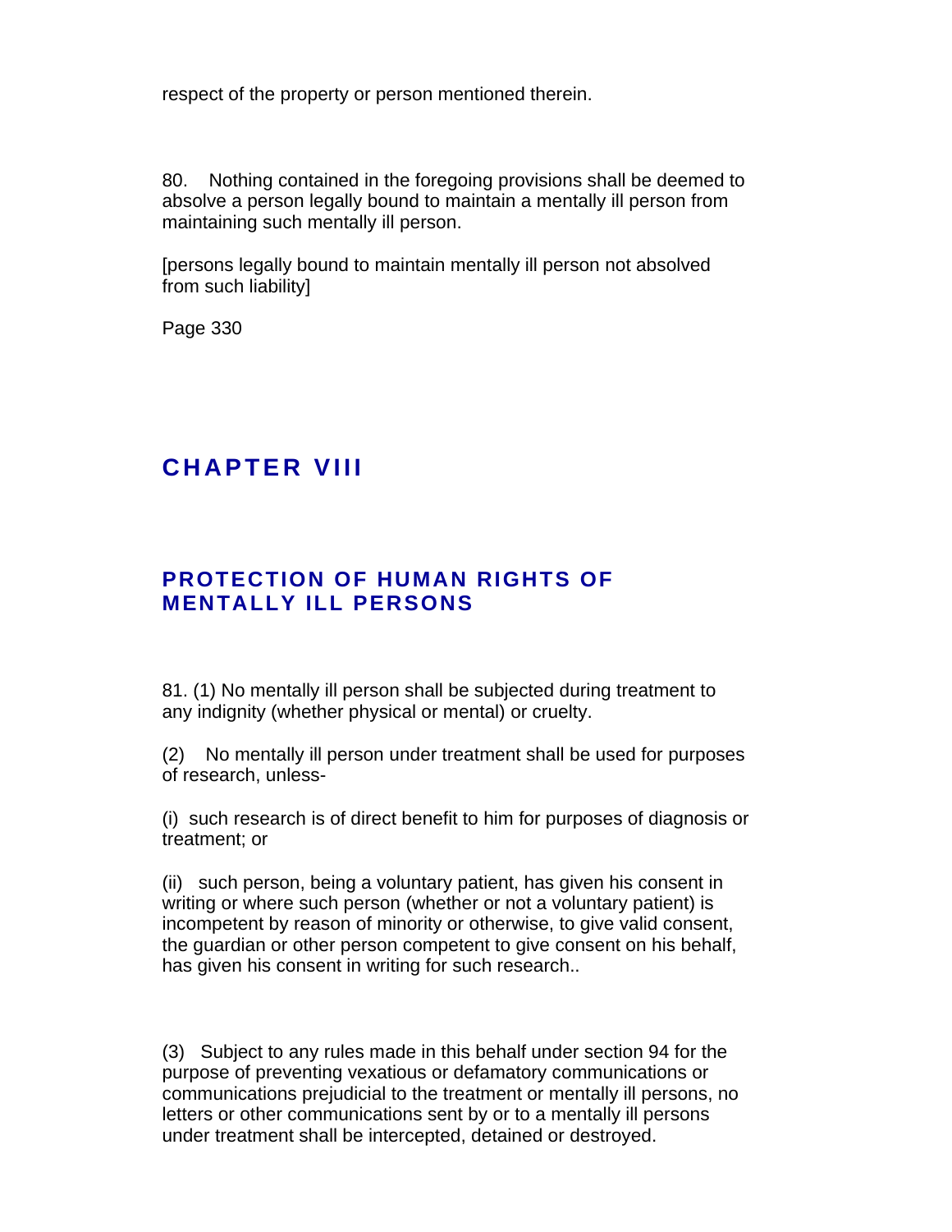respect of the property or person mentioned therein.

80. Nothing contained in the foregoing provisions shall be deemed to absolve a person legally bound to maintain a mentally ill person from maintaining such mentally ill person.

[persons legally bound to maintain mentally ill person not absolved from such liability]

Page 330

## CHAPTER VIII

## PROTECTION OF HUMAN RIGHTS OF MENTALLY ILL PERSONS

81. (1) No mentally ill person shall be subjected during treatment to any indignity (whether physical or mental) or cruelty.

(2) No mentally ill person under treatment shall be used for purposes of research, unless-

(i) such research is of direct benefit to him for purposes of diagnosis or treatment; or

(ii) such person, being a voluntary patient, has given his consent in writing or where such person (whether or not a voluntary patient) is incompetent by reason of minority or otherwise, to give valid consent, the guardian or other person competent to give consent on his behalf, has given his consent in writing for such research..

(3) Subject to any rules made in this behalf under section 94 for the purpose of preventing vexatious or defamatory communications or communications prejudicial to the treatment or mentally ill persons, no letters or other communications sent by or to a mentally ill persons under treatment shall be intercepted, detained or destroyed.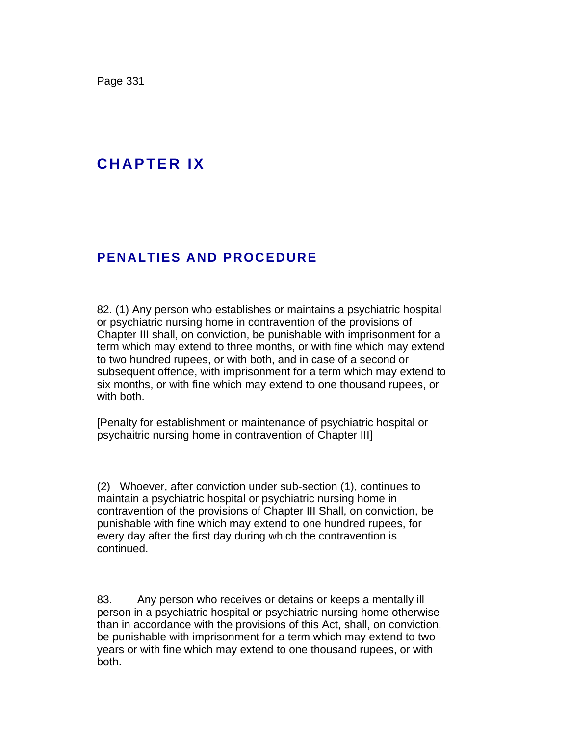# CHAPTER IX

## PENALTIES AND PROCEDURE

82. (1) Any person who establishes or maintains a psychiatric hospital or psychiatric nursing home in contravention of the provisions of Chapter III shall, on conviction, be punishable with imprisonment for a term which may extend to three months, or with fine which may extend to two hundred rupees, or with both, and in case of a second or subsequent offence, with imprisonment for a term which may extend to six months, or with fine which may extend to one thousand rupees, or with both.

[Penalty for establishment or maintenance of psychiatric hospital or psychaitric nursing home in contravention of Chapter III]

(2) Whoever, after conviction under sub-section (1), continues to maintain a psychiatric hospital or psychiatric nursing home in contravention of the provisions of Chapter III Shall, on conviction, be punishable with fine which may extend to one hundred rupees, for every day after the first day during which the contravention is continued.

83. Any person who receives or detains or keeps a mentally ill person in a psychiatric hospital or psychiatric nursing home otherwise than in accordance with the provisions of this Act, shall, on conviction, be punishable with imprisonment for a term which may extend to two years or with fine which may extend to one thousand rupees, or with both.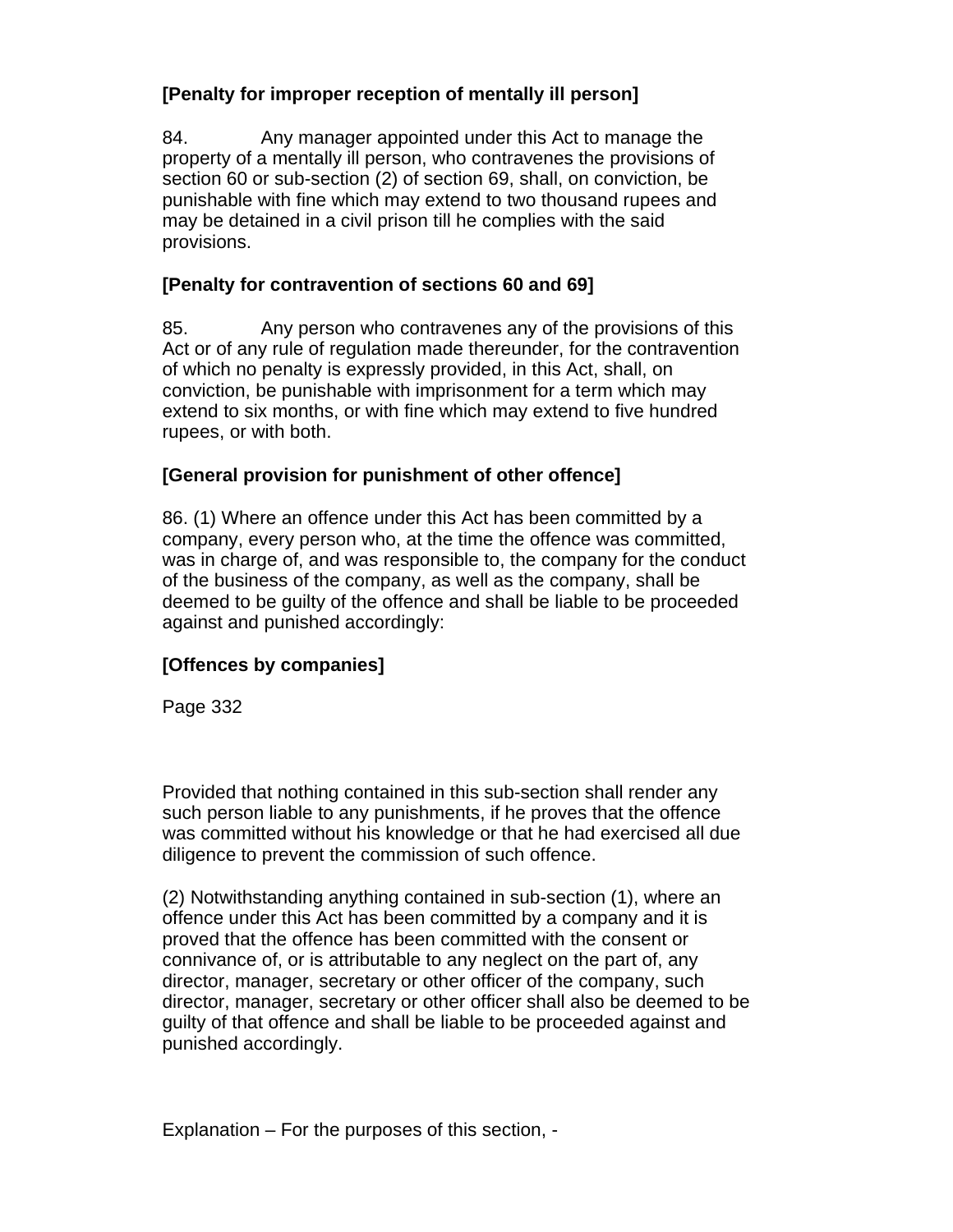**[Penalty for improper reception of mentally ill person]**

84. Any manager appointed under this Act to manage the property of a mentally ill person, who contravenes the provisions of section 60 or sub-section (2) of section 69, shall, on conviction, be punishable with fine which may extend to two thousand rupees and may be detained in a civil prison till he complies with the said provisions.

**[Penalty for contravention of sections 60 and 69]**

85. Any person who contravenes any of the provisions of this Act or of any rule of regulation made thereunder, for the contravention of which no penalty is expressly provided, in this Act, shall, on conviction, be punishable with imprisonment for a term which may extend to six months, or with fine which may extend to five hundred rupees, or with both.

**[General provision for punishment of other offence]**

86. (1) Where an offence under this Act has been committed by a company, every person who, at the time the offence was committed, was in charge of, and was responsible to, the company for the conduct of the business of the company, as well as the company, shall be deemed to be guilty of the offence and shall be liable to be proceeded against and punished accordingly:

**[Offences by companies]**

Page 332

Provided that nothing contained in this sub-section shall render any such person liable to any punishments, if he proves that the offence was committed without his knowledge or that he had exercised all due diligence to prevent the commission of such offence.

(2) Notwithstanding anything contained in sub-section (1), where an offence under this Act has been committed by a company and it is proved that the offence has been committed with the consent or connivance of, or is attributable to any neglect on the part of, any director, manager, secretary or other officer of the company, such director, manager, secretary or other officer shall also be deemed to be guilty of that offence and shall be liable to be proceeded against and punished accordingly.

Explanation – For the purposes of this section, -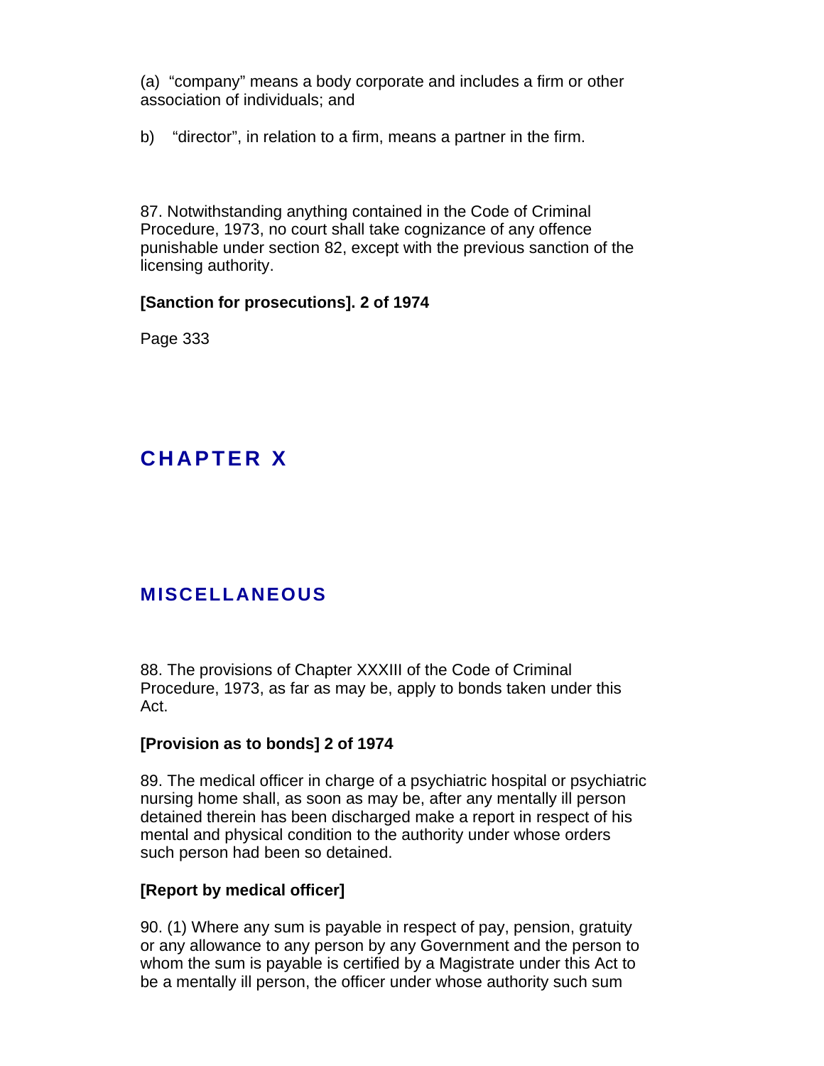(a) "company" means a body corporate and includes a firm or other association of individuals; and

b) "director", in relation to a firm, means a partner in the firm.

87. Notwithstanding anything contained in the Code of Criminal Procedure, 1973, no court shall take cognizance of any offence punishable under section 82, except with the previous sanction of the licensing authority.

**[Sanction for prosecutions]. 2 of 1974**

Page 333

# CHAPTER X

## MISCELLANEOUS

88. The provisions of Chapter XXXIII of the Code of Criminal Procedure, 1973, as far as may be, apply to bonds taken under this Act.

**[Provision as to bonds] 2 of 1974**

89. The medical officer in charge of a psychiatric hospital or psychiatric nursing home shall, as soon as may be, after any mentally ill person detained therein has been discharged make a report in respect of his mental and physical condition to the authority under whose orders such person had been so detained.

**[Report by medical officer]**

90. (1) Where any sum is payable in respect of pay, pension, gratuity or any allowance to any person by any Government and the person to whom the sum is payable is certified by a Magistrate under this Act to be a mentally ill person, the officer under whose authority such sum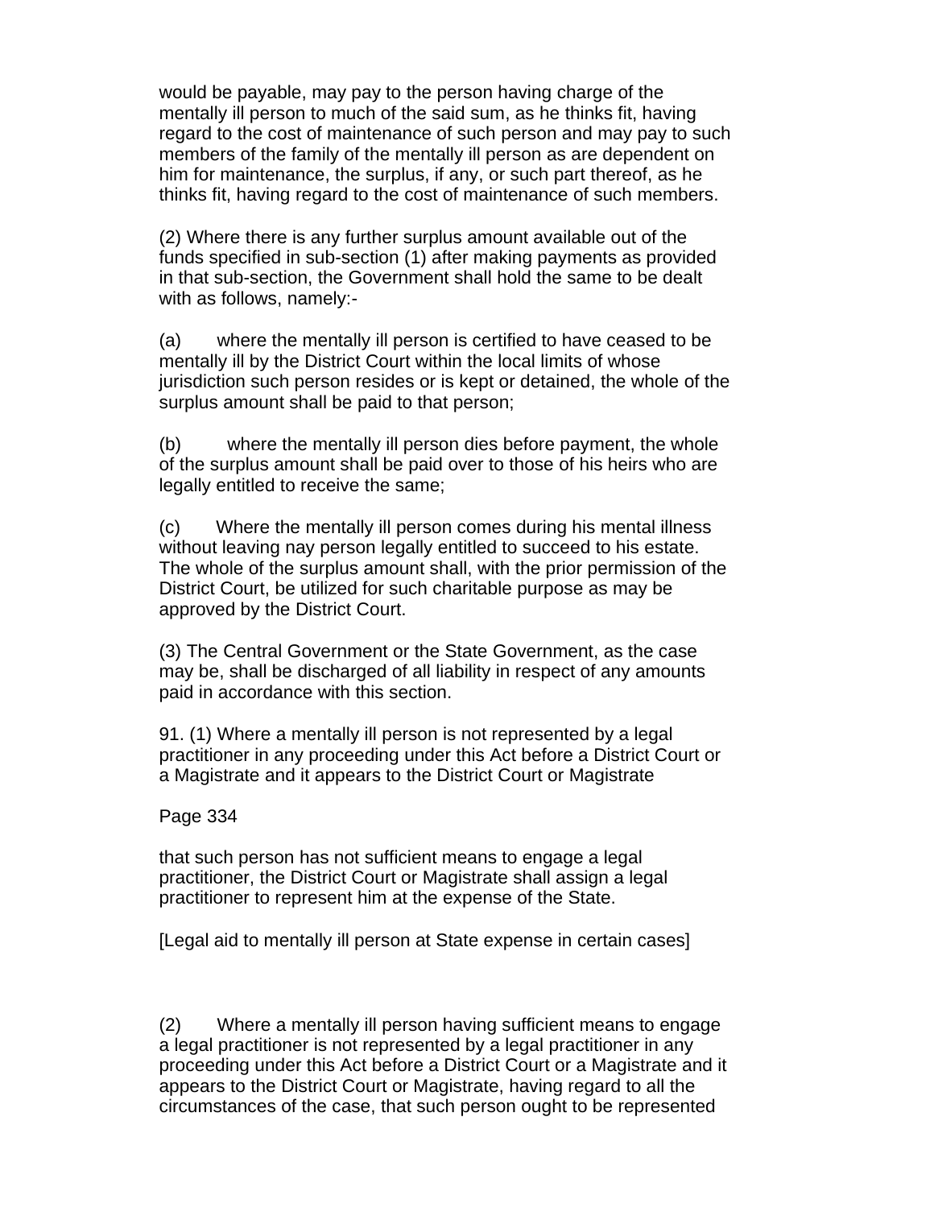would be payable, may pay to the person having charge of the mentally ill person to much of the said sum, as he thinks fit, having regard to the cost of maintenance of such person and may pay to such members of the family of the mentally ill person as are dependent on him for maintenance, the surplus, if any, or such part thereof, as he thinks fit, having regard to the cost of maintenance of such members.

(2) Where there is any further surplus amount available out of the funds specified in sub-section (1) after making payments as provided in that sub-section, the Government shall hold the same to be dealt with as follows, namely:-

(a) where the mentally ill person is certified to have ceased to be mentally ill by the District Court within the local limits of whose jurisdiction such person resides or is kept or detained, the whole of the surplus amount shall be paid to that person;

(b) where the mentally ill person dies before payment, the whole of the surplus amount shall be paid over to those of his heirs who are legally entitled to receive the same;

(c) Where the mentally ill person comes during his mental illness without leaving nay person legally entitled to succeed to his estate. The whole of the surplus amount shall, with the prior permission of the District Court, be utilized for such charitable purpose as may be approved by the District Court.

(3) The Central Government or the State Government, as the case may be, shall be discharged of all liability in respect of any amounts paid in accordance with this section.

91. (1) Where a mentally ill person is not represented by a legal practitioner in any proceeding under this Act before a District Court or a Magistrate and it appears to the District Court or Magistrate

that such person has not sufficient means to engage a legal practitioner, the District Court or Magistrate shall assign a legal practitioner to represent him at the expense of the State.

[Legal aid to mentally ill person at State expense in certain cases]

(2) Where a mentally ill person having sufficient means to engage a legal practitioner is not represented by a legal practitioner in any proceeding under this Act before a District Court or a Magistrate and it appears to the District Court or Magistrate, having regard to all the circumstances of the case, that such person ought to be represented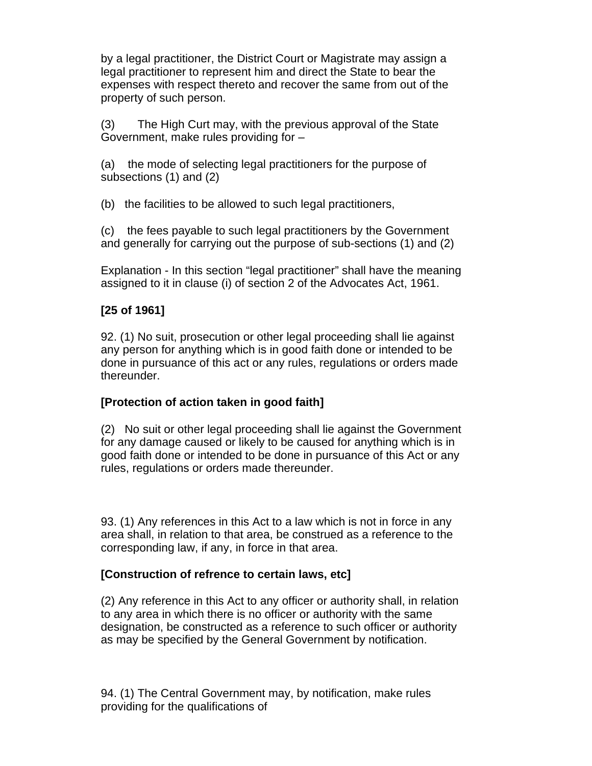by a legal practitioner, the District Court or Magistrate may assign a legal practitioner to represent him and direct the State to bear the expenses with respect thereto and recover the same from out of the property of such person.

(3) The High Curt may, with the previous approval of the State Government, make rules providing for –

(a) the mode of selecting legal practitioners for the purpose of subsections (1) and (2)

(b) the facilities to be allowed to such legal practitioners,

(c) the fees payable to such legal practitioners by the Government and generally for carrying out the purpose of sub-sections (1) and (2)

Explanation - In this section “legal practitioner” shall have the meaning assigned to it in clause (i) of section 2 of the Advocates Act, 1961.

**[25 of 1961]**

92. (1) No suit, prosecution or other legal proceeding shall lie against any person for anything which is in good faith done or intended to be done in pursuance of this act or any rules, regulations or orders made thereunder.

**[Protection of action taken in good faith]**

(2) No suit or other legal proceeding shall lie against the Government for any damage caused or likely to be caused for anything which is in good faith done or intended to be done in pursuance of this Act or any rules, regulations or orders made thereunder.

93. (1) Any references in this Act to a law which is not in force in any area shall, in relation to that area, be construed as a reference to the corresponding law, if any, in force in that area.

**[Construction of refrence to certain laws, etc]**

(2) Any reference in this Act to any officer or authority shall, in relation to any area in which there is no officer or authority with the same designation, be constructed as a reference to such officer or authority as may be specified by the General Government by notification.

94. (1) The Central Government may, by notification, make rules providing for the qualifications of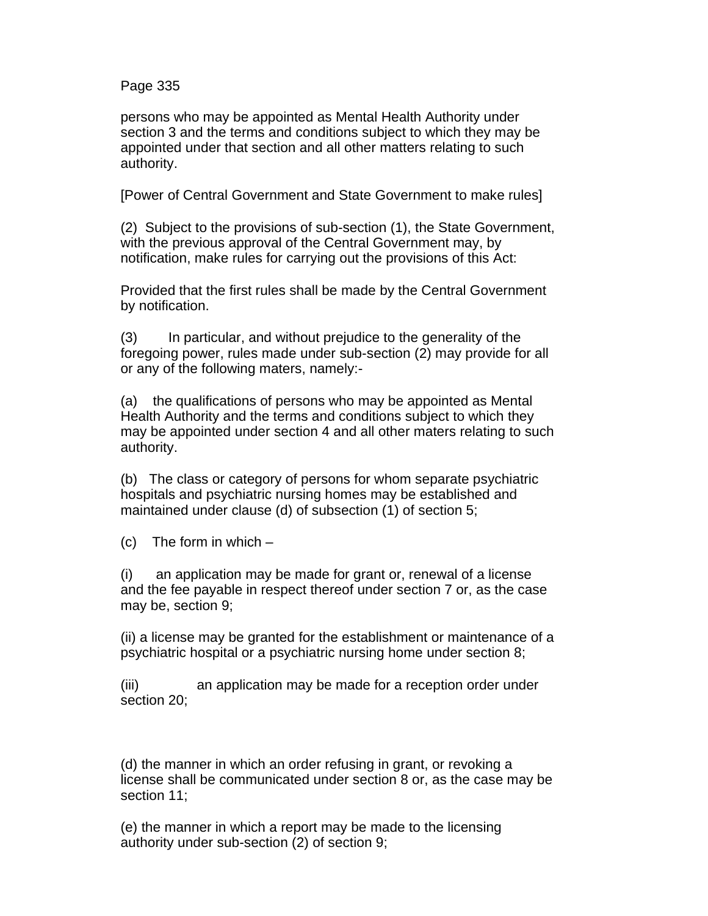persons who may be appointed as Mental Health Authority under section 3 and the terms and conditions subject to which they may be appointed under that section and all other matters relating to such authority.

[Power of Central Government and State Government to make rules]

(2) Subject to the provisions of sub-section (1), the State Government, with the previous approval of the Central Government may, by notification, make rules for carrying out the provisions of this Act:

Provided that the first rules shall be made by the Central Government by notification.

(3) In particular, and without prejudice to the generality of the foregoing power, rules made under sub-section (2) may provide for all or any of the following maters, namely:-

(a) the qualifications of persons who may be appointed as Mental Health Authority and the terms and conditions subject to which they may be appointed under section 4 and all other maters relating to such authority.

(b) The class or category of persons for whom separate psychiatric hospitals and psychiatric nursing homes may be established and maintained under clause (d) of subsection (1) of section 5;

(c) The form in which –

(i) an application may be made for grant or, renewal of a license and the fee payable in respect thereof under section 7 or, as the case may be, section 9;

(ii) a license may be granted for the establishment or maintenance of a psychiatric hospital or a psychiatric nursing home under section 8;

(iii) an application may be made for a reception order under section 20;

(d) the manner in which an order refusing in grant, or revoking a license shall be communicated under section 8 or, as the case may be section 11;

(e) the manner in which a report may be made to the licensing authority under sub-section (2) of section 9;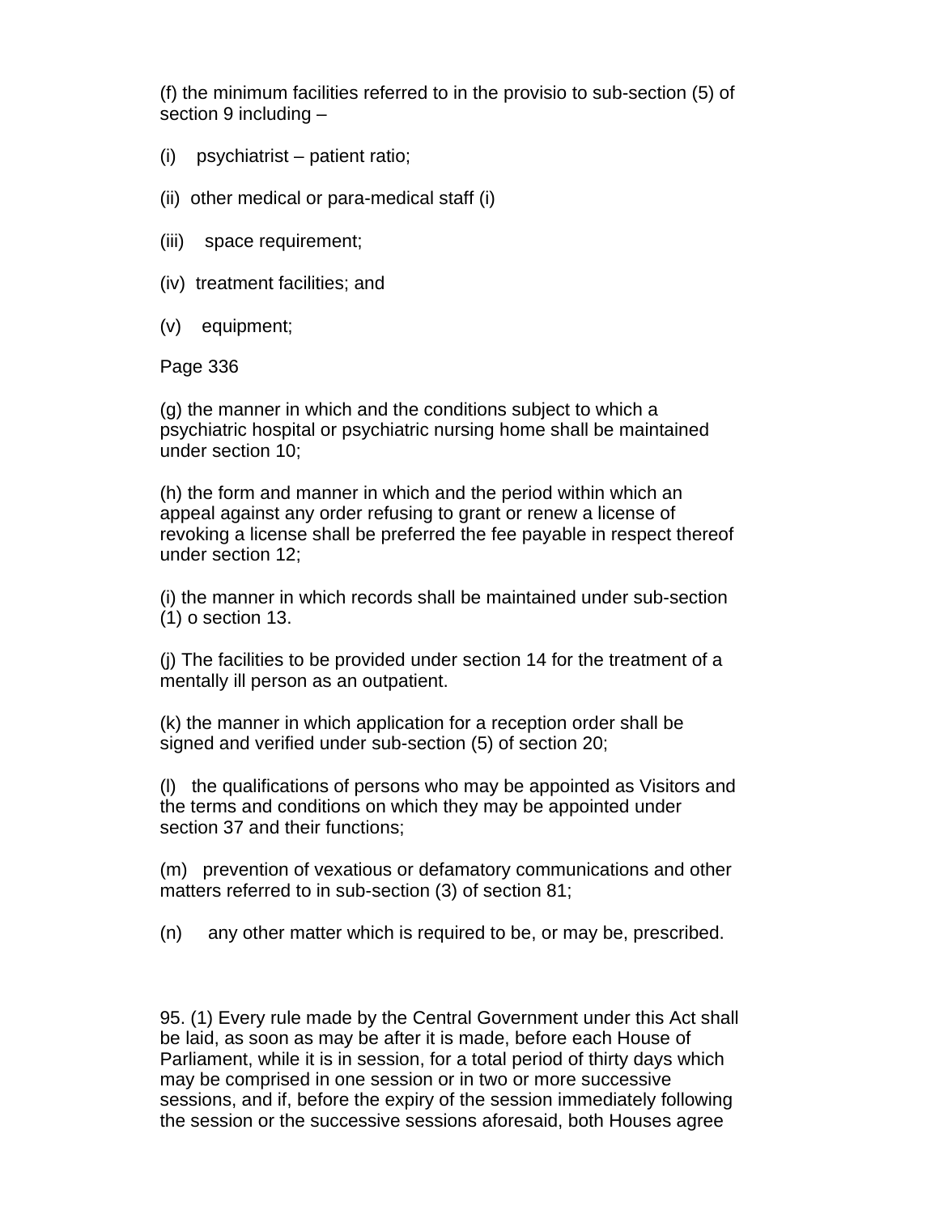(f) the minimum facilities referred to in the provisio to sub-section (5) of section 9 including –

(i) psychiatrist – patient ratio;

(ii) other medical or para-medical staff (i)

(iii) space requirement;

(iv) treatment facilities; and

(v) equipment;

Page 336

(g) the manner in which and the conditions subject to which a psychiatric hospital or psychiatric nursing home shall be maintained under section 10;

(h) the form and manner in which and the period within which an appeal against any order refusing to grant or renew a license of revoking a license shall be preferred the fee payable in respect thereof under section 12;

(i) the manner in which records shall be maintained under sub-section (1) o section 13.

(j) The facilities to be provided under section 14 for the treatment of a mentally ill person as an outpatient.

(k) the manner in which application for a reception order shall be signed and verified under sub-section (5) of section 20;

(l) the qualifications of persons who may be appointed as Visitors and the terms and conditions on which they may be appointed under section 37 and their functions;

(m) prevention of vexatious or defamatory communications and other matters referred to in sub-section (3) of section 81;

(n) any other matter which is required to be, or may be, prescribed.

95. (1) Every rule made by the Central Government under this Act shall be laid, as soon as may be after it is made, before each House of Parliament, while it is in session, for a total period of thirty days which may be comprised in one session or in two or more successive sessions, and if, before the expiry of the session immediately following the session or the successive sessions aforesaid, both Houses agree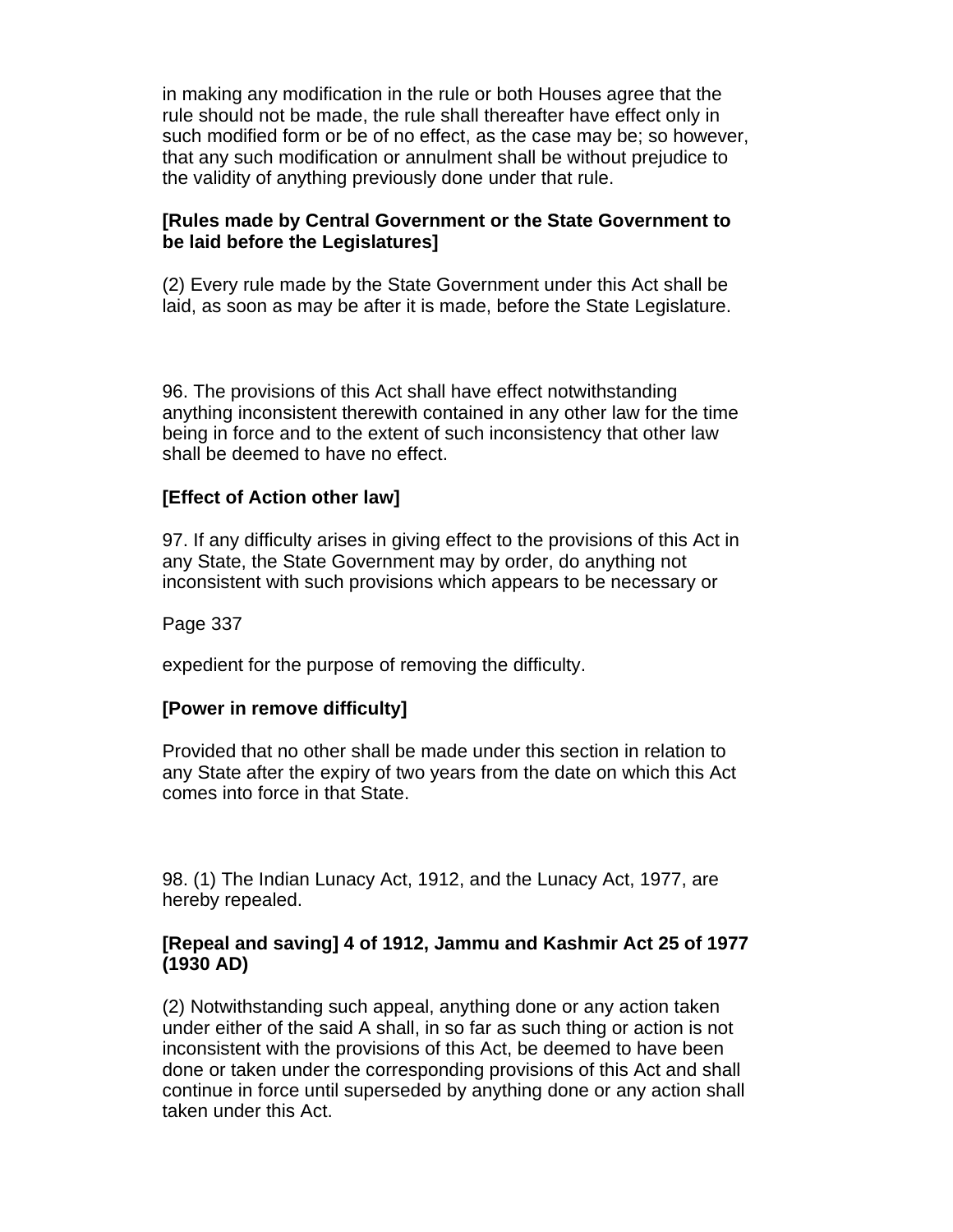in making any modification in the rule or both Houses agree that the rule should not be made, the rule shall thereafter have effect only in such modified form or be of no effect, as the case may be; so however, that any such modification or annulment shall be without prejudice to the validity of anything previously done under that rule.

**[Rules made by Central Government or the State Government to be laid before the Legislatures]**

(2) Every rule made by the State Government under this Act shall be laid, as soon as may be after it is made, before the State Legislature.

96. The provisions of this Act shall have effect notwithstanding anything inconsistent therewith contained in any other law for the time being in force and to the extent of such inconsistency that other law shall be deemed to have no effect.

**[Effect of Action other law]**

97. If any difficulty arises in giving effect to the provisions of this Act in any State, the State Government may by order, do anything not inconsistent with such provisions which appears to be necessary or

Page 337

expedient for the purpose of removing the difficulty.

**[Power in remove difficulty]**

Provided that no other shall be made under this section in relation to any State after the expiry of two years from the date on which this Act comes into force in that State.

98. (1) The Indian Lunacy Act, 1912, and the Lunacy Act, 1977, are hereby repealed.

**[Repeal and saving] 4 of 1912, Jammu and Kashmir Act 25 of 1977 (1930 AD)**

(2) Notwithstanding such appeal, anything done or any action taken under either of the said A shall, in so far as such thing or action is not inconsistent with the provisions of this Act, be deemed to have been done or taken under the corresponding provisions of this Act and shall continue in force until superseded by anything done or any action shall taken under this Act.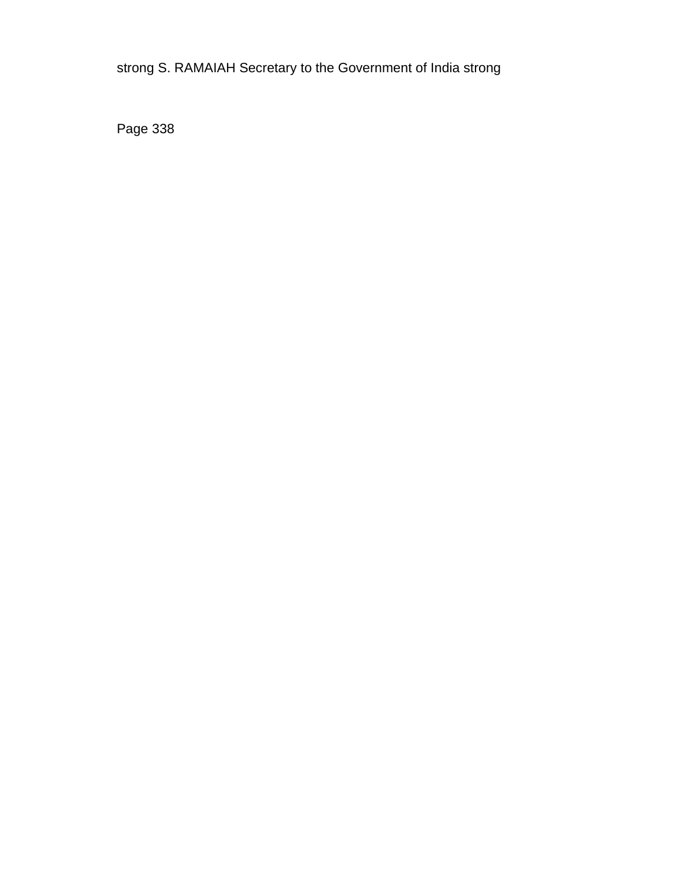strong S. RAMAIAH Secretary to the Government of India strong